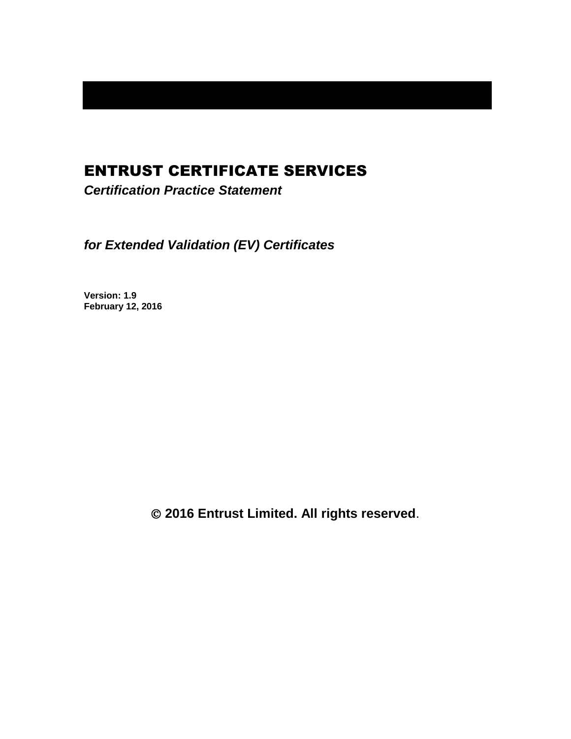# ENTRUST CERTIFICATE SERVICES

***Certification Practice Statement***

***for Extended Validation (EV) Certificates***

**Version: 1.9**
**February 12, 2016**

**© 2016 Entrust Limited. All rights reserved**.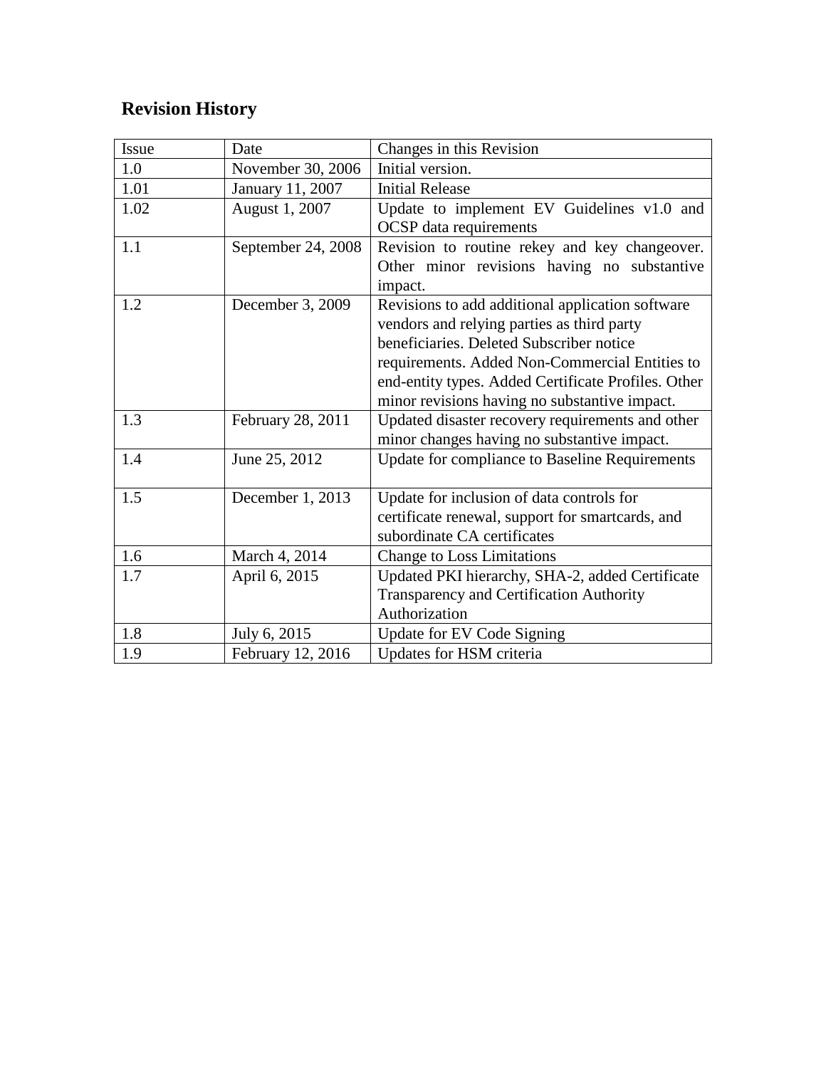## Revision History

| Issue | Date | Changes in this Revision |
|---|---|---|
| 1.0 | November 30, 2006 | Initial version. |
| 1.01 | January 11, 2007 | Initial Release |
| 1.02 | August 1, 2007 | Update to implement EV Guidelines v1.0 and OCSP data requirements |
| 1.1 | September 24, 2008 | Revision to routine rekey and key changeover. Other minor revisions having no substantive impact. |
| 1.2 | December 3, 2009 | Revisions to add additional application software vendors and relying parties as third party beneficiaries. Deleted Subscriber notice requirements. Added Non-Commercial Entities to end-entity types. Added Certificate Profiles. Other minor revisions having no substantive impact. |
| 1.3 | February 28, 2011 | Updated disaster recovery requirements and other minor changes having no substantive impact. |
| 1.4 | June 25, 2012 | Update for compliance to Baseline Requirements |
| 1.5 | December 1, 2013 | Update for inclusion of data controls for certificate renewal, support for smartcards, and subordinate CA certificates |
| 1.6 | March 4, 2014 | Change to Loss Limitations |
| 1.7 | April 6, 2015 | Updated PKI hierarchy, SHA-2, added Certificate Transparency and Certification Authority Authorization |
| 1.8 | July 6, 2015 | Update for EV Code Signing |
| 1.9 | February 12, 2016 | Updates for HSM criteria |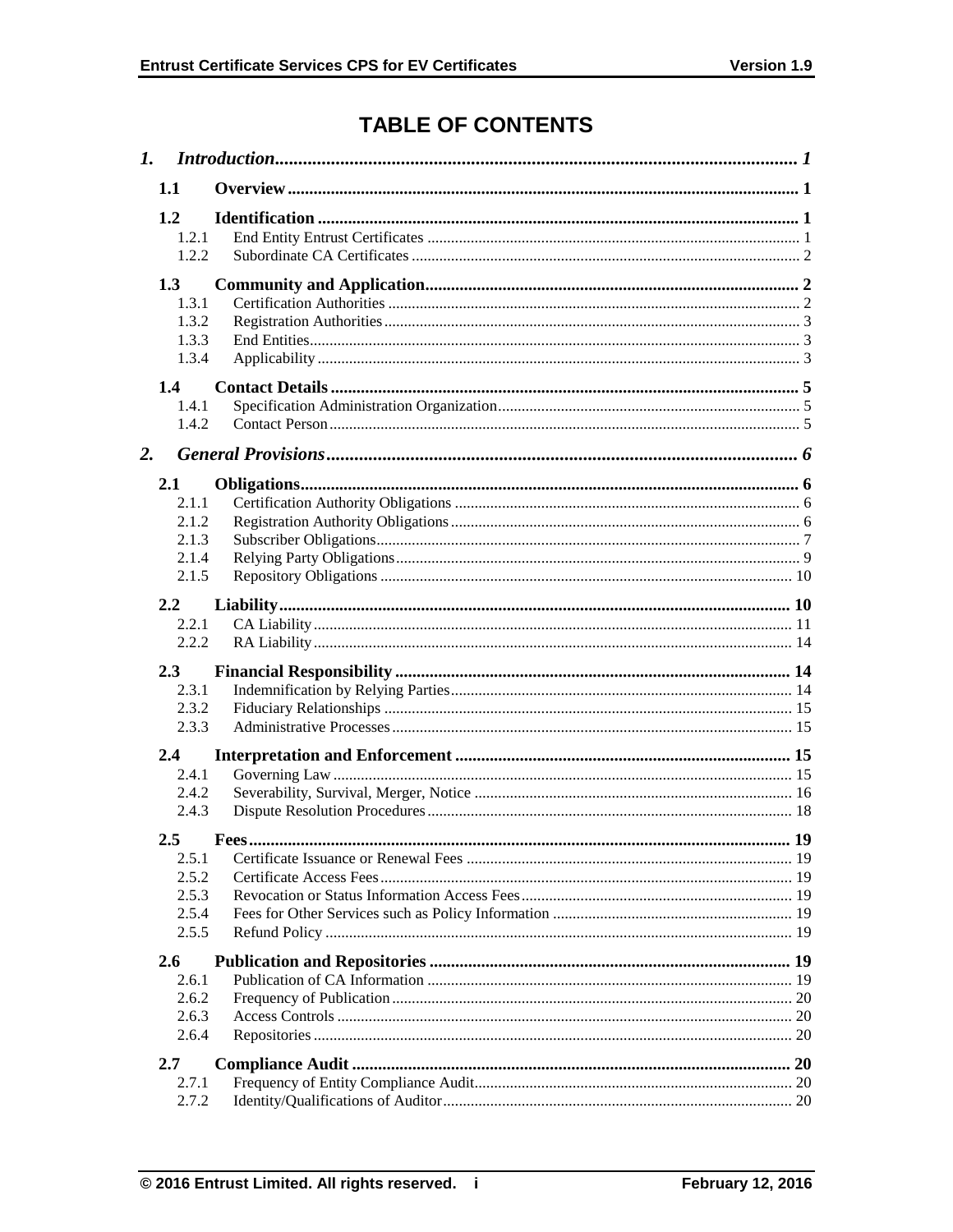# TABLE OF CONTENTS

*1. Introduction* ..... *1*

**1.1 Overview** ..... **1**

**1.2 Identification** ..... **1**
- 1.2.1 End Entity Entrust Certificates ..... 1
- 1.2.2 Subordinate CA Certificates ..... 2

**1.3 Community and Application** ..... **2**
- 1.3.1 Certification Authorities ..... 2
- 1.3.2 Registration Authorities ..... 3
- 1.3.3 End Entities ..... 3
- 1.3.4 Applicability ..... 3

**1.4 Contact Details** ..... **5**
- 1.4.1 Specification Administration Organization ..... 5
- 1.4.2 Contact Person ..... 5

*2. General Provisions* ..... *6*

**2.1 Obligations** ..... **6**
- 2.1.1 Certification Authority Obligations ..... 6
- 2.1.2 Registration Authority Obligations ..... 6
- 2.1.3 Subscriber Obligations ..... 7
- 2.1.4 Relying Party Obligations ..... 9
- 2.1.5 Repository Obligations ..... 10

**2.2 Liability** ..... **10**
- 2.2.1 CA Liability ..... 11
- 2.2.2 RA Liability ..... 14

**2.3 Financial Responsibility** ..... **14**
- 2.3.1 Indemnification by Relying Parties ..... 14
- 2.3.2 Fiduciary Relationships ..... 15
- 2.3.3 Administrative Processes ..... 15

**2.4 Interpretation and Enforcement** ..... **15**
- 2.4.1 Governing Law ..... 15
- 2.4.2 Severability, Survival, Merger, Notice ..... 16
- 2.4.3 Dispute Resolution Procedures ..... 18

**2.5 Fees** ..... **19**
- 2.5.1 Certificate Issuance or Renewal Fees ..... 19
- 2.5.2 Certificate Access Fees ..... 19
- 2.5.3 Revocation or Status Information Access Fees ..... 19
- 2.5.4 Fees for Other Services such as Policy Information ..... 19
- 2.5.5 Refund Policy ..... 19

**2.6 Publication and Repositories** ..... **19**
- 2.6.1 Publication of CA Information ..... 19
- 2.6.2 Frequency of Publication ..... 20
- 2.6.3 Access Controls ..... 20
- 2.6.4 Repositories ..... 20

**2.7 Compliance Audit** ..... **20**
- 2.7.1 Frequency of Entity Compliance Audit ..... 20
- 2.7.2 Identity/Qualifications of Auditor ..... 20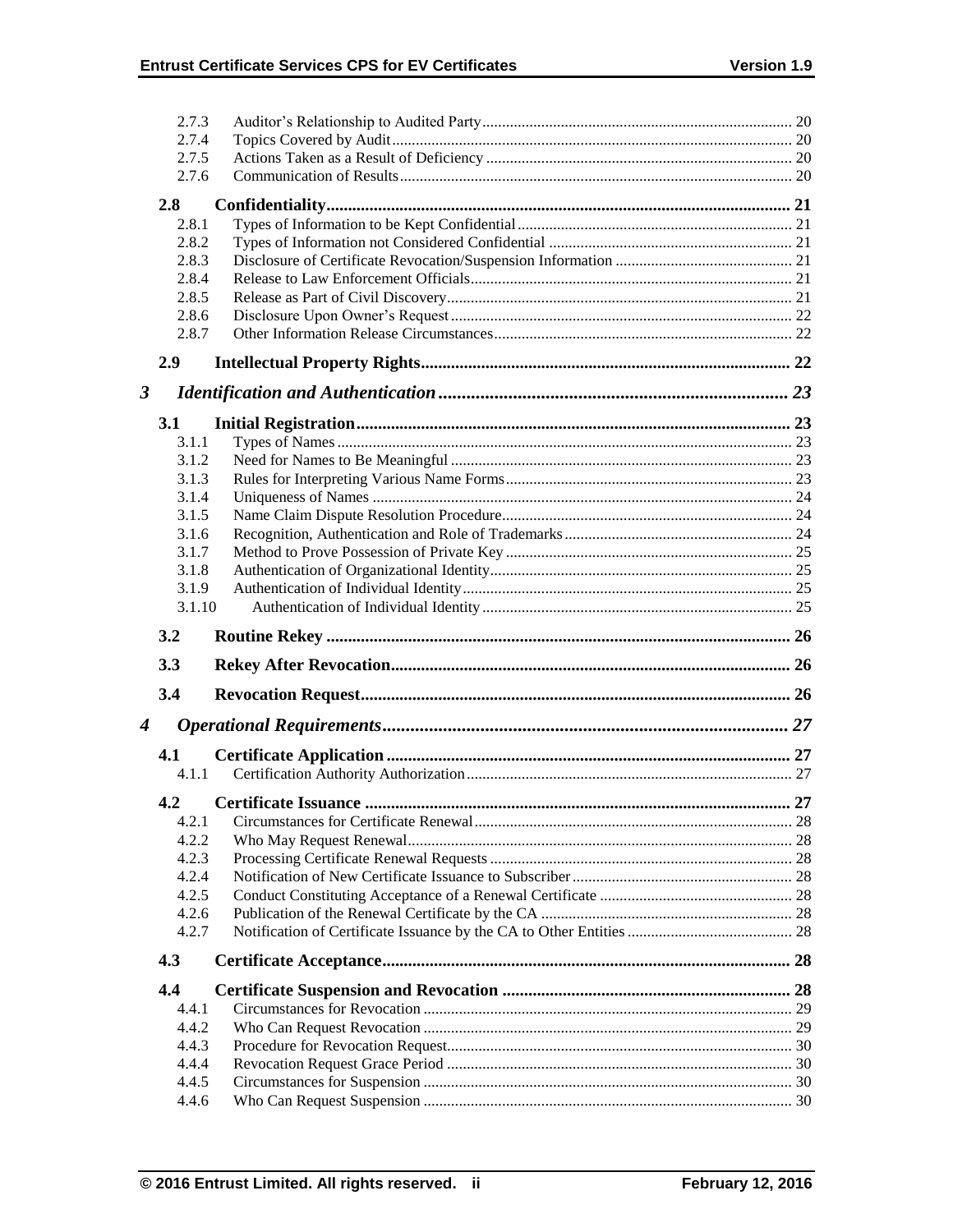2.7.3 Auditor's Relationship to Audited Party ... 20
2.7.4 Topics Covered by Audit ... 20
2.7.5 Actions Taken as a Result of Deficiency ... 20
2.7.6 Communication of Results ... 20

**2.8 Confidentiality ... 21**

2.8.1 Types of Information to be Kept Confidential ... 21
2.8.2 Types of Information not Considered Confidential ... 21
2.8.3 Disclosure of Certificate Revocation/Suspension Information ... 21
2.8.4 Release to Law Enforcement Officials ... 21
2.8.5 Release as Part of Civil Discovery ... 21
2.8.6 Disclosure Upon Owner's Request ... 22
2.8.7 Other Information Release Circumstances ... 22

**2.9 Intellectual Property Rights ... 22**

***3 Identification and Authentication ... 23***

**3.1 Initial Registration ... 23**

3.1.1 Types of Names ... 23
3.1.2 Need for Names to Be Meaningful ... 23
3.1.3 Rules for Interpreting Various Name Forms ... 23
3.1.4 Uniqueness of Names ... 24
3.1.5 Name Claim Dispute Resolution Procedure ... 24
3.1.6 Recognition, Authentication and Role of Trademarks ... 24
3.1.7 Method to Prove Possession of Private Key ... 25
3.1.8 Authentication of Organizational Identity ... 25
3.1.9 Authentication of Individual Identity ... 25
3.1.10 Authentication of Individual Identity ... 25

**3.2 Routine Rekey ... 26**

**3.3 Rekey After Revocation ... 26**

**3.4 Revocation Request ... 26**

***4 Operational Requirements ... 27***

**4.1 Certificate Application ... 27**

4.1.1 Certification Authority Authorization ... 27

**4.2 Certificate Issuance ... 27**

4.2.1 Circumstances for Certificate Renewal ... 28
4.2.2 Who May Request Renewal ... 28
4.2.3 Processing Certificate Renewal Requests ... 28
4.2.4 Notification of New Certificate Issuance to Subscriber ... 28
4.2.5 Conduct Constituting Acceptance of a Renewal Certificate ... 28
4.2.6 Publication of the Renewal Certificate by the CA ... 28
4.2.7 Notification of Certificate Issuance by the CA to Other Entities ... 28

**4.3 Certificate Acceptance ... 28**

**4.4 Certificate Suspension and Revocation ... 28**

4.4.1 Circumstances for Revocation ... 29
4.4.2 Who Can Request Revocation ... 29
4.4.3 Procedure for Revocation Request ... 30
4.4.4 Revocation Request Grace Period ... 30
4.4.5 Circumstances for Suspension ... 30
4.4.6 Who Can Request Suspension ... 30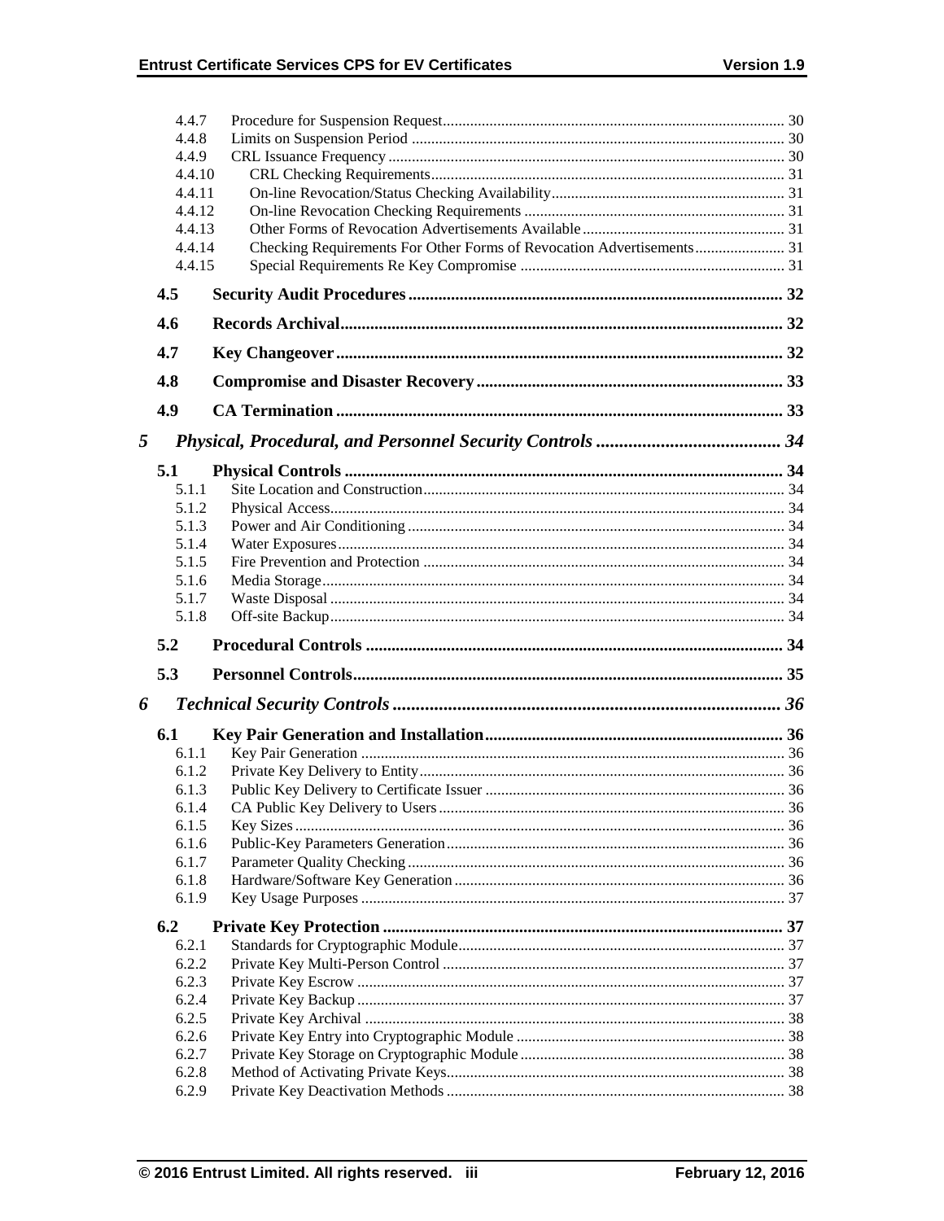4.4.7 Procedure for Suspension Request ........ 30
4.4.8 Limits on Suspension Period ........ 30
4.4.9 CRL Issuance Frequency ........ 30
4.4.10 CRL Checking Requirements ........ 31
4.4.11 On-line Revocation/Status Checking Availability ........ 31
4.4.12 On-line Revocation Checking Requirements ........ 31
4.4.13 Other Forms of Revocation Advertisements Available ........ 31
4.4.14 Checking Requirements For Other Forms of Revocation Advertisements ........ 31
4.4.15 Special Requirements Re Key Compromise ........ 31

**4.5 Security Audit Procedures ........ 32**

**4.6 Records Archival ........ 32**

**4.7 Key Changeover ........ 32**

**4.8 Compromise and Disaster Recovery ........ 33**

**4.9 CA Termination ........ 33**

***5 Physical, Procedural, and Personnel Security Controls ........ 34***

**5.1 Physical Controls ........ 34**

5.1.1 Site Location and Construction ........ 34
5.1.2 Physical Access ........ 34
5.1.3 Power and Air Conditioning ........ 34
5.1.4 Water Exposures ........ 34
5.1.5 Fire Prevention and Protection ........ 34
5.1.6 Media Storage ........ 34
5.1.7 Waste Disposal ........ 34
5.1.8 Off-site Backup ........ 34

**5.2 Procedural Controls ........ 34**

**5.3 Personnel Controls ........ 35**

***6 Technical Security Controls ........ 36***

**6.1 Key Pair Generation and Installation ........ 36**

6.1.1 Key Pair Generation ........ 36
6.1.2 Private Key Delivery to Entity ........ 36
6.1.3 Public Key Delivery to Certificate Issuer ........ 36
6.1.4 CA Public Key Delivery to Users ........ 36
6.1.5 Key Sizes ........ 36
6.1.6 Public-Key Parameters Generation ........ 36
6.1.7 Parameter Quality Checking ........ 36
6.1.8 Hardware/Software Key Generation ........ 36
6.1.9 Key Usage Purposes ........ 37

**6.2 Private Key Protection ........ 37**

6.2.1 Standards for Cryptographic Module ........ 37
6.2.2 Private Key Multi-Person Control ........ 37
6.2.3 Private Key Escrow ........ 37
6.2.4 Private Key Backup ........ 37
6.2.5 Private Key Archival ........ 38
6.2.6 Private Key Entry into Cryptographic Module ........ 38
6.2.7 Private Key Storage on Cryptographic Module ........ 38
6.2.8 Method of Activating Private Keys ........ 38
6.2.9 Private Key Deactivation Methods ........ 38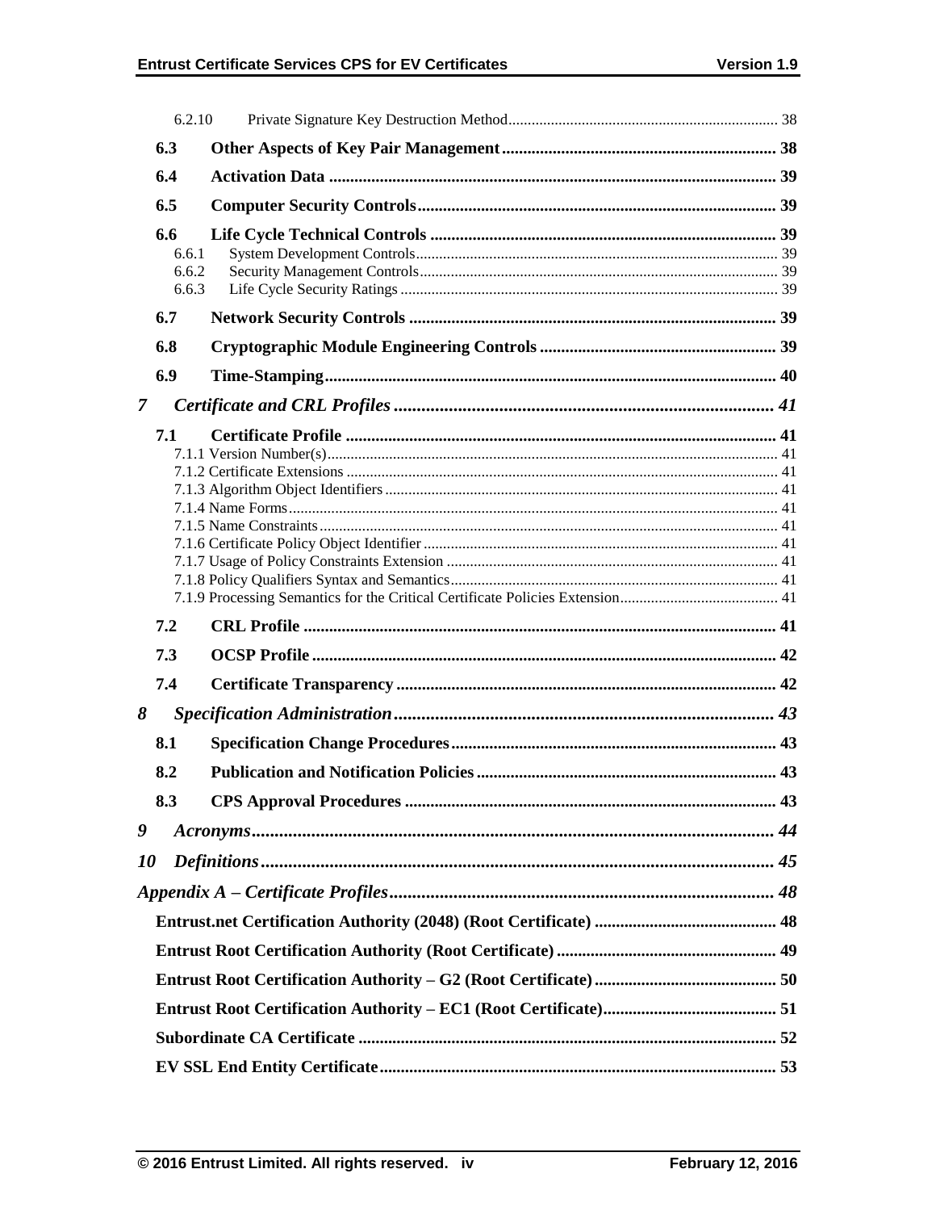6.2.10 Private Signature Key Destruction Method ..... 38

**6.3 Other Aspects of Key Pair Management ..... 38**

**6.4 Activation Data ..... 39**

**6.5 Computer Security Controls ..... 39**

**6.6 Life Cycle Technical Controls ..... 39**

6.6.1 System Development Controls ..... 39
6.6.2 Security Management Controls ..... 39
6.6.3 Life Cycle Security Ratings ..... 39

**6.7 Network Security Controls ..... 39**

**6.8 Cryptographic Module Engineering Controls ..... 39**

**6.9 Time-Stamping ..... 40**

***7 Certificate and CRL Profiles ..... 41***

**7.1 Certificate Profile ..... 41**

7.1.1 Version Number(s) ..... 41
7.1.2 Certificate Extensions ..... 41
7.1.3 Algorithm Object Identifiers ..... 41
7.1.4 Name Forms ..... 41
7.1.5 Name Constraints ..... 41
7.1.6 Certificate Policy Object Identifier ..... 41
7.1.7 Usage of Policy Constraints Extension ..... 41
7.1.8 Policy Qualifiers Syntax and Semantics ..... 41
7.1.9 Processing Semantics for the Critical Certificate Policies Extension ..... 41

**7.2 CRL Profile ..... 41**

**7.3 OCSP Profile ..... 42**

**7.4 Certificate Transparency ..... 42**

***8 Specification Administration ..... 43***

**8.1 Specification Change Procedures ..... 43**

**8.2 Publication and Notification Policies ..... 43**

**8.3 CPS Approval Procedures ..... 43**

***9 Acronyms ..... 44***

***10 Definitions ..... 45***

***Appendix A – Certificate Profiles ..... 48***

**Entrust.net Certification Authority (2048) (Root Certificate) ..... 48**

**Entrust Root Certification Authority (Root Certificate) ..... 49**

**Entrust Root Certification Authority – G2 (Root Certificate) ..... 50**

**Entrust Root Certification Authority – EC1 (Root Certificate) ..... 51**

**Subordinate CA Certificate ..... 52**

**EV SSL End Entity Certificate ..... 53**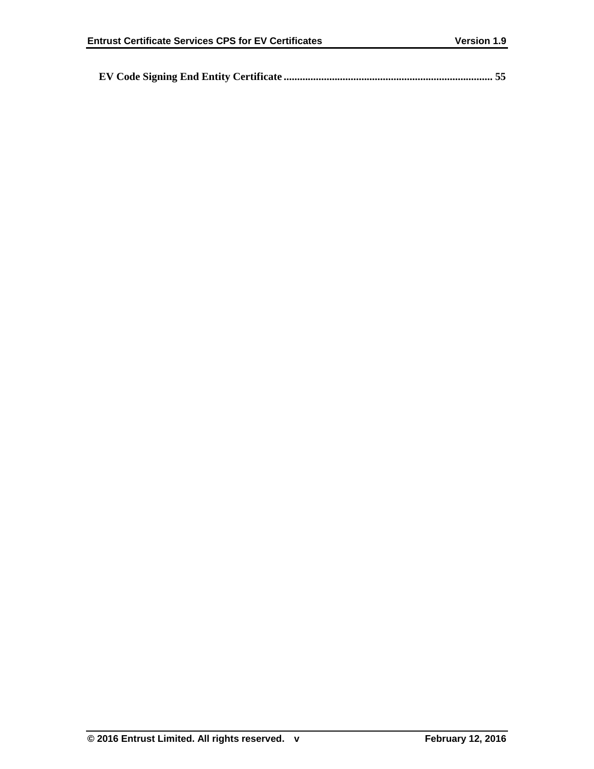**EV Code Signing End Entity Certificate ............................................................................ 55**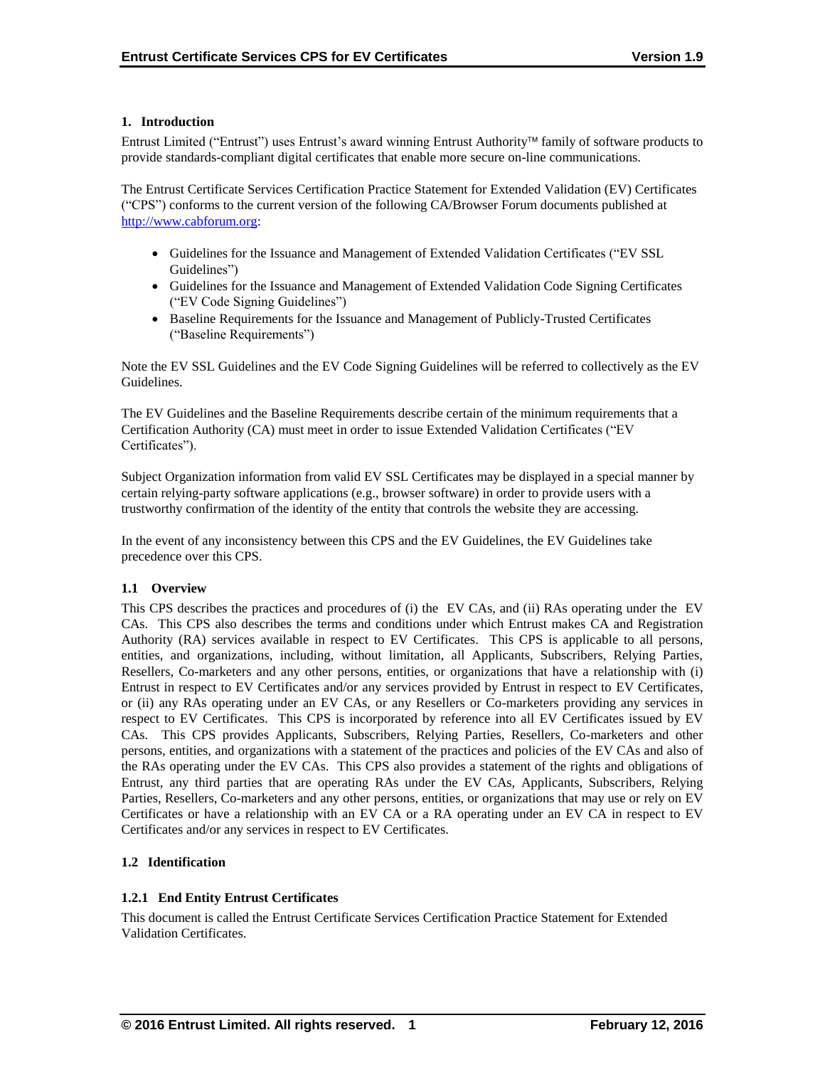# 1. Introduction

Entrust Limited ("Entrust") uses Entrust's award winning Entrust Authority™ family of software products to provide standards-compliant digital certificates that enable more secure on-line communications.

The Entrust Certificate Services Certification Practice Statement for Extended Validation (EV) Certificates ("CPS") conforms to the current version of the following CA/Browser Forum documents published at http://www.cabforum.org:

- Guidelines for the Issuance and Management of Extended Validation Certificates ("EV SSL Guidelines")
- Guidelines for the Issuance and Management of Extended Validation Code Signing Certificates ("EV Code Signing Guidelines")
- Baseline Requirements for the Issuance and Management of Publicly-Trusted Certificates ("Baseline Requirements")

Note the EV SSL Guidelines and the EV Code Signing Guidelines will be referred to collectively as the EV Guidelines.

The EV Guidelines and the Baseline Requirements describe certain of the minimum requirements that a Certification Authority (CA) must meet in order to issue Extended Validation Certificates ("EV Certificates").

Subject Organization information from valid EV SSL Certificates may be displayed in a special manner by certain relying-party software applications (e.g., browser software) in order to provide users with a trustworthy confirmation of the identity of the entity that controls the website they are accessing.

In the event of any inconsistency between this CPS and the EV Guidelines, the EV Guidelines take precedence over this CPS.

## 1.1 Overview

This CPS describes the practices and procedures of (i) the EV CAs, and (ii) RAs operating under the EV CAs. This CPS also describes the terms and conditions under which Entrust makes CA and Registration Authority (RA) services available in respect to EV Certificates. This CPS is applicable to all persons, entities, and organizations, including, without limitation, all Applicants, Subscribers, Relying Parties, Resellers, Co-marketers and any other persons, entities, or organizations that have a relationship with (i) Entrust in respect to EV Certificates and/or any services provided by Entrust in respect to EV Certificates, or (ii) any RAs operating under an EV CAs, or any Resellers or Co-marketers providing any services in respect to EV Certificates. This CPS is incorporated by reference into all EV Certificates issued by EV CAs. This CPS provides Applicants, Subscribers, Relying Parties, Resellers, Co-marketers and other persons, entities, and organizations with a statement of the practices and policies of the EV CAs and also of the RAs operating under the EV CAs. This CPS also provides a statement of the rights and obligations of Entrust, any third parties that are operating RAs under the EV CAs, Applicants, Subscribers, Relying Parties, Resellers, Co-marketers and any other persons, entities, or organizations that may use or rely on EV Certificates or have a relationship with an EV CA or a RA operating under an EV CA in respect to EV Certificates and/or any services in respect to EV Certificates.

## 1.2 Identification

### 1.2.1 End Entity Entrust Certificates

This document is called the Entrust Certificate Services Certification Practice Statement for Extended Validation Certificates.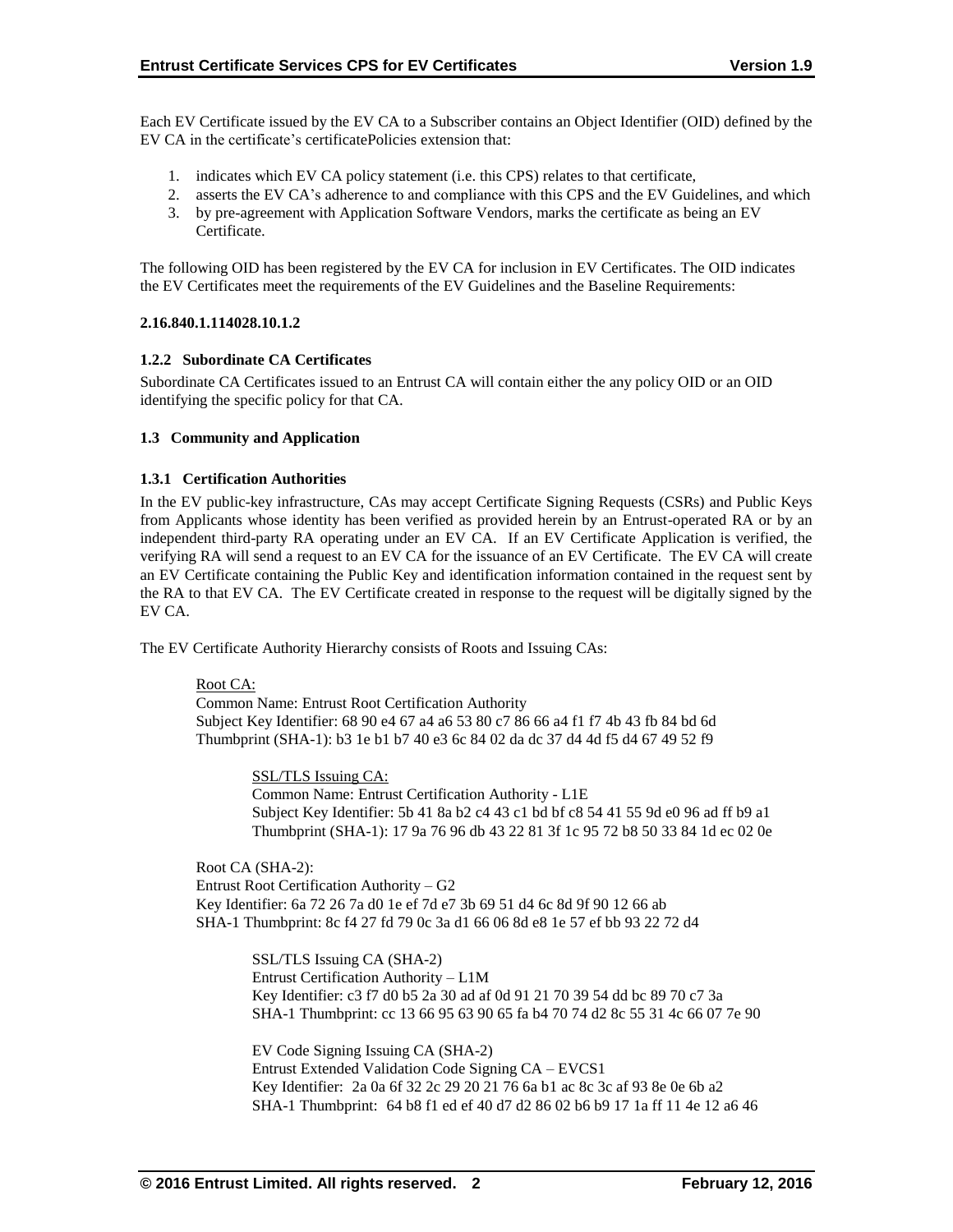Each EV Certificate issued by the EV CA to a Subscriber contains an Object Identifier (OID) defined by the EV CA in the certificate's certificatePolicies extension that:

1. indicates which EV CA policy statement (i.e. this CPS) relates to that certificate,
2. asserts the EV CA's adherence to and compliance with this CPS and the EV Guidelines, and which
3. by pre-agreement with Application Software Vendors, marks the certificate as being an EV Certificate.

The following OID has been registered by the EV CA for inclusion in EV Certificates. The OID indicates the EV Certificates meet the requirements of the EV Guidelines and the Baseline Requirements:

**2.16.840.1.114028.10.1.2**

### 1.2.2 Subordinate CA Certificates

Subordinate CA Certificates issued to an Entrust CA will contain either the any policy OID or an OID identifying the specific policy for that CA.

## 1.3 Community and Application

### 1.3.1 Certification Authorities

In the EV public-key infrastructure, CAs may accept Certificate Signing Requests (CSRs) and Public Keys from Applicants whose identity has been verified as provided herein by an Entrust-operated RA or by an independent third-party RA operating under an EV CA. If an EV Certificate Application is verified, the verifying RA will send a request to an EV CA for the issuance of an EV Certificate. The EV CA will create an EV Certificate containing the Public Key and identification information contained in the request sent by the RA to that EV CA. The EV Certificate created in response to the request will be digitally signed by the EV CA.

The EV Certificate Authority Hierarchy consists of Roots and Issuing CAs:

Root CA:
Common Name: Entrust Root Certification Authority
Subject Key Identifier: 68 90 e4 67 a4 a6 53 80 c7 86 66 a4 f1 f7 4b 43 fb 84 bd 6d
Thumbprint (SHA-1): b3 1e b1 b7 40 e3 6c 84 02 da dc 37 d4 4d f5 d4 67 49 52 f9

> SSL/TLS Issuing CA:
> Common Name: Entrust Certification Authority - L1E
> Subject Key Identifier: 5b 41 8a b2 c4 43 c1 bd bf c8 54 41 55 9d e0 96 ad ff b9 a1
> Thumbprint (SHA-1): 17 9a 76 96 db 43 22 81 3f 1c 95 72 b8 50 33 84 1d ec 02 0e

Root CA (SHA-2):
Entrust Root Certification Authority – G2
Key Identifier: 6a 72 26 7a d0 1e ef 7d e7 3b 69 51 d4 6c 8d 9f 90 12 66 ab
SHA-1 Thumbprint: 8c f4 27 fd 79 0c 3a d1 66 06 8d e8 1e 57 ef bb 93 22 72 d4

> SSL/TLS Issuing CA (SHA-2)
> Entrust Certification Authority – L1M
> Key Identifier: c3 f7 d0 b5 2a 30 ad af 0d 91 21 70 39 54 dd bc 89 70 c7 3a
> SHA-1 Thumbprint: cc 13 66 95 63 90 65 fa b4 70 74 d2 8c 55 31 4c 66 07 7e 90
>
> EV Code Signing Issuing CA (SHA-2)
> Entrust Extended Validation Code Signing CA – EVCS1
> Key Identifier: 2a 0a 6f 32 2c 29 20 21 76 6a b1 ac 8c 3c af 93 8e 0e 6b a2
> SHA-1 Thumbprint: 64 b8 f1 ed ef 40 d7 d2 86 02 b6 b9 17 1a ff 11 4e 12 a6 46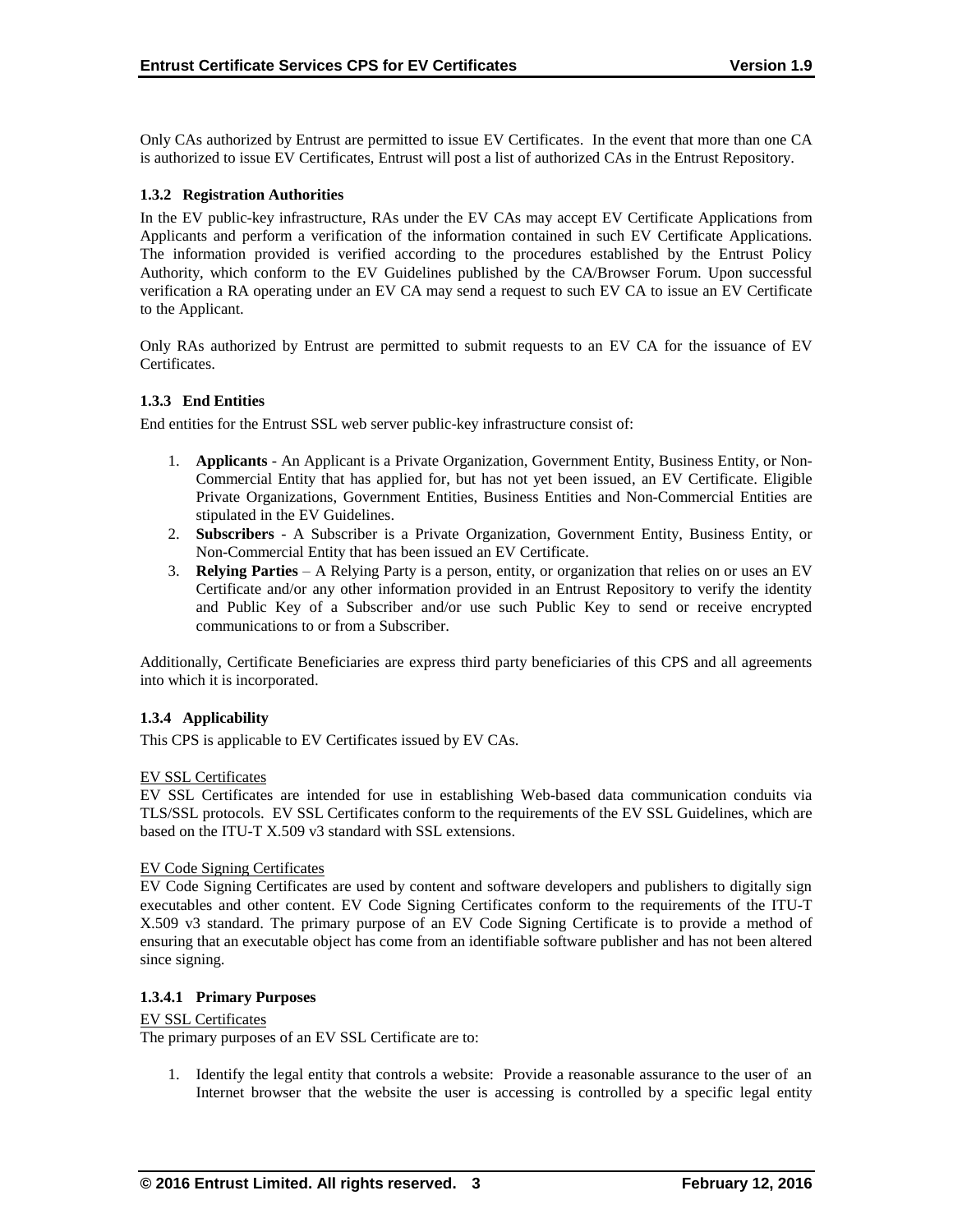Only CAs authorized by Entrust are permitted to issue EV Certificates. In the event that more than one CA is authorized to issue EV Certificates, Entrust will post a list of authorized CAs in the Entrust Repository.

### 1.3.2 Registration Authorities

In the EV public-key infrastructure, RAs under the EV CAs may accept EV Certificate Applications from Applicants and perform a verification of the information contained in such EV Certificate Applications. The information provided is verified according to the procedures established by the Entrust Policy Authority, which conform to the EV Guidelines published by the CA/Browser Forum. Upon successful verification a RA operating under an EV CA may send a request to such EV CA to issue an EV Certificate to the Applicant.

Only RAs authorized by Entrust are permitted to submit requests to an EV CA for the issuance of EV Certificates.

### 1.3.3 End Entities

End entities for the Entrust SSL web server public-key infrastructure consist of:

1. **Applicants** - An Applicant is a Private Organization, Government Entity, Business Entity, or Non-Commercial Entity that has applied for, but has not yet been issued, an EV Certificate. Eligible Private Organizations, Government Entities, Business Entities and Non-Commercial Entities are stipulated in the EV Guidelines.
2. **Subscribers** - A Subscriber is a Private Organization, Government Entity, Business Entity, or Non-Commercial Entity that has been issued an EV Certificate.
3. **Relying Parties** – A Relying Party is a person, entity, or organization that relies on or uses an EV Certificate and/or any other information provided in an Entrust Repository to verify the identity and Public Key of a Subscriber and/or use such Public Key to send or receive encrypted communications to or from a Subscriber.

Additionally, Certificate Beneficiaries are express third party beneficiaries of this CPS and all agreements into which it is incorporated.

### 1.3.4 Applicability

This CPS is applicable to EV Certificates issued by EV CAs.

EV SSL Certificates

EV SSL Certificates are intended for use in establishing Web-based data communication conduits via TLS/SSL protocols. EV SSL Certificates conform to the requirements of the EV SSL Guidelines, which are based on the ITU-T X.509 v3 standard with SSL extensions.

EV Code Signing Certificates

EV Code Signing Certificates are used by content and software developers and publishers to digitally sign executables and other content. EV Code Signing Certificates conform to the requirements of the ITU-T X.509 v3 standard. The primary purpose of an EV Code Signing Certificate is to provide a method of ensuring that an executable object has come from an identifiable software publisher and has not been altered since signing.

#### 1.3.4.1 Primary Purposes

EV SSL Certificates

The primary purposes of an EV SSL Certificate are to:

1. Identify the legal entity that controls a website: Provide a reasonable assurance to the user of an Internet browser that the website the user is accessing is controlled by a specific legal entity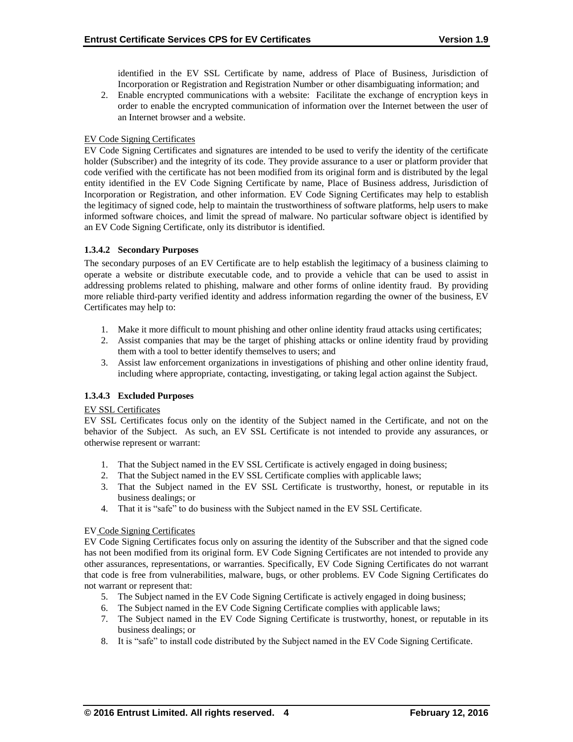identified in the EV SSL Certificate by name, address of Place of Business, Jurisdiction of Incorporation or Registration and Registration Number or other disambiguating information; and

2. Enable encrypted communications with a website: Facilitate the exchange of encryption keys in order to enable the encrypted communication of information over the Internet between the user of an Internet browser and a website.

EV Code Signing Certificates

EV Code Signing Certificates and signatures are intended to be used to verify the identity of the certificate holder (Subscriber) and the integrity of its code. They provide assurance to a user or platform provider that code verified with the certificate has not been modified from its original form and is distributed by the legal entity identified in the EV Code Signing Certificate by name, Place of Business address, Jurisdiction of Incorporation or Registration, and other information. EV Code Signing Certificates may help to establish the legitimacy of signed code, help to maintain the trustworthiness of software platforms, help users to make informed software choices, and limit the spread of malware. No particular software object is identified by an EV Code Signing Certificate, only its distributor is identified.

#### 1.3.4.2 Secondary Purposes

The secondary purposes of an EV Certificate are to help establish the legitimacy of a business claiming to operate a website or distribute executable code, and to provide a vehicle that can be used to assist in addressing problems related to phishing, malware and other forms of online identity fraud. By providing more reliable third-party verified identity and address information regarding the owner of the business, EV Certificates may help to:

1. Make it more difficult to mount phishing and other online identity fraud attacks using certificates;
2. Assist companies that may be the target of phishing attacks or online identity fraud by providing them with a tool to better identify themselves to users; and
3. Assist law enforcement organizations in investigations of phishing and other online identity fraud, including where appropriate, contacting, investigating, or taking legal action against the Subject.

#### 1.3.4.3 Excluded Purposes

EV SSL Certificates

EV SSL Certificates focus only on the identity of the Subject named in the Certificate, and not on the behavior of the Subject. As such, an EV SSL Certificate is not intended to provide any assurances, or otherwise represent or warrant:

1. That the Subject named in the EV SSL Certificate is actively engaged in doing business;
2. That the Subject named in the EV SSL Certificate complies with applicable laws;
3. That the Subject named in the EV SSL Certificate is trustworthy, honest, or reputable in its business dealings; or
4. That it is "safe" to do business with the Subject named in the EV SSL Certificate.

EV Code Signing Certificates

EV Code Signing Certificates focus only on assuring the identity of the Subscriber and that the signed code has not been modified from its original form. EV Code Signing Certificates are not intended to provide any other assurances, representations, or warranties. Specifically, EV Code Signing Certificates do not warrant that code is free from vulnerabilities, malware, bugs, or other problems. EV Code Signing Certificates do not warrant or represent that:

5. The Subject named in the EV Code Signing Certificate is actively engaged in doing business;
6. The Subject named in the EV Code Signing Certificate complies with applicable laws;
7. The Subject named in the EV Code Signing Certificate is trustworthy, honest, or reputable in its business dealings; or
8. It is "safe" to install code distributed by the Subject named in the EV Code Signing Certificate.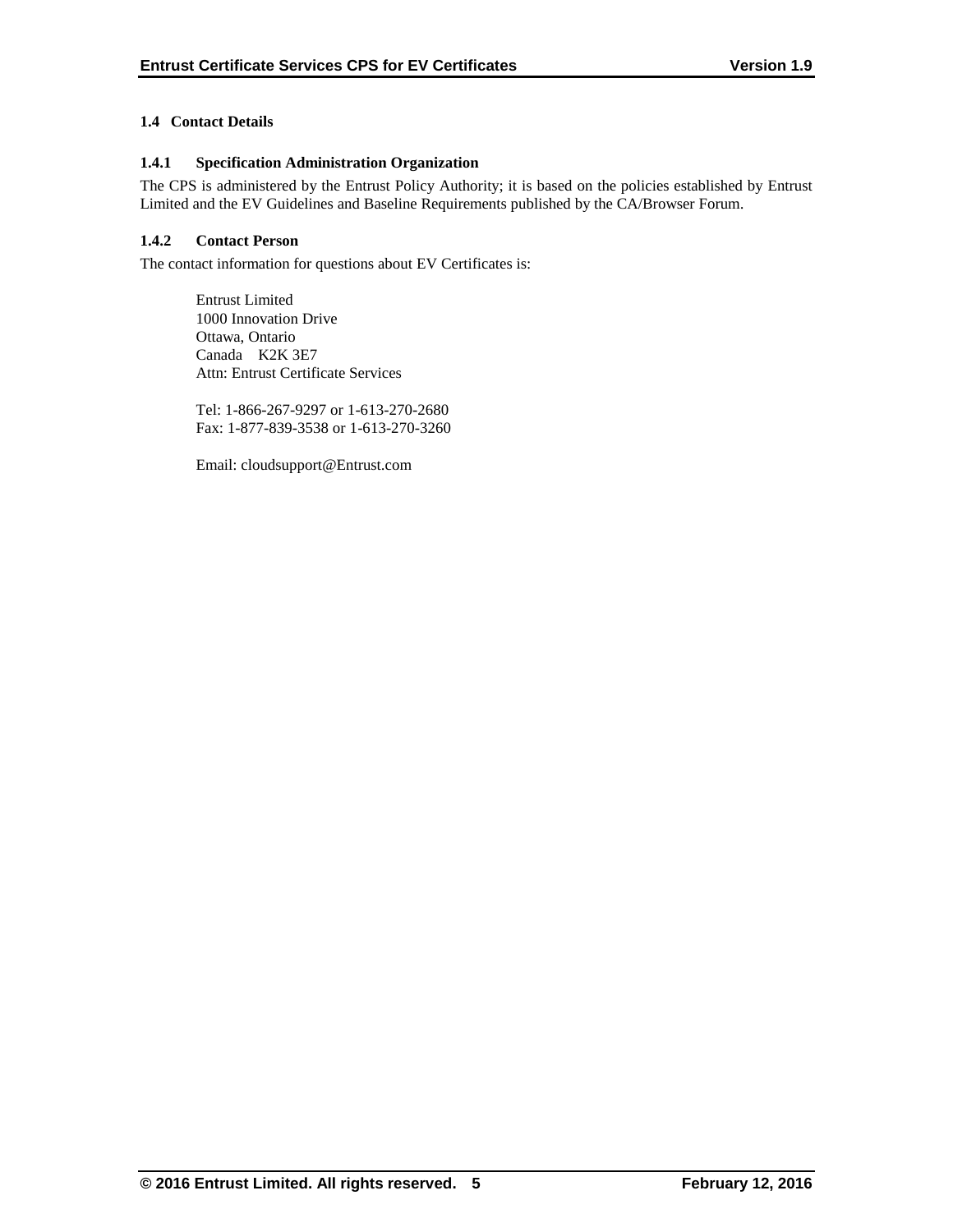## 1.4 Contact Details

### 1.4.1 Specification Administration Organization

The CPS is administered by the Entrust Policy Authority; it is based on the policies established by Entrust Limited and the EV Guidelines and Baseline Requirements published by the CA/Browser Forum.

### 1.4.2 Contact Person

The contact information for questions about EV Certificates is:

Entrust Limited  
1000 Innovation Drive  
Ottawa, Ontario  
Canada K2K 3E7  
Attn: Entrust Certificate Services

Tel: 1-866-267-9297 or 1-613-270-2680  
Fax: 1-877-839-3538 or 1-613-270-3260

Email: cloudsupport@Entrust.com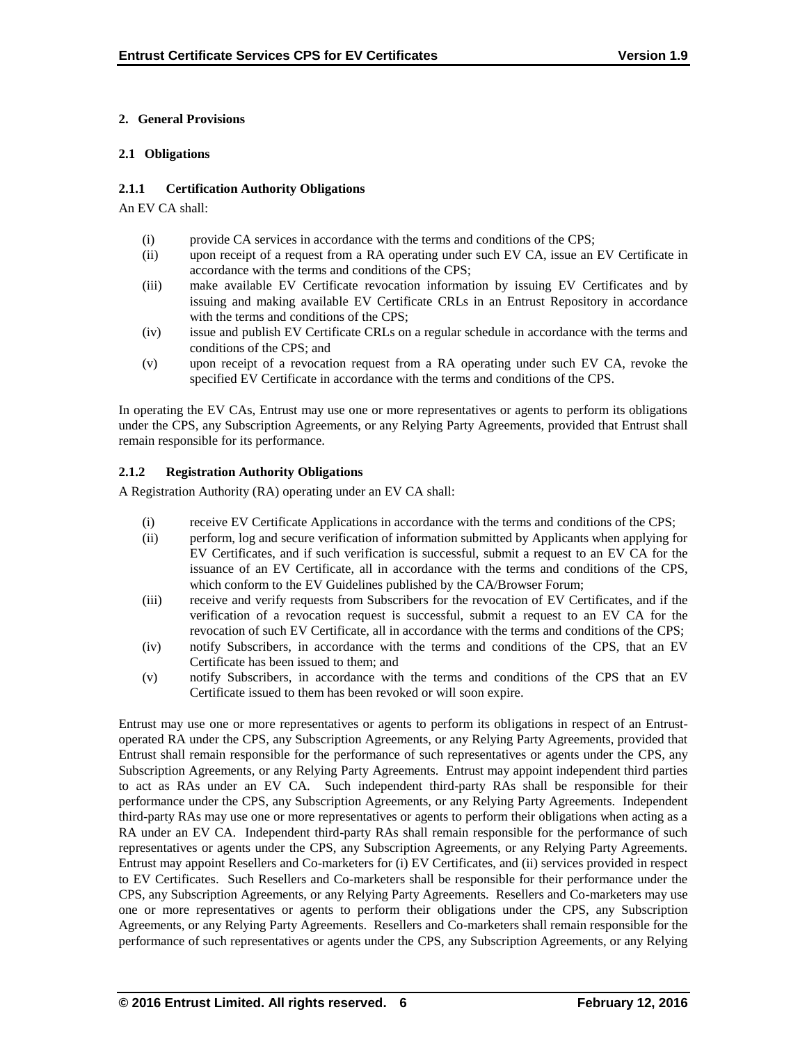## 2. General Provisions

### 2.1 Obligations

#### 2.1.1 Certification Authority Obligations

An EV CA shall:

- (i) provide CA services in accordance with the terms and conditions of the CPS;
- (ii) upon receipt of a request from a RA operating under such EV CA, issue an EV Certificate in accordance with the terms and conditions of the CPS;
- (iii) make available EV Certificate revocation information by issuing EV Certificates and by issuing and making available EV Certificate CRLs in an Entrust Repository in accordance with the terms and conditions of the CPS;
- (iv) issue and publish EV Certificate CRLs on a regular schedule in accordance with the terms and conditions of the CPS; and
- (v) upon receipt of a revocation request from a RA operating under such EV CA, revoke the specified EV Certificate in accordance with the terms and conditions of the CPS.

In operating the EV CAs, Entrust may use one or more representatives or agents to perform its obligations under the CPS, any Subscription Agreements, or any Relying Party Agreements, provided that Entrust shall remain responsible for its performance.

#### 2.1.2 Registration Authority Obligations

A Registration Authority (RA) operating under an EV CA shall:

- (i) receive EV Certificate Applications in accordance with the terms and conditions of the CPS;
- (ii) perform, log and secure verification of information submitted by Applicants when applying for EV Certificates, and if such verification is successful, submit a request to an EV CA for the issuance of an EV Certificate, all in accordance with the terms and conditions of the CPS, which conform to the EV Guidelines published by the CA/Browser Forum;
- (iii) receive and verify requests from Subscribers for the revocation of EV Certificates, and if the verification of a revocation request is successful, submit a request to an EV CA for the revocation of such EV Certificate, all in accordance with the terms and conditions of the CPS;
- (iv) notify Subscribers, in accordance with the terms and conditions of the CPS, that an EV Certificate has been issued to them; and
- (v) notify Subscribers, in accordance with the terms and conditions of the CPS that an EV Certificate issued to them has been revoked or will soon expire.

Entrust may use one or more representatives or agents to perform its obligations in respect of an Entrust-operated RA under the CPS, any Subscription Agreements, or any Relying Party Agreements, provided that Entrust shall remain responsible for the performance of such representatives or agents under the CPS, any Subscription Agreements, or any Relying Party Agreements. Entrust may appoint independent third parties to act as RAs under an EV CA. Such independent third-party RAs shall be responsible for their performance under the CPS, any Subscription Agreements, or any Relying Party Agreements. Independent third-party RAs may use one or more representatives or agents to perform their obligations when acting as a RA under an EV CA. Independent third-party RAs shall remain responsible for the performance of such representatives or agents under the CPS, any Subscription Agreements, or any Relying Party Agreements. Entrust may appoint Resellers and Co-marketers for (i) EV Certificates, and (ii) services provided in respect to EV Certificates. Such Resellers and Co-marketers shall be responsible for their performance under the CPS, any Subscription Agreements, or any Relying Party Agreements. Resellers and Co-marketers may use one or more representatives or agents to perform their obligations under the CPS, any Subscription Agreements, or any Relying Party Agreements. Resellers and Co-marketers shall remain responsible for the performance of such representatives or agents under the CPS, any Subscription Agreements, or any Relying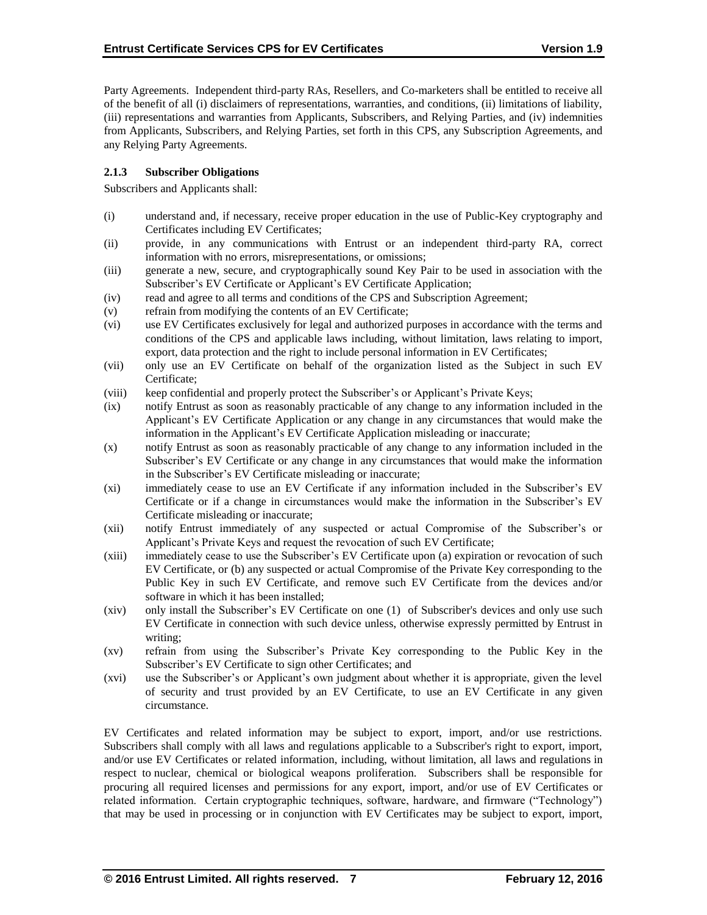Party Agreements. Independent third-party RAs, Resellers, and Co-marketers shall be entitled to receive all of the benefit of all (i) disclaimers of representations, warranties, and conditions, (ii) limitations of liability, (iii) representations and warranties from Applicants, Subscribers, and Relying Parties, and (iv) indemnities from Applicants, Subscribers, and Relying Parties, set forth in this CPS, any Subscription Agreements, and any Relying Party Agreements.

### 2.1.3 Subscriber Obligations

Subscribers and Applicants shall:

- (i) understand and, if necessary, receive proper education in the use of Public-Key cryptography and Certificates including EV Certificates;
- (ii) provide, in any communications with Entrust or an independent third-party RA, correct information with no errors, misrepresentations, or omissions;
- (iii) generate a new, secure, and cryptographically sound Key Pair to be used in association with the Subscriber's EV Certificate or Applicant's EV Certificate Application;
- (iv) read and agree to all terms and conditions of the CPS and Subscription Agreement;
- (v) refrain from modifying the contents of an EV Certificate;
- (vi) use EV Certificates exclusively for legal and authorized purposes in accordance with the terms and conditions of the CPS and applicable laws including, without limitation, laws relating to import, export, data protection and the right to include personal information in EV Certificates;
- (vii) only use an EV Certificate on behalf of the organization listed as the Subject in such EV Certificate;
- (viii) keep confidential and properly protect the Subscriber's or Applicant's Private Keys;
- (ix) notify Entrust as soon as reasonably practicable of any change to any information included in the Applicant's EV Certificate Application or any change in any circumstances that would make the information in the Applicant's EV Certificate Application misleading or inaccurate;
- (x) notify Entrust as soon as reasonably practicable of any change to any information included in the Subscriber's EV Certificate or any change in any circumstances that would make the information in the Subscriber's EV Certificate misleading or inaccurate;
- (xi) immediately cease to use an EV Certificate if any information included in the Subscriber's EV Certificate or if a change in circumstances would make the information in the Subscriber's EV Certificate misleading or inaccurate;
- (xii) notify Entrust immediately of any suspected or actual Compromise of the Subscriber's or Applicant's Private Keys and request the revocation of such EV Certificate;
- (xiii) immediately cease to use the Subscriber's EV Certificate upon (a) expiration or revocation of such EV Certificate, or (b) any suspected or actual Compromise of the Private Key corresponding to the Public Key in such EV Certificate, and remove such EV Certificate from the devices and/or software in which it has been installed;
- (xiv) only install the Subscriber's EV Certificate on one (1) of Subscriber's devices and only use such EV Certificate in connection with such device unless, otherwise expressly permitted by Entrust in writing;
- (xv) refrain from using the Subscriber's Private Key corresponding to the Public Key in the Subscriber's EV Certificate to sign other Certificates; and
- (xvi) use the Subscriber's or Applicant's own judgment about whether it is appropriate, given the level of security and trust provided by an EV Certificate, to use an EV Certificate in any given circumstance.

EV Certificates and related information may be subject to export, import, and/or use restrictions. Subscribers shall comply with all laws and regulations applicable to a Subscriber's right to export, import, and/or use EV Certificates or related information, including, without limitation, all laws and regulations in respect to nuclear, chemical or biological weapons proliferation. Subscribers shall be responsible for procuring all required licenses and permissions for any export, import, and/or use of EV Certificates or related information. Certain cryptographic techniques, software, hardware, and firmware ("Technology") that may be used in processing or in conjunction with EV Certificates may be subject to export, import,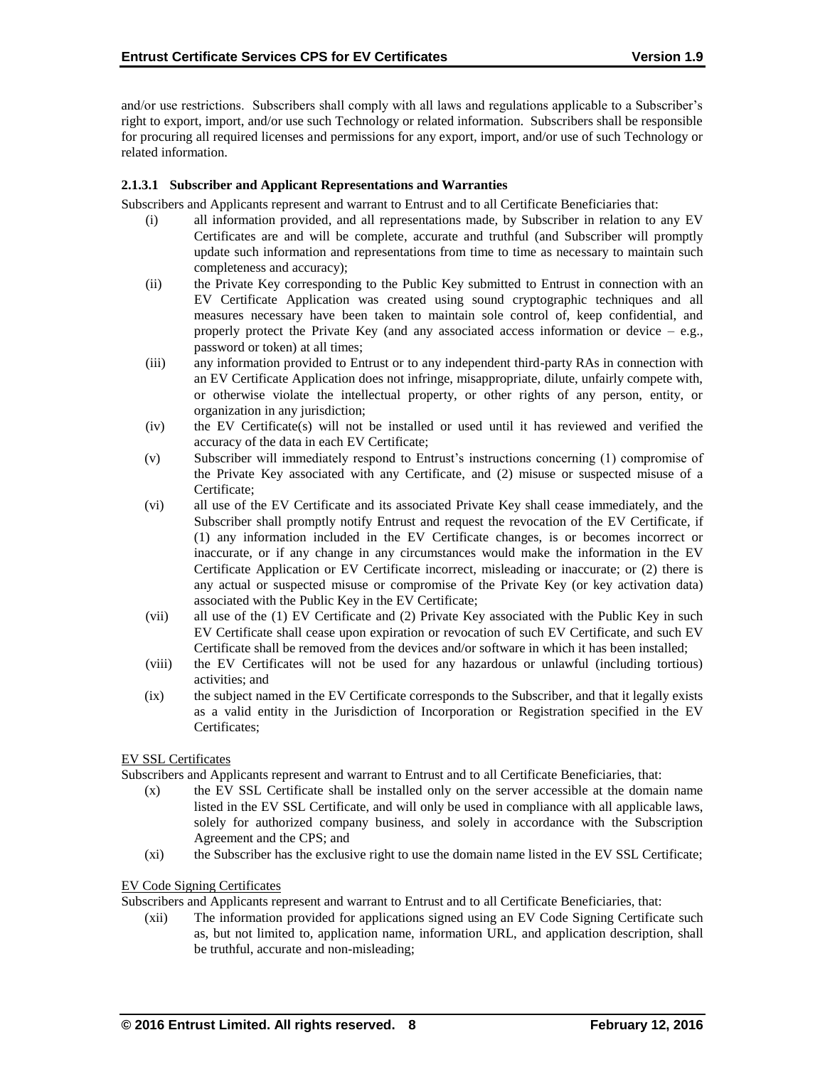and/or use restrictions. Subscribers shall comply with all laws and regulations applicable to a Subscriber's right to export, import, and/or use such Technology or related information. Subscribers shall be responsible for procuring all required licenses and permissions for any export, import, and/or use of such Technology or related information.

#### 2.1.3.1 Subscriber and Applicant Representations and Warranties

Subscribers and Applicants represent and warrant to Entrust and to all Certificate Beneficiaries that:

(i) all information provided, and all representations made, by Subscriber in relation to any EV Certificates are and will be complete, accurate and truthful (and Subscriber will promptly update such information and representations from time to time as necessary to maintain such completeness and accuracy);

(ii) the Private Key corresponding to the Public Key submitted to Entrust in connection with an EV Certificate Application was created using sound cryptographic techniques and all measures necessary have been taken to maintain sole control of, keep confidential, and properly protect the Private Key (and any associated access information or device – e.g., password or token) at all times;

(iii) any information provided to Entrust or to any independent third-party RAs in connection with an EV Certificate Application does not infringe, misappropriate, dilute, unfairly compete with, or otherwise violate the intellectual property, or other rights of any person, entity, or organization in any jurisdiction;

(iv) the EV Certificate(s) will not be installed or used until it has reviewed and verified the accuracy of the data in each EV Certificate;

(v) Subscriber will immediately respond to Entrust's instructions concerning (1) compromise of the Private Key associated with any Certificate, and (2) misuse or suspected misuse of a Certificate;

(vi) all use of the EV Certificate and its associated Private Key shall cease immediately, and the Subscriber shall promptly notify Entrust and request the revocation of the EV Certificate, if (1) any information included in the EV Certificate changes, is or becomes incorrect or inaccurate, or if any change in any circumstances would make the information in the EV Certificate Application or EV Certificate incorrect, misleading or inaccurate; or (2) there is any actual or suspected misuse or compromise of the Private Key (or key activation data) associated with the Public Key in the EV Certificate;

(vii) all use of the (1) EV Certificate and (2) Private Key associated with the Public Key in such EV Certificate shall cease upon expiration or revocation of such EV Certificate, and such EV Certificate shall be removed from the devices and/or software in which it has been installed;

(viii) the EV Certificates will not be used for any hazardous or unlawful (including tortious) activities; and

(ix) the subject named in the EV Certificate corresponds to the Subscriber, and that it legally exists as a valid entity in the Jurisdiction of Incorporation or Registration specified in the EV Certificates;

EV SSL Certificates

Subscribers and Applicants represent and warrant to Entrust and to all Certificate Beneficiaries, that:

(x) the EV SSL Certificate shall be installed only on the server accessible at the domain name listed in the EV SSL Certificate, and will only be used in compliance with all applicable laws, solely for authorized company business, and solely in accordance with the Subscription Agreement and the CPS; and

(xi) the Subscriber has the exclusive right to use the domain name listed in the EV SSL Certificate;

EV Code Signing Certificates

Subscribers and Applicants represent and warrant to Entrust and to all Certificate Beneficiaries, that:

(xii) The information provided for applications signed using an EV Code Signing Certificate such as, but not limited to, application name, information URL, and application description, shall be truthful, accurate and non-misleading;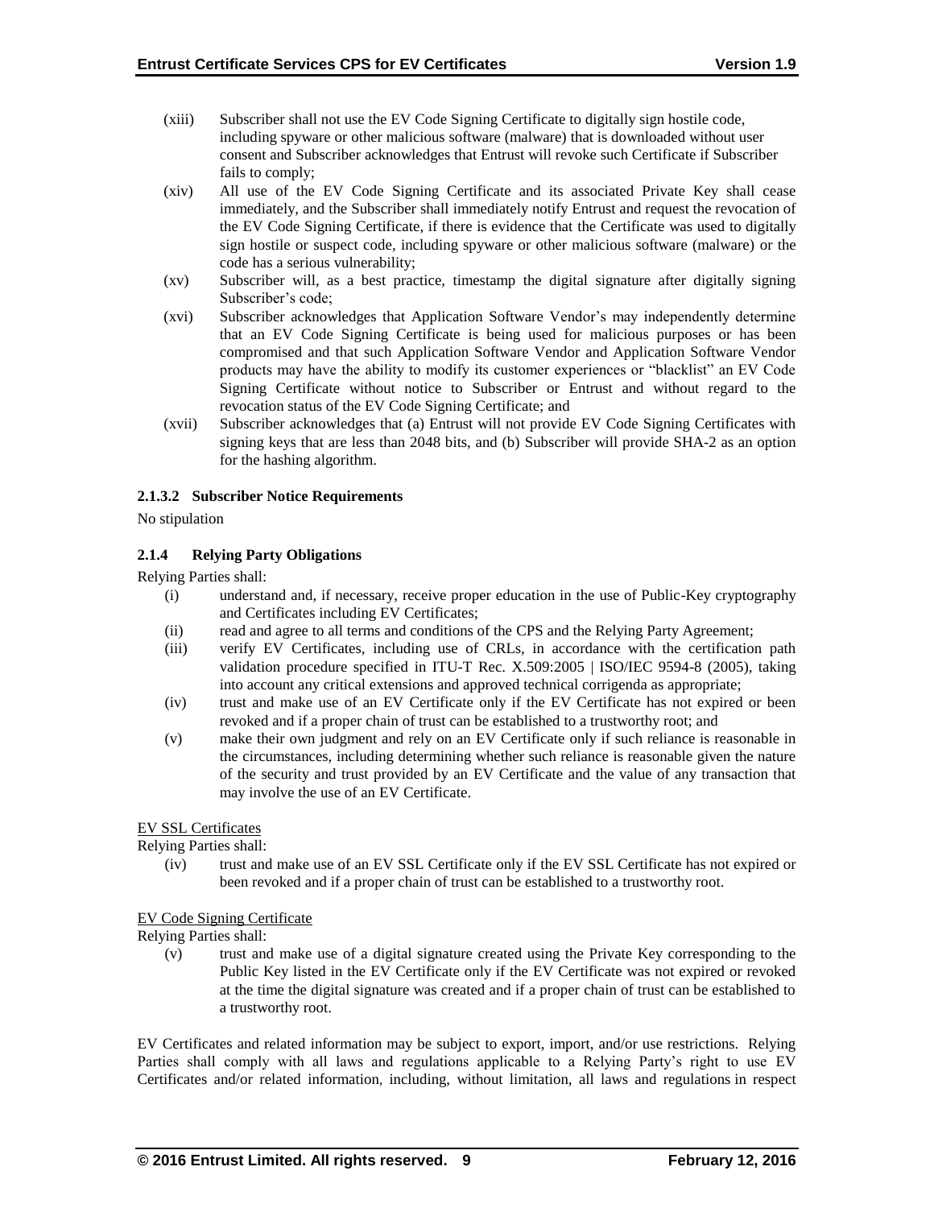(xiii) Subscriber shall not use the EV Code Signing Certificate to digitally sign hostile code, including spyware or other malicious software (malware) that is downloaded without user consent and Subscriber acknowledges that Entrust will revoke such Certificate if Subscriber fails to comply;

(xiv) All use of the EV Code Signing Certificate and its associated Private Key shall cease immediately, and the Subscriber shall immediately notify Entrust and request the revocation of the EV Code Signing Certificate, if there is evidence that the Certificate was used to digitally sign hostile or suspect code, including spyware or other malicious software (malware) or the code has a serious vulnerability;

(xv) Subscriber will, as a best practice, timestamp the digital signature after digitally signing Subscriber's code;

(xvi) Subscriber acknowledges that Application Software Vendor's may independently determine that an EV Code Signing Certificate is being used for malicious purposes or has been compromised and that such Application Software Vendor and Application Software Vendor products may have the ability to modify its customer experiences or "blacklist" an EV Code Signing Certificate without notice to Subscriber or Entrust and without regard to the revocation status of the EV Code Signing Certificate; and

(xvii) Subscriber acknowledges that (a) Entrust will not provide EV Code Signing Certificates with signing keys that are less than 2048 bits, and (b) Subscriber will provide SHA-2 as an option for the hashing algorithm.

#### 2.1.3.2 Subscriber Notice Requirements

No stipulation

### 2.1.4 Relying Party Obligations

Relying Parties shall:

(i) understand and, if necessary, receive proper education in the use of Public-Key cryptography and Certificates including EV Certificates;

(ii) read and agree to all terms and conditions of the CPS and the Relying Party Agreement;

(iii) verify EV Certificates, including use of CRLs, in accordance with the certification path validation procedure specified in ITU-T Rec. X.509:2005 | ISO/IEC 9594-8 (2005), taking into account any critical extensions and approved technical corrigenda as appropriate;

(iv) trust and make use of an EV Certificate only if the EV Certificate has not expired or been revoked and if a proper chain of trust can be established to a trustworthy root; and

(v) make their own judgment and rely on an EV Certificate only if such reliance is reasonable in the circumstances, including determining whether such reliance is reasonable given the nature of the security and trust provided by an EV Certificate and the value of any transaction that may involve the use of an EV Certificate.

<u>EV SSL Certificates</u>

Relying Parties shall:

(iv) trust and make use of an EV SSL Certificate only if the EV SSL Certificate has not expired or been revoked and if a proper chain of trust can be established to a trustworthy root.

<u>EV Code Signing Certificate</u>

Relying Parties shall:

(v) trust and make use of a digital signature created using the Private Key corresponding to the Public Key listed in the EV Certificate only if the EV Certificate was not expired or revoked at the time the digital signature was created and if a proper chain of trust can be established to a trustworthy root.

EV Certificates and related information may be subject to export, import, and/or use restrictions. Relying Parties shall comply with all laws and regulations applicable to a Relying Party's right to use EV Certificates and/or related information, including, without limitation, all laws and regulations in respect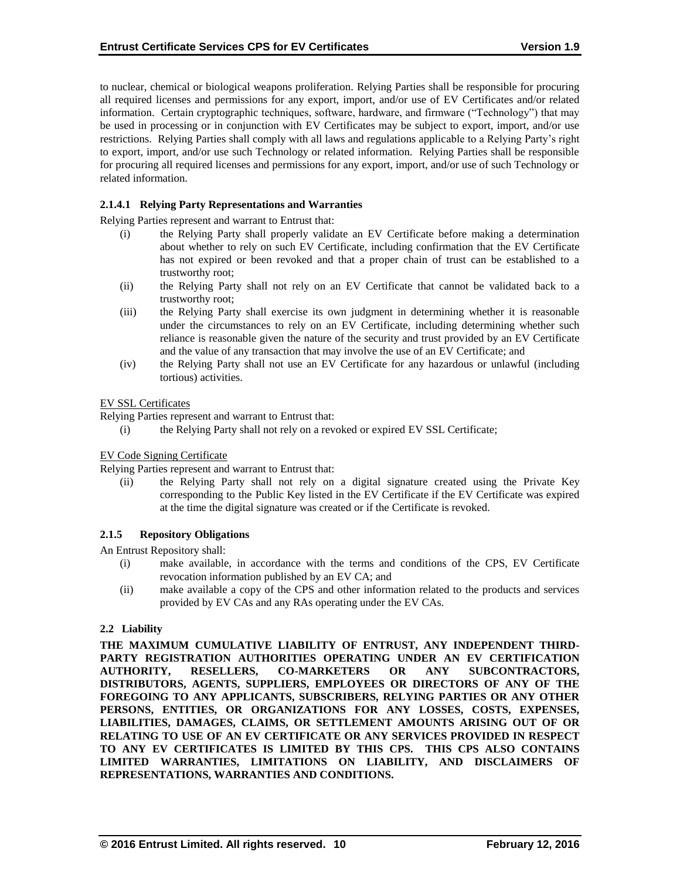to nuclear, chemical or biological weapons proliferation. Relying Parties shall be responsible for procuring all required licenses and permissions for any export, import, and/or use of EV Certificates and/or related information. Certain cryptographic techniques, software, hardware, and firmware ("Technology") that may be used in processing or in conjunction with EV Certificates may be subject to export, import, and/or use restrictions. Relying Parties shall comply with all laws and regulations applicable to a Relying Party's right to export, import, and/or use such Technology or related information. Relying Parties shall be responsible for procuring all required licenses and permissions for any export, import, and/or use of such Technology or related information.

#### 2.1.4.1 Relying Party Representations and Warranties

Relying Parties represent and warrant to Entrust that:

- (i) the Relying Party shall properly validate an EV Certificate before making a determination about whether to rely on such EV Certificate, including confirmation that the EV Certificate has not expired or been revoked and that a proper chain of trust can be established to a trustworthy root;
- (ii) the Relying Party shall not rely on an EV Certificate that cannot be validated back to a trustworthy root;
- (iii) the Relying Party shall exercise its own judgment in determining whether it is reasonable under the circumstances to rely on an EV Certificate, including determining whether such reliance is reasonable given the nature of the security and trust provided by an EV Certificate and the value of any transaction that may involve the use of an EV Certificate; and
- (iv) the Relying Party shall not use an EV Certificate for any hazardous or unlawful (including tortious) activities.

<u>EV SSL Certificates</u>

Relying Parties represent and warrant to Entrust that:

- (i) the Relying Party shall not rely on a revoked or expired EV SSL Certificate;

<u>EV Code Signing Certificate</u>

Relying Parties represent and warrant to Entrust that:

- (ii) the Relying Party shall not rely on a digital signature created using the Private Key corresponding to the Public Key listed in the EV Certificate if the EV Certificate was expired at the time the digital signature was created or if the Certificate is revoked.

### 2.1.5 Repository Obligations

An Entrust Repository shall:

- (i) make available, in accordance with the terms and conditions of the CPS, EV Certificate revocation information published by an EV CA; and
- (ii) make available a copy of the CPS and other information related to the products and services provided by EV CAs and any RAs operating under the EV CAs.

## 2.2 Liability

**THE MAXIMUM CUMULATIVE LIABILITY OF ENTRUST, ANY INDEPENDENT THIRD-PARTY REGISTRATION AUTHORITIES OPERATING UNDER AN EV CERTIFICATION AUTHORITY, RESELLERS, CO-MARKETERS OR ANY SUBCONTRACTORS, DISTRIBUTORS, AGENTS, SUPPLIERS, EMPLOYEES OR DIRECTORS OF ANY OF THE FOREGOING TO ANY APPLICANTS, SUBSCRIBERS, RELYING PARTIES OR ANY OTHER PERSONS, ENTITIES, OR ORGANIZATIONS FOR ANY LOSSES, COSTS, EXPENSES, LIABILITIES, DAMAGES, CLAIMS, OR SETTLEMENT AMOUNTS ARISING OUT OF OR RELATING TO USE OF AN EV CERTIFICATE OR ANY SERVICES PROVIDED IN RESPECT TO ANY EV CERTIFICATES IS LIMITED BY THIS CPS. THIS CPS ALSO CONTAINS LIMITED WARRANTIES, LIMITATIONS ON LIABILITY, AND DISCLAIMERS OF REPRESENTATIONS, WARRANTIES AND CONDITIONS.**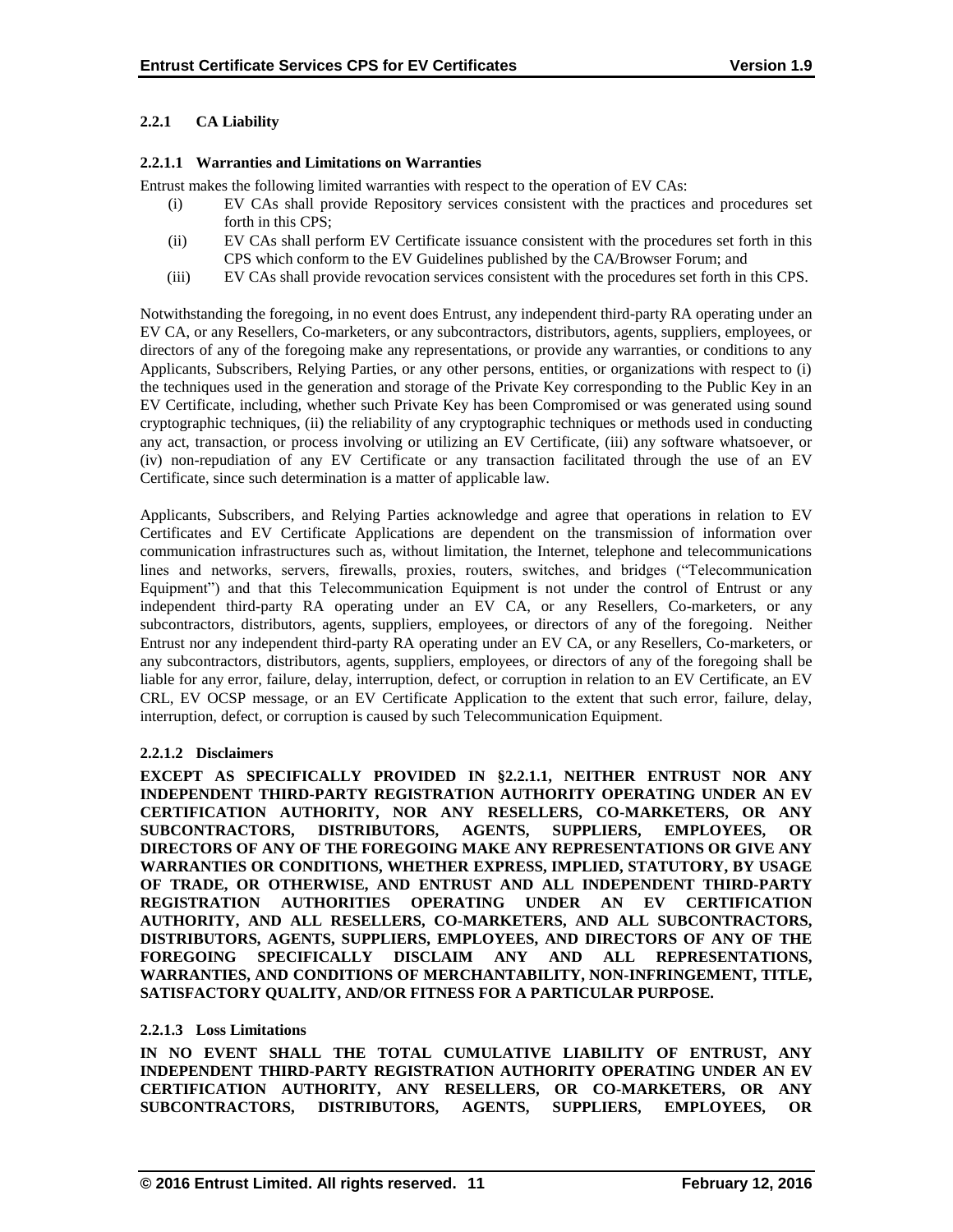### 2.2.1 CA Liability

#### 2.2.1.1 Warranties and Limitations on Warranties

Entrust makes the following limited warranties with respect to the operation of EV CAs:

(i) EV CAs shall provide Repository services consistent with the practices and procedures set forth in this CPS;

(ii) EV CAs shall perform EV Certificate issuance consistent with the procedures set forth in this CPS which conform to the EV Guidelines published by the CA/Browser Forum; and

(iii) EV CAs shall provide revocation services consistent with the procedures set forth in this CPS.

Notwithstanding the foregoing, in no event does Entrust, any independent third-party RA operating under an EV CA, or any Resellers, Co-marketers, or any subcontractors, distributors, agents, suppliers, employees, or directors of any of the foregoing make any representations, or provide any warranties, or conditions to any Applicants, Subscribers, Relying Parties, or any other persons, entities, or organizations with respect to (i) the techniques used in the generation and storage of the Private Key corresponding to the Public Key in an EV Certificate, including, whether such Private Key has been Compromised or was generated using sound cryptographic techniques, (ii) the reliability of any cryptographic techniques or methods used in conducting any act, transaction, or process involving or utilizing an EV Certificate, (iii) any software whatsoever, or (iv) non-repudiation of any EV Certificate or any transaction facilitated through the use of an EV Certificate, since such determination is a matter of applicable law.

Applicants, Subscribers, and Relying Parties acknowledge and agree that operations in relation to EV Certificates and EV Certificate Applications are dependent on the transmission of information over communication infrastructures such as, without limitation, the Internet, telephone and telecommunications lines and networks, servers, firewalls, proxies, routers, switches, and bridges ("Telecommunication Equipment") and that this Telecommunication Equipment is not under the control of Entrust or any independent third-party RA operating under an EV CA, or any Resellers, Co-marketers, or any subcontractors, distributors, agents, suppliers, employees, or directors of any of the foregoing. Neither Entrust nor any independent third-party RA operating under an EV CA, or any Resellers, Co-marketers, or any subcontractors, distributors, agents, suppliers, employees, or directors of any of the foregoing shall be liable for any error, failure, delay, interruption, defect, or corruption in relation to an EV Certificate, an EV CRL, EV OCSP message, or an EV Certificate Application to the extent that such error, failure, delay, interruption, defect, or corruption is caused by such Telecommunication Equipment.

#### 2.2.1.2 Disclaimers

**EXCEPT AS SPECIFICALLY PROVIDED IN §2.2.1.1, NEITHER ENTRUST NOR ANY INDEPENDENT THIRD-PARTY REGISTRATION AUTHORITY OPERATING UNDER AN EV CERTIFICATION AUTHORITY, NOR ANY RESELLERS, CO-MARKETERS, OR ANY SUBCONTRACTORS, DISTRIBUTORS, AGENTS, SUPPLIERS, EMPLOYEES, OR DIRECTORS OF ANY OF THE FOREGOING MAKE ANY REPRESENTATIONS OR GIVE ANY WARRANTIES OR CONDITIONS, WHETHER EXPRESS, IMPLIED, STATUTORY, BY USAGE OF TRADE, OR OTHERWISE, AND ENTRUST AND ALL INDEPENDENT THIRD-PARTY REGISTRATION AUTHORITIES OPERATING UNDER AN EV CERTIFICATION AUTHORITY, AND ALL RESELLERS, CO-MARKETERS, AND ALL SUBCONTRACTORS, DISTRIBUTORS, AGENTS, SUPPLIERS, EMPLOYEES, AND DIRECTORS OF ANY OF THE FOREGOING SPECIFICALLY DISCLAIM ANY AND ALL REPRESENTATIONS, WARRANTIES, AND CONDITIONS OF MERCHANTABILITY, NON-INFRINGEMENT, TITLE, SATISFACTORY QUALITY, AND/OR FITNESS FOR A PARTICULAR PURPOSE.**

#### 2.2.1.3 Loss Limitations

**IN NO EVENT SHALL THE TOTAL CUMULATIVE LIABILITY OF ENTRUST, ANY INDEPENDENT THIRD-PARTY REGISTRATION AUTHORITY OPERATING UNDER AN EV CERTIFICATION AUTHORITY, ANY RESELLERS, OR CO-MARKETERS, OR ANY SUBCONTRACTORS, DISTRIBUTORS, AGENTS, SUPPLIERS, EMPLOYEES, OR**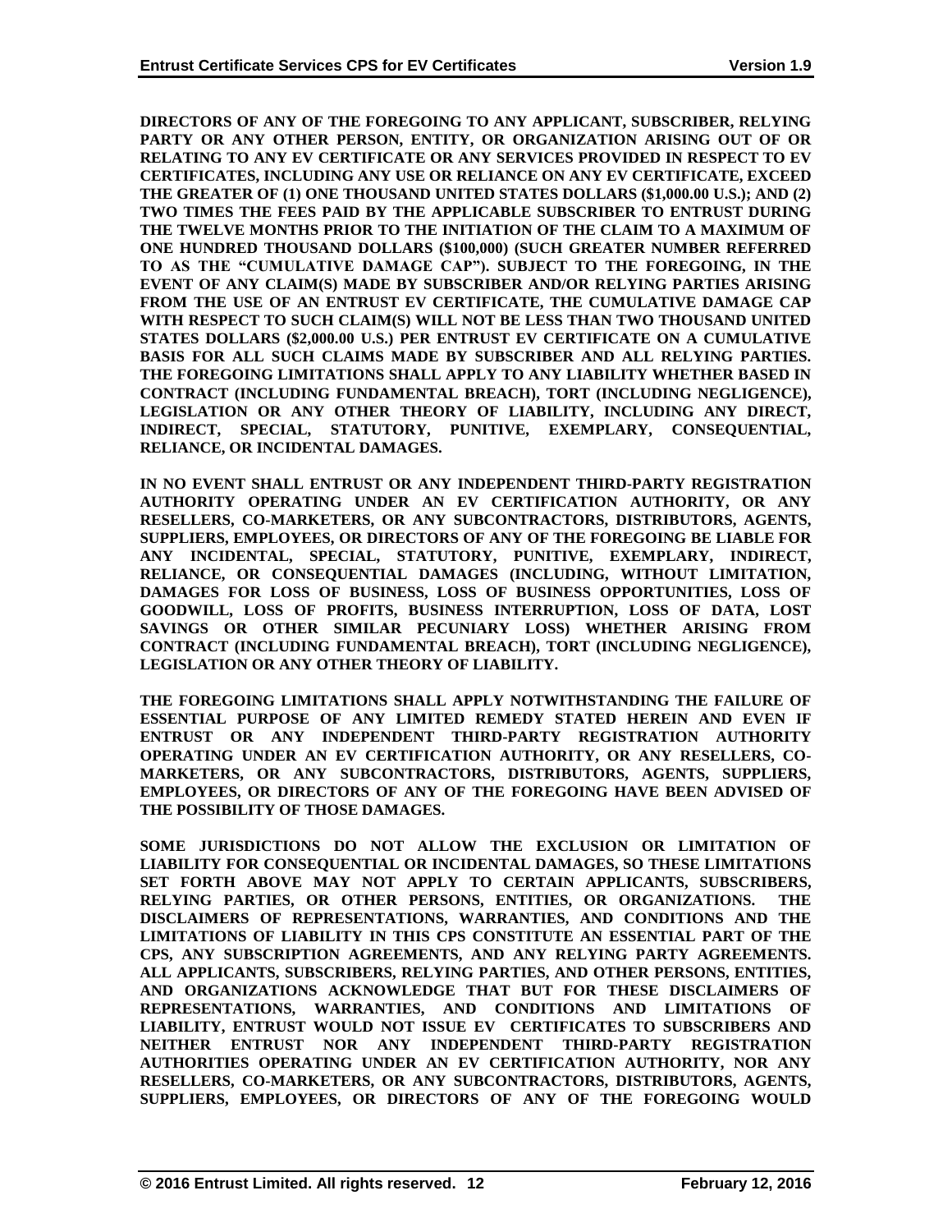**DIRECTORS OF ANY OF THE FOREGOING TO ANY APPLICANT, SUBSCRIBER, RELYING PARTY OR ANY OTHER PERSON, ENTITY, OR ORGANIZATION ARISING OUT OF OR RELATING TO ANY EV CERTIFICATE OR ANY SERVICES PROVIDED IN RESPECT TO EV CERTIFICATES, INCLUDING ANY USE OR RELIANCE ON ANY EV CERTIFICATE, EXCEED THE GREATER OF (1) ONE THOUSAND UNITED STATES DOLLARS ($1,000.00 U.S.); AND (2) TWO TIMES THE FEES PAID BY THE APPLICABLE SUBSCRIBER TO ENTRUST DURING THE TWELVE MONTHS PRIOR TO THE INITIATION OF THE CLAIM TO A MAXIMUM OF ONE HUNDRED THOUSAND DOLLARS ($100,000) (SUCH GREATER NUMBER REFERRED TO AS THE "CUMULATIVE DAMAGE CAP"). SUBJECT TO THE FOREGOING, IN THE EVENT OF ANY CLAIM(S) MADE BY SUBSCRIBER AND/OR RELYING PARTIES ARISING FROM THE USE OF AN ENTRUST EV CERTIFICATE, THE CUMULATIVE DAMAGE CAP WITH RESPECT TO SUCH CLAIM(S) WILL NOT BE LESS THAN TWO THOUSAND UNITED STATES DOLLARS ($2,000.00 U.S.) PER ENTRUST EV CERTIFICATE ON A CUMULATIVE BASIS FOR ALL SUCH CLAIMS MADE BY SUBSCRIBER AND ALL RELYING PARTIES. THE FOREGOING LIMITATIONS SHALL APPLY TO ANY LIABILITY WHETHER BASED IN CONTRACT (INCLUDING FUNDAMENTAL BREACH), TORT (INCLUDING NEGLIGENCE), LEGISLATION OR ANY OTHER THEORY OF LIABILITY, INCLUDING ANY DIRECT, INDIRECT, SPECIAL, STATUTORY, PUNITIVE, EXEMPLARY, CONSEQUENTIAL, RELIANCE, OR INCIDENTAL DAMAGES.**

**IN NO EVENT SHALL ENTRUST OR ANY INDEPENDENT THIRD-PARTY REGISTRATION AUTHORITY OPERATING UNDER AN EV CERTIFICATION AUTHORITY, OR ANY RESELLERS, CO-MARKETERS, OR ANY SUBCONTRACTORS, DISTRIBUTORS, AGENTS, SUPPLIERS, EMPLOYEES, OR DIRECTORS OF ANY OF THE FOREGOING BE LIABLE FOR ANY INCIDENTAL, SPECIAL, STATUTORY, PUNITIVE, EXEMPLARY, INDIRECT, RELIANCE, OR CONSEQUENTIAL DAMAGES (INCLUDING, WITHOUT LIMITATION, DAMAGES FOR LOSS OF BUSINESS, LOSS OF BUSINESS OPPORTUNITIES, LOSS OF GOODWILL, LOSS OF PROFITS, BUSINESS INTERRUPTION, LOSS OF DATA, LOST SAVINGS OR OTHER SIMILAR PECUNIARY LOSS) WHETHER ARISING FROM CONTRACT (INCLUDING FUNDAMENTAL BREACH), TORT (INCLUDING NEGLIGENCE), LEGISLATION OR ANY OTHER THEORY OF LIABILITY.**

**THE FOREGOING LIMITATIONS SHALL APPLY NOTWITHSTANDING THE FAILURE OF ESSENTIAL PURPOSE OF ANY LIMITED REMEDY STATED HEREIN AND EVEN IF ENTRUST OR ANY INDEPENDENT THIRD-PARTY REGISTRATION AUTHORITY OPERATING UNDER AN EV CERTIFICATION AUTHORITY, OR ANY RESELLERS, CO-MARKETERS, OR ANY SUBCONTRACTORS, DISTRIBUTORS, AGENTS, SUPPLIERS, EMPLOYEES, OR DIRECTORS OF ANY OF THE FOREGOING HAVE BEEN ADVISED OF THE POSSIBILITY OF THOSE DAMAGES.**

**SOME JURISDICTIONS DO NOT ALLOW THE EXCLUSION OR LIMITATION OF LIABILITY FOR CONSEQUENTIAL OR INCIDENTAL DAMAGES, SO THESE LIMITATIONS SET FORTH ABOVE MAY NOT APPLY TO CERTAIN APPLICANTS, SUBSCRIBERS, RELYING PARTIES, OR OTHER PERSONS, ENTITIES, OR ORGANIZATIONS. THE DISCLAIMERS OF REPRESENTATIONS, WARRANTIES, AND CONDITIONS AND THE LIMITATIONS OF LIABILITY IN THIS CPS CONSTITUTE AN ESSENTIAL PART OF THE CPS, ANY SUBSCRIPTION AGREEMENTS, AND ANY RELYING PARTY AGREEMENTS. ALL APPLICANTS, SUBSCRIBERS, RELYING PARTIES, AND OTHER PERSONS, ENTITIES, AND ORGANIZATIONS ACKNOWLEDGE THAT BUT FOR THESE DISCLAIMERS OF REPRESENTATIONS, WARRANTIES, AND CONDITIONS AND LIMITATIONS OF LIABILITY, ENTRUST WOULD NOT ISSUE EV CERTIFICATES TO SUBSCRIBERS AND NEITHER ENTRUST NOR ANY INDEPENDENT THIRD-PARTY REGISTRATION AUTHORITIES OPERATING UNDER AN EV CERTIFICATION AUTHORITY, NOR ANY RESELLERS, CO-MARKETERS, OR ANY SUBCONTRACTORS, DISTRIBUTORS, AGENTS, SUPPLIERS, EMPLOYEES, OR DIRECTORS OF ANY OF THE FOREGOING WOULD**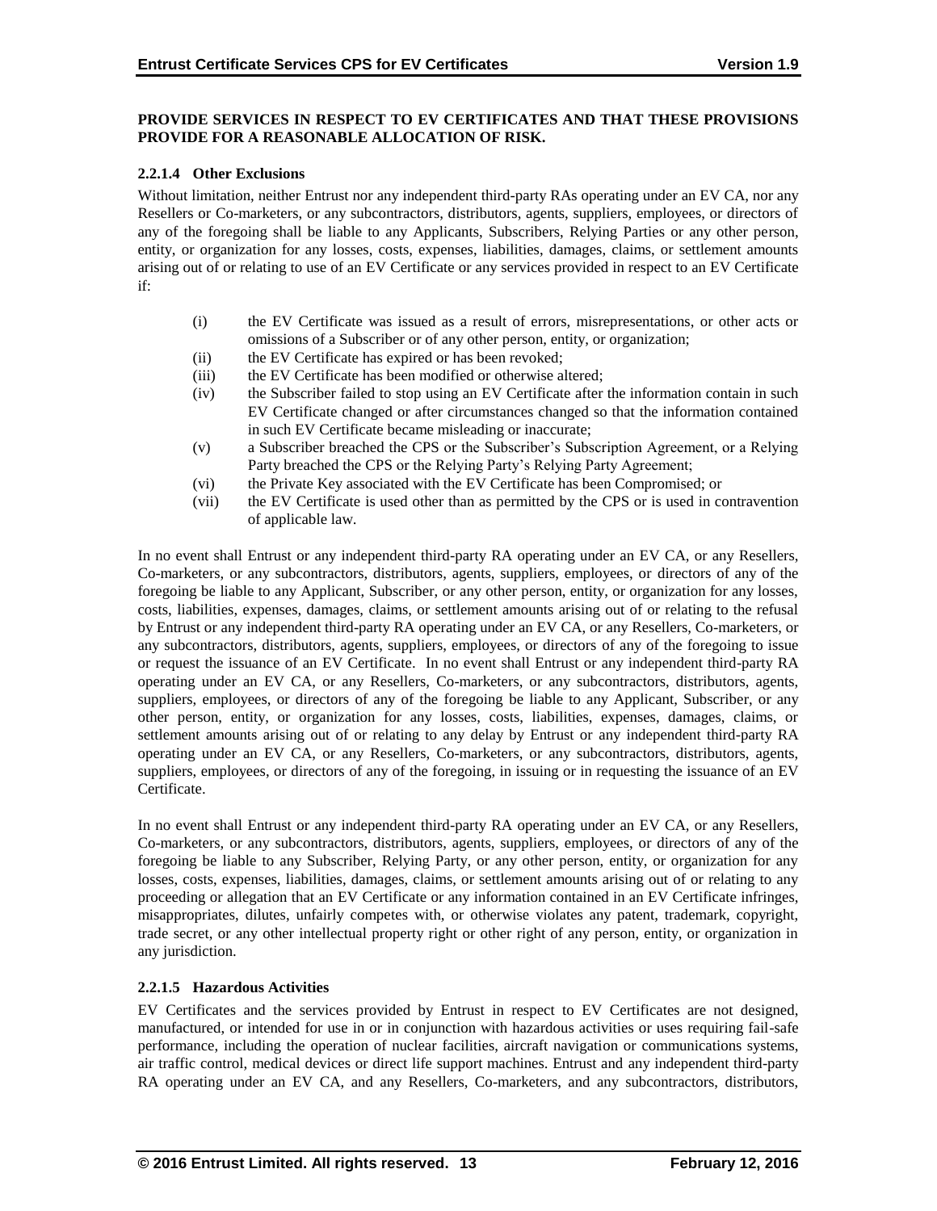**PROVIDE SERVICES IN RESPECT TO EV CERTIFICATES AND THAT THESE PROVISIONS PROVIDE FOR A REASONABLE ALLOCATION OF RISK.**

#### 2.2.1.4 Other Exclusions

Without limitation, neither Entrust nor any independent third-party RAs operating under an EV CA, nor any Resellers or Co-marketers, or any subcontractors, distributors, agents, suppliers, employees, or directors of any of the foregoing shall be liable to any Applicants, Subscribers, Relying Parties or any other person, entity, or organization for any losses, costs, expenses, liabilities, damages, claims, or settlement amounts arising out of or relating to use of an EV Certificate or any services provided in respect to an EV Certificate if:

(i) the EV Certificate was issued as a result of errors, misrepresentations, or other acts or omissions of a Subscriber or of any other person, entity, or organization;
(ii) the EV Certificate has expired or has been revoked;
(iii) the EV Certificate has been modified or otherwise altered;
(iv) the Subscriber failed to stop using an EV Certificate after the information contain in such EV Certificate changed or after circumstances changed so that the information contained in such EV Certificate became misleading or inaccurate;
(v) a Subscriber breached the CPS or the Subscriber's Subscription Agreement, or a Relying Party breached the CPS or the Relying Party's Relying Party Agreement;
(vi) the Private Key associated with the EV Certificate has been Compromised; or
(vii) the EV Certificate is used other than as permitted by the CPS or is used in contravention of applicable law.

In no event shall Entrust or any independent third-party RA operating under an EV CA, or any Resellers, Co-marketers, or any subcontractors, distributors, agents, suppliers, employees, or directors of any of the foregoing be liable to any Applicant, Subscriber, or any other person, entity, or organization for any losses, costs, liabilities, expenses, damages, claims, or settlement amounts arising out of or relating to the refusal by Entrust or any independent third-party RA operating under an EV CA, or any Resellers, Co-marketers, or any subcontractors, distributors, agents, suppliers, employees, or directors of any of the foregoing to issue or request the issuance of an EV Certificate. In no event shall Entrust or any independent third-party RA operating under an EV CA, or any Resellers, Co-marketers, or any subcontractors, distributors, agents, suppliers, employees, or directors of any of the foregoing be liable to any Applicant, Subscriber, or any other person, entity, or organization for any losses, costs, liabilities, expenses, damages, claims, or settlement amounts arising out of or relating to any delay by Entrust or any independent third-party RA operating under an EV CA, or any Resellers, Co-marketers, or any subcontractors, distributors, agents, suppliers, employees, or directors of any of the foregoing, in issuing or in requesting the issuance of an EV Certificate.

In no event shall Entrust or any independent third-party RA operating under an EV CA, or any Resellers, Co-marketers, or any subcontractors, distributors, agents, suppliers, employees, or directors of any of the foregoing be liable to any Subscriber, Relying Party, or any other person, entity, or organization for any losses, costs, expenses, liabilities, damages, claims, or settlement amounts arising out of or relating to any proceeding or allegation that an EV Certificate or any information contained in an EV Certificate infringes, misappropriates, dilutes, unfairly competes with, or otherwise violates any patent, trademark, copyright, trade secret, or any other intellectual property right or other right of any person, entity, or organization in any jurisdiction.

#### 2.2.1.5 Hazardous Activities

EV Certificates and the services provided by Entrust in respect to EV Certificates are not designed, manufactured, or intended for use in or in conjunction with hazardous activities or uses requiring fail-safe performance, including the operation of nuclear facilities, aircraft navigation or communications systems, air traffic control, medical devices or direct life support machines. Entrust and any independent third-party RA operating under an EV CA, and any Resellers, Co-marketers, and any subcontractors, distributors,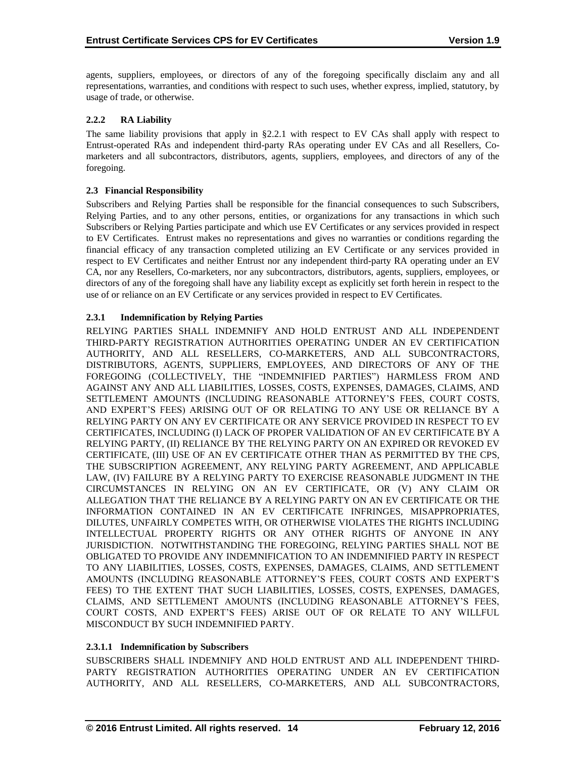agents, suppliers, employees, or directors of any of the foregoing specifically disclaim any and all representations, warranties, and conditions with respect to such uses, whether express, implied, statutory, by usage of trade, or otherwise.

#### 2.2.2 RA Liability

The same liability provisions that apply in §2.2.1 with respect to EV CAs shall apply with respect to Entrust-operated RAs and independent third-party RAs operating under EV CAs and all Resellers, Co-marketers and all subcontractors, distributors, agents, suppliers, employees, and directors of any of the foregoing.

### 2.3 Financial Responsibility

Subscribers and Relying Parties shall be responsible for the financial consequences to such Subscribers, Relying Parties, and to any other persons, entities, or organizations for any transactions in which such Subscribers or Relying Parties participate and which use EV Certificates or any services provided in respect to EV Certificates. Entrust makes no representations and gives no warranties or conditions regarding the financial efficacy of any transaction completed utilizing an EV Certificate or any services provided in respect to EV Certificates and neither Entrust nor any independent third-party RA operating under an EV CA, nor any Resellers, Co-marketers, nor any subcontractors, distributors, agents, suppliers, employees, or directors of any of the foregoing shall have any liability except as explicitly set forth herein in respect to the use of or reliance on an EV Certificate or any services provided in respect to EV Certificates.

#### 2.3.1 Indemnification by Relying Parties

RELYING PARTIES SHALL INDEMNIFY AND HOLD ENTRUST AND ALL INDEPENDENT THIRD-PARTY REGISTRATION AUTHORITIES OPERATING UNDER AN EV CERTIFICATION AUTHORITY, AND ALL RESELLERS, CO-MARKETERS, AND ALL SUBCONTRACTORS, DISTRIBUTORS, AGENTS, SUPPLIERS, EMPLOYEES, AND DIRECTORS OF ANY OF THE FOREGOING (COLLECTIVELY, THE "INDEMNIFIED PARTIES") HARMLESS FROM AND AGAINST ANY AND ALL LIABILITIES, LOSSES, COSTS, EXPENSES, DAMAGES, CLAIMS, AND SETTLEMENT AMOUNTS (INCLUDING REASONABLE ATTORNEY'S FEES, COURT COSTS, AND EXPERT'S FEES) ARISING OUT OF OR RELATING TO ANY USE OR RELIANCE BY A RELYING PARTY ON ANY EV CERTIFICATE OR ANY SERVICE PROVIDED IN RESPECT TO EV CERTIFICATES, INCLUDING (I) LACK OF PROPER VALIDATION OF AN EV CERTIFICATE BY A RELYING PARTY, (II) RELIANCE BY THE RELYING PARTY ON AN EXPIRED OR REVOKED EV CERTIFICATE, (III) USE OF AN EV CERTIFICATE OTHER THAN AS PERMITTED BY THE CPS, THE SUBSCRIPTION AGREEMENT, ANY RELYING PARTY AGREEMENT, AND APPLICABLE LAW, (IV) FAILURE BY A RELYING PARTY TO EXERCISE REASONABLE JUDGMENT IN THE CIRCUMSTANCES IN RELYING ON AN EV CERTIFICATE, OR (V) ANY CLAIM OR ALLEGATION THAT THE RELIANCE BY A RELYING PARTY ON AN EV CERTIFICATE OR THE INFORMATION CONTAINED IN AN EV CERTIFICATE INFRINGES, MISAPPROPRIATES, DILUTES, UNFAIRLY COMPETES WITH, OR OTHERWISE VIOLATES THE RIGHTS INCLUDING INTELLECTUAL PROPERTY RIGHTS OR ANY OTHER RIGHTS OF ANYONE IN ANY JURISDICTION. NOTWITHSTANDING THE FOREGOING, RELYING PARTIES SHALL NOT BE OBLIGATED TO PROVIDE ANY INDEMNIFICATION TO AN INDEMNIFIED PARTY IN RESPECT TO ANY LIABILITIES, LOSSES, COSTS, EXPENSES, DAMAGES, CLAIMS, AND SETTLEMENT AMOUNTS (INCLUDING REASONABLE ATTORNEY'S FEES, COURT COSTS AND EXPERT'S FEES) TO THE EXTENT THAT SUCH LIABILITIES, LOSSES, COSTS, EXPENSES, DAMAGES, CLAIMS, AND SETTLEMENT AMOUNTS (INCLUDING REASONABLE ATTORNEY'S FEES, COURT COSTS, AND EXPERT'S FEES) ARISE OUT OF OR RELATE TO ANY WILLFUL MISCONDUCT BY SUCH INDEMNIFIED PARTY.

##### 2.3.1.1 Indemnification by Subscribers

SUBSCRIBERS SHALL INDEMNIFY AND HOLD ENTRUST AND ALL INDEPENDENT THIRD-PARTY REGISTRATION AUTHORITIES OPERATING UNDER AN EV CERTIFICATION AUTHORITY, AND ALL RESELLERS, CO-MARKETERS, AND ALL SUBCONTRACTORS,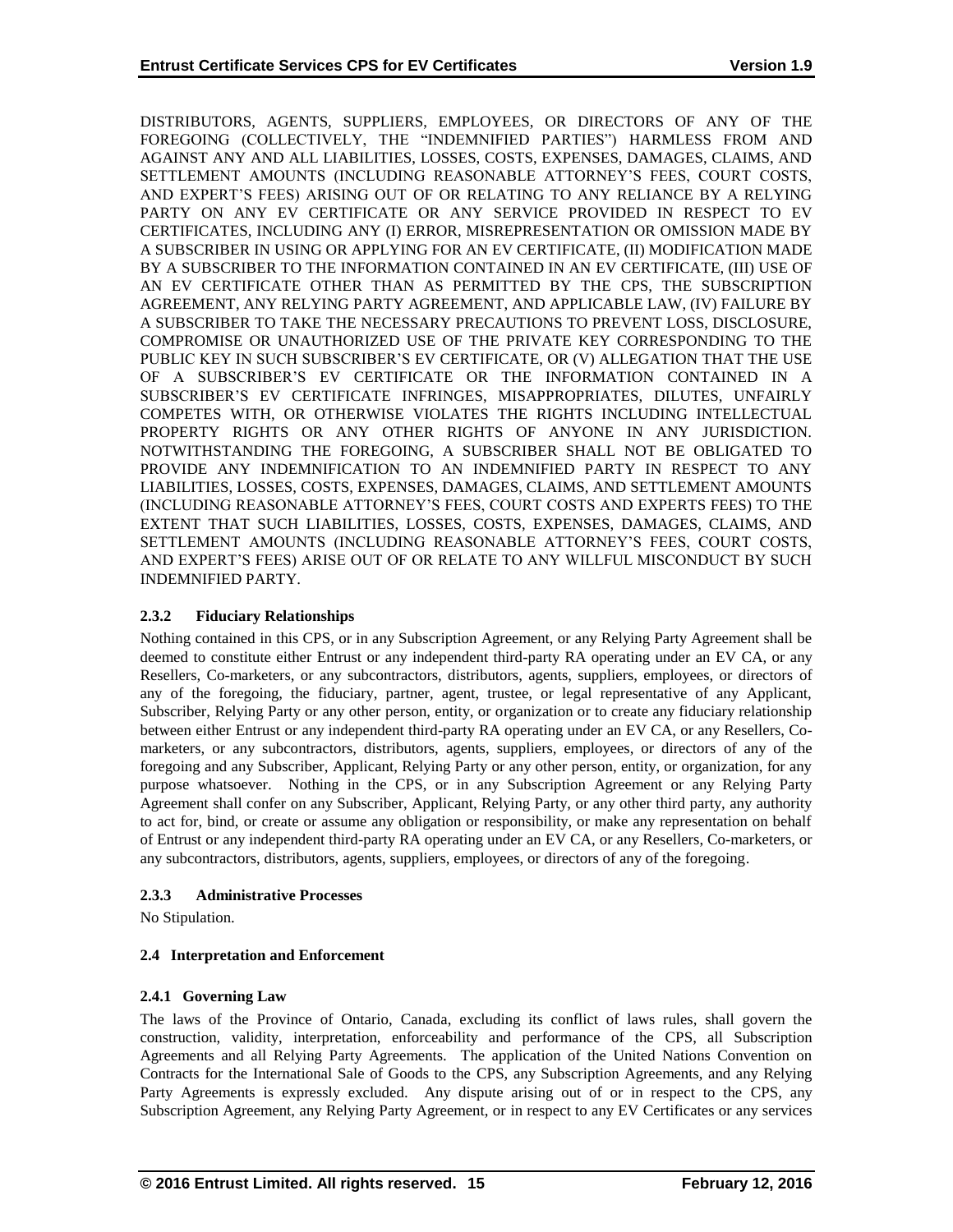DISTRIBUTORS, AGENTS, SUPPLIERS, EMPLOYEES, OR DIRECTORS OF ANY OF THE FOREGOING (COLLECTIVELY, THE "INDEMNIFIED PARTIES") HARMLESS FROM AND AGAINST ANY AND ALL LIABILITIES, LOSSES, COSTS, EXPENSES, DAMAGES, CLAIMS, AND SETTLEMENT AMOUNTS (INCLUDING REASONABLE ATTORNEY'S FEES, COURT COSTS, AND EXPERT'S FEES) ARISING OUT OF OR RELATING TO ANY RELIANCE BY A RELYING PARTY ON ANY EV CERTIFICATE OR ANY SERVICE PROVIDED IN RESPECT TO EV CERTIFICATES, INCLUDING ANY (I) ERROR, MISREPRESENTATION OR OMISSION MADE BY A SUBSCRIBER IN USING OR APPLYING FOR AN EV CERTIFICATE, (II) MODIFICATION MADE BY A SUBSCRIBER TO THE INFORMATION CONTAINED IN AN EV CERTIFICATE, (III) USE OF AN EV CERTIFICATE OTHER THAN AS PERMITTED BY THE CPS, THE SUBSCRIPTION AGREEMENT, ANY RELYING PARTY AGREEMENT, AND APPLICABLE LAW, (IV) FAILURE BY A SUBSCRIBER TO TAKE THE NECESSARY PRECAUTIONS TO PREVENT LOSS, DISCLOSURE, COMPROMISE OR UNAUTHORIZED USE OF THE PRIVATE KEY CORRESPONDING TO THE PUBLIC KEY IN SUCH SUBSCRIBER'S EV CERTIFICATE, OR (V) ALLEGATION THAT THE USE OF A SUBSCRIBER'S EV CERTIFICATE OR THE INFORMATION CONTAINED IN A SUBSCRIBER'S EV CERTIFICATE INFRINGES, MISAPPROPRIATES, DILUTES, UNFAIRLY COMPETES WITH, OR OTHERWISE VIOLATES THE RIGHTS INCLUDING INTELLECTUAL PROPERTY RIGHTS OR ANY OTHER RIGHTS OF ANYONE IN ANY JURISDICTION. NOTWITHSTANDING THE FOREGOING, A SUBSCRIBER SHALL NOT BE OBLIGATED TO PROVIDE ANY INDEMNIFICATION TO AN INDEMNIFIED PARTY IN RESPECT TO ANY LIABILITIES, LOSSES, COSTS, EXPENSES, DAMAGES, CLAIMS, AND SETTLEMENT AMOUNTS (INCLUDING REASONABLE ATTORNEY'S FEES, COURT COSTS AND EXPERTS FEES) TO THE EXTENT THAT SUCH LIABILITIES, LOSSES, COSTS, EXPENSES, DAMAGES, CLAIMS, AND SETTLEMENT AMOUNTS (INCLUDING REASONABLE ATTORNEY'S FEES, COURT COSTS, AND EXPERT'S FEES) ARISE OUT OF OR RELATE TO ANY WILLFUL MISCONDUCT BY SUCH INDEMNIFIED PARTY.

### 2.3.2 Fiduciary Relationships

Nothing contained in this CPS, or in any Subscription Agreement, or any Relying Party Agreement shall be deemed to constitute either Entrust or any independent third-party RA operating under an EV CA, or any Resellers, Co-marketers, or any subcontractors, distributors, agents, suppliers, employees, or directors of any of the foregoing, the fiduciary, partner, agent, trustee, or legal representative of any Applicant, Subscriber, Relying Party or any other person, entity, or organization or to create any fiduciary relationship between either Entrust or any independent third-party RA operating under an EV CA, or any Resellers, Co-marketers, or any subcontractors, distributors, agents, suppliers, employees, or directors of any of the foregoing and any Subscriber, Applicant, Relying Party or any other person, entity, or organization, for any purpose whatsoever. Nothing in the CPS, or in any Subscription Agreement or any Relying Party Agreement shall confer on any Subscriber, Applicant, Relying Party, or any other third party, any authority to act for, bind, or create or assume any obligation or responsibility, or make any representation on behalf of Entrust or any independent third-party RA operating under an EV CA, or any Resellers, Co-marketers, or any subcontractors, distributors, agents, suppliers, employees, or directors of any of the foregoing.

### 2.3.3 Administrative Processes

No Stipulation.

## 2.4 Interpretation and Enforcement

### 2.4.1 Governing Law

The laws of the Province of Ontario, Canada, excluding its conflict of laws rules, shall govern the construction, validity, interpretation, enforceability and performance of the CPS, all Subscription Agreements and all Relying Party Agreements. The application of the United Nations Convention on Contracts for the International Sale of Goods to the CPS, any Subscription Agreements, and any Relying Party Agreements is expressly excluded. Any dispute arising out of or in respect to the CPS, any Subscription Agreement, any Relying Party Agreement, or in respect to any EV Certificates or any services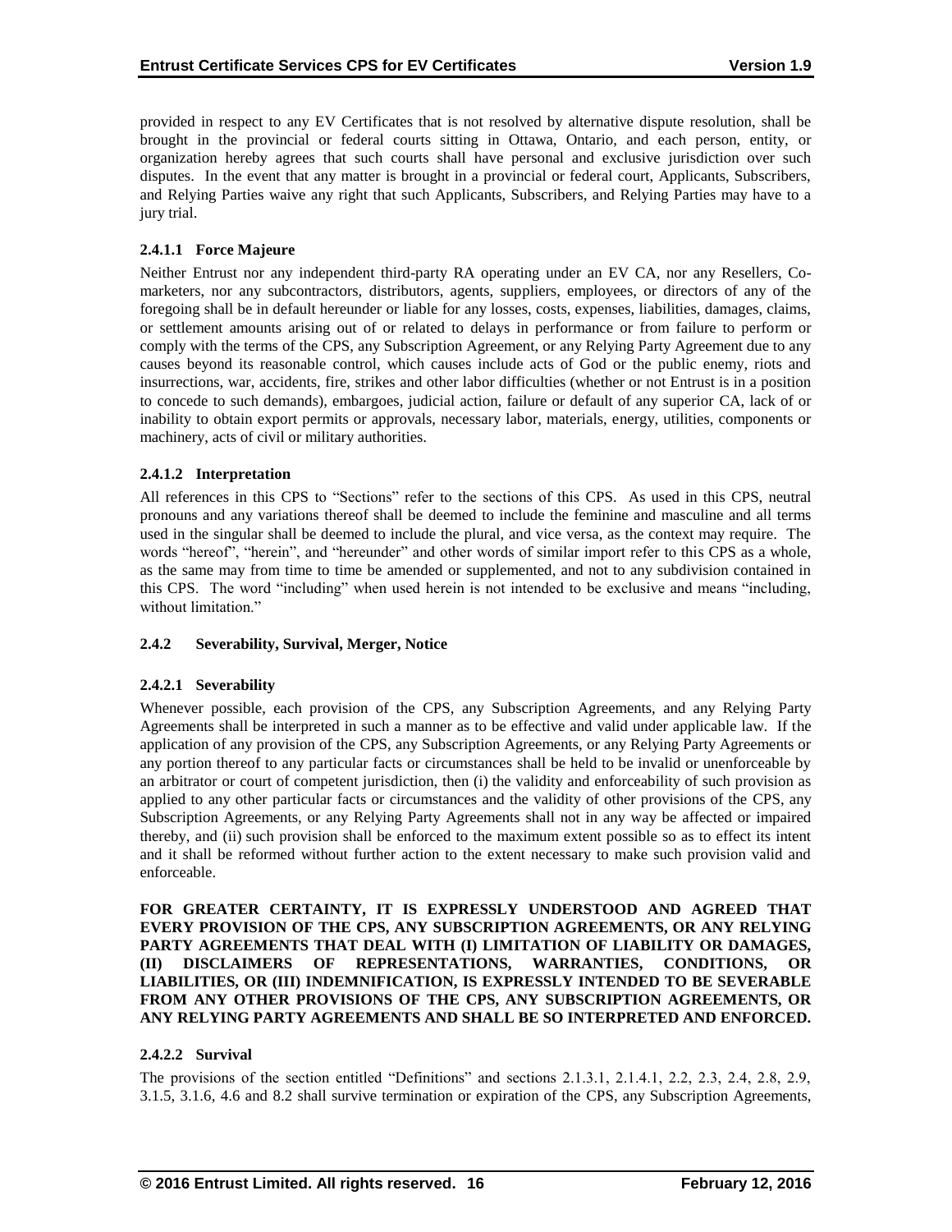provided in respect to any EV Certificates that is not resolved by alternative dispute resolution, shall be brought in the provincial or federal courts sitting in Ottawa, Ontario, and each person, entity, or organization hereby agrees that such courts shall have personal and exclusive jurisdiction over such disputes. In the event that any matter is brought in a provincial or federal court, Applicants, Subscribers, and Relying Parties waive any right that such Applicants, Subscribers, and Relying Parties may have to a jury trial.

#### 2.4.1.1 Force Majeure

Neither Entrust nor any independent third-party RA operating under an EV CA, nor any Resellers, Co-marketers, nor any subcontractors, distributors, agents, suppliers, employees, or directors of any of the foregoing shall be in default hereunder or liable for any losses, costs, expenses, liabilities, damages, claims, or settlement amounts arising out of or related to delays in performance or from failure to perform or comply with the terms of the CPS, any Subscription Agreement, or any Relying Party Agreement due to any causes beyond its reasonable control, which causes include acts of God or the public enemy, riots and insurrections, war, accidents, fire, strikes and other labor difficulties (whether or not Entrust is in a position to concede to such demands), embargoes, judicial action, failure or default of any superior CA, lack of or inability to obtain export permits or approvals, necessary labor, materials, energy, utilities, components or machinery, acts of civil or military authorities.

#### 2.4.1.2 Interpretation

All references in this CPS to "Sections" refer to the sections of this CPS. As used in this CPS, neutral pronouns and any variations thereof shall be deemed to include the feminine and masculine and all terms used in the singular shall be deemed to include the plural, and vice versa, as the context may require. The words "hereof", "herein", and "hereunder" and other words of similar import refer to this CPS as a whole, as the same may from time to time be amended or supplemented, and not to any subdivision contained in this CPS. The word "including" when used herein is not intended to be exclusive and means "including, without limitation."

### 2.4.2 Severability, Survival, Merger, Notice

#### 2.4.2.1 Severability

Whenever possible, each provision of the CPS, any Subscription Agreements, and any Relying Party Agreements shall be interpreted in such a manner as to be effective and valid under applicable law. If the application of any provision of the CPS, any Subscription Agreements, or any Relying Party Agreements or any portion thereof to any particular facts or circumstances shall be held to be invalid or unenforceable by an arbitrator or court of competent jurisdiction, then (i) the validity and enforceability of such provision as applied to any other particular facts or circumstances and the validity of other provisions of the CPS, any Subscription Agreements, or any Relying Party Agreements shall not in any way be affected or impaired thereby, and (ii) such provision shall be enforced to the maximum extent possible so as to effect its intent and it shall be reformed without further action to the extent necessary to make such provision valid and enforceable.

**FOR GREATER CERTAINTY, IT IS EXPRESSLY UNDERSTOOD AND AGREED THAT EVERY PROVISION OF THE CPS, ANY SUBSCRIPTION AGREEMENTS, OR ANY RELYING PARTY AGREEMENTS THAT DEAL WITH (I) LIMITATION OF LIABILITY OR DAMAGES, (II) DISCLAIMERS OF REPRESENTATIONS, WARRANTIES, CONDITIONS, OR LIABILITIES, OR (III) INDEMNIFICATION, IS EXPRESSLY INTENDED TO BE SEVERABLE FROM ANY OTHER PROVISIONS OF THE CPS, ANY SUBSCRIPTION AGREEMENTS, OR ANY RELYING PARTY AGREEMENTS AND SHALL BE SO INTERPRETED AND ENFORCED.**

#### 2.4.2.2 Survival

The provisions of the section entitled "Definitions" and sections 2.1.3.1, 2.1.4.1, 2.2, 2.3, 2.4, 2.8, 2.9, 3.1.5, 3.1.6, 4.6 and 8.2 shall survive termination or expiration of the CPS, any Subscription Agreements,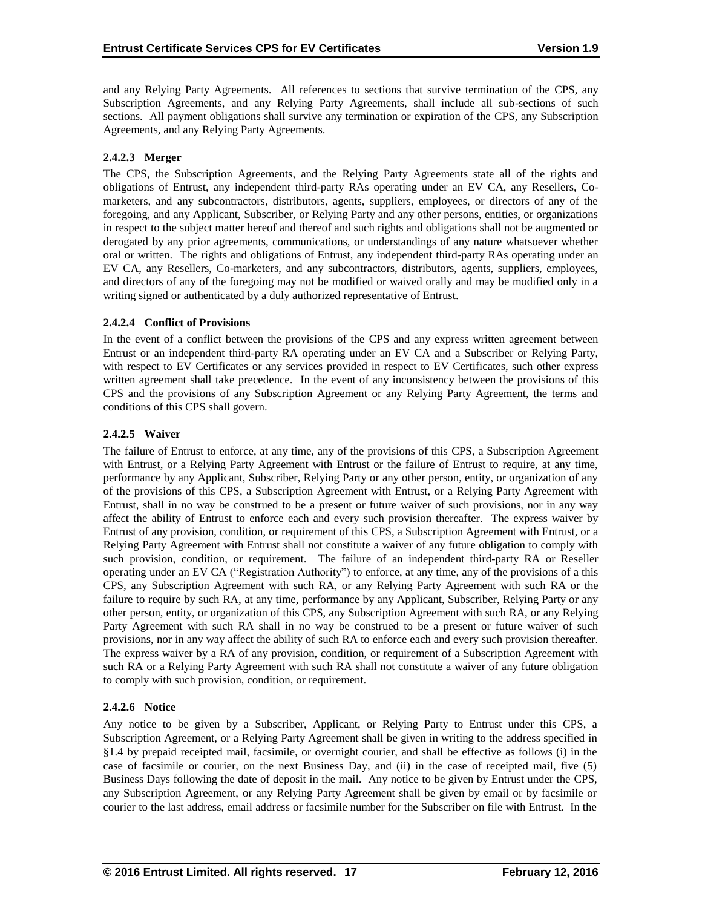and any Relying Party Agreements. All references to sections that survive termination of the CPS, any Subscription Agreements, and any Relying Party Agreements, shall include all sub-sections of such sections. All payment obligations shall survive any termination or expiration of the CPS, any Subscription Agreements, and any Relying Party Agreements.

#### 2.4.2.3 Merger

The CPS, the Subscription Agreements, and the Relying Party Agreements state all of the rights and obligations of Entrust, any independent third-party RAs operating under an EV CA, any Resellers, Co-marketers, and any subcontractors, distributors, agents, suppliers, employees, or directors of any of the foregoing, and any Applicant, Subscriber, or Relying Party and any other persons, entities, or organizations in respect to the subject matter hereof and thereof and such rights and obligations shall not be augmented or derogated by any prior agreements, communications, or understandings of any nature whatsoever whether oral or written. The rights and obligations of Entrust, any independent third-party RAs operating under an EV CA, any Resellers, Co-marketers, and any subcontractors, distributors, agents, suppliers, employees, and directors of any of the foregoing may not be modified or waived orally and may be modified only in a writing signed or authenticated by a duly authorized representative of Entrust.

#### 2.4.2.4 Conflict of Provisions

In the event of a conflict between the provisions of the CPS and any express written agreement between Entrust or an independent third-party RA operating under an EV CA and a Subscriber or Relying Party, with respect to EV Certificates or any services provided in respect to EV Certificates, such other express written agreement shall take precedence. In the event of any inconsistency between the provisions of this CPS and the provisions of any Subscription Agreement or any Relying Party Agreement, the terms and conditions of this CPS shall govern.

#### 2.4.2.5 Waiver

The failure of Entrust to enforce, at any time, any of the provisions of this CPS, a Subscription Agreement with Entrust, or a Relying Party Agreement with Entrust or the failure of Entrust to require, at any time, performance by any Applicant, Subscriber, Relying Party or any other person, entity, or organization of any of the provisions of this CPS, a Subscription Agreement with Entrust, or a Relying Party Agreement with Entrust, shall in no way be construed to be a present or future waiver of such provisions, nor in any way affect the ability of Entrust to enforce each and every such provision thereafter. The express waiver by Entrust of any provision, condition, or requirement of this CPS, a Subscription Agreement with Entrust, or a Relying Party Agreement with Entrust shall not constitute a waiver of any future obligation to comply with such provision, condition, or requirement. The failure of an independent third-party RA or Reseller operating under an EV CA ("Registration Authority") to enforce, at any time, any of the provisions of a this CPS, any Subscription Agreement with such RA, or any Relying Party Agreement with such RA or the failure to require by such RA, at any time, performance by any Applicant, Subscriber, Relying Party or any other person, entity, or organization of this CPS, any Subscription Agreement with such RA, or any Relying Party Agreement with such RA shall in no way be construed to be a present or future waiver of such provisions, nor in any way affect the ability of such RA to enforce each and every such provision thereafter. The express waiver by a RA of any provision, condition, or requirement of a Subscription Agreement with such RA or a Relying Party Agreement with such RA shall not constitute a waiver of any future obligation to comply with such provision, condition, or requirement.

#### 2.4.2.6 Notice

Any notice to be given by a Subscriber, Applicant, or Relying Party to Entrust under this CPS, a Subscription Agreement, or a Relying Party Agreement shall be given in writing to the address specified in §1.4 by prepaid receipted mail, facsimile, or overnight courier, and shall be effective as follows (i) in the case of facsimile or courier, on the next Business Day, and (ii) in the case of receipted mail, five (5) Business Days following the date of deposit in the mail. Any notice to be given by Entrust under the CPS, any Subscription Agreement, or any Relying Party Agreement shall be given by email or by facsimile or courier to the last address, email address or facsimile number for the Subscriber on file with Entrust. In the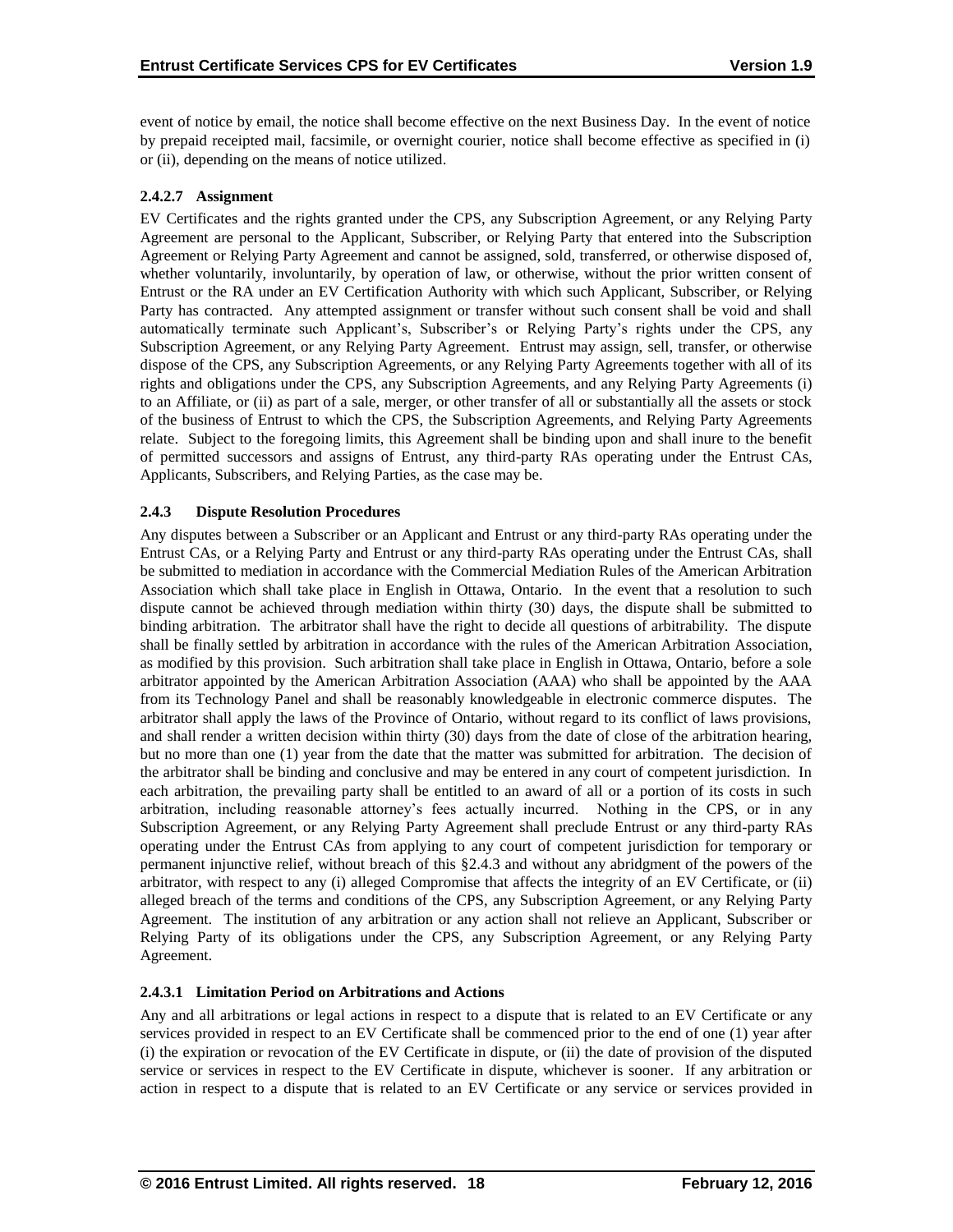event of notice by email, the notice shall become effective on the next Business Day. In the event of notice by prepaid receipted mail, facsimile, or overnight courier, notice shall become effective as specified in (i) or (ii), depending on the means of notice utilized.

#### 2.4.2.7 Assignment

EV Certificates and the rights granted under the CPS, any Subscription Agreement, or any Relying Party Agreement are personal to the Applicant, Subscriber, or Relying Party that entered into the Subscription Agreement or Relying Party Agreement and cannot be assigned, sold, transferred, or otherwise disposed of, whether voluntarily, involuntarily, by operation of law, or otherwise, without the prior written consent of Entrust or the RA under an EV Certification Authority with which such Applicant, Subscriber, or Relying Party has contracted. Any attempted assignment or transfer without such consent shall be void and shall automatically terminate such Applicant's, Subscriber's or Relying Party's rights under the CPS, any Subscription Agreement, or any Relying Party Agreement. Entrust may assign, sell, transfer, or otherwise dispose of the CPS, any Subscription Agreements, or any Relying Party Agreements together with all of its rights and obligations under the CPS, any Subscription Agreements, and any Relying Party Agreements (i) to an Affiliate, or (ii) as part of a sale, merger, or other transfer of all or substantially all the assets or stock of the business of Entrust to which the CPS, the Subscription Agreements, and Relying Party Agreements relate. Subject to the foregoing limits, this Agreement shall be binding upon and shall inure to the benefit of permitted successors and assigns of Entrust, any third-party RAs operating under the Entrust CAs, Applicants, Subscribers, and Relying Parties, as the case may be.

### 2.4.3 Dispute Resolution Procedures

Any disputes between a Subscriber or an Applicant and Entrust or any third-party RAs operating under the Entrust CAs, or a Relying Party and Entrust or any third-party RAs operating under the Entrust CAs, shall be submitted to mediation in accordance with the Commercial Mediation Rules of the American Arbitration Association which shall take place in English in Ottawa, Ontario. In the event that a resolution to such dispute cannot be achieved through mediation within thirty (30) days, the dispute shall be submitted to binding arbitration. The arbitrator shall have the right to decide all questions of arbitrability. The dispute shall be finally settled by arbitration in accordance with the rules of the American Arbitration Association, as modified by this provision. Such arbitration shall take place in English in Ottawa, Ontario, before a sole arbitrator appointed by the American Arbitration Association (AAA) who shall be appointed by the AAA from its Technology Panel and shall be reasonably knowledgeable in electronic commerce disputes. The arbitrator shall apply the laws of the Province of Ontario, without regard to its conflict of laws provisions, and shall render a written decision within thirty (30) days from the date of close of the arbitration hearing, but no more than one (1) year from the date that the matter was submitted for arbitration. The decision of the arbitrator shall be binding and conclusive and may be entered in any court of competent jurisdiction. In each arbitration, the prevailing party shall be entitled to an award of all or a portion of its costs in such arbitration, including reasonable attorney's fees actually incurred. Nothing in the CPS, or in any Subscription Agreement, or any Relying Party Agreement shall preclude Entrust or any third-party RAs operating under the Entrust CAs from applying to any court of competent jurisdiction for temporary or permanent injunctive relief, without breach of this §2.4.3 and without any abridgment of the powers of the arbitrator, with respect to any (i) alleged Compromise that affects the integrity of an EV Certificate, or (ii) alleged breach of the terms and conditions of the CPS, any Subscription Agreement, or any Relying Party Agreement. The institution of any arbitration or any action shall not relieve an Applicant, Subscriber or Relying Party of its obligations under the CPS, any Subscription Agreement, or any Relying Party Agreement.

#### 2.4.3.1 Limitation Period on Arbitrations and Actions

Any and all arbitrations or legal actions in respect to a dispute that is related to an EV Certificate or any services provided in respect to an EV Certificate shall be commenced prior to the end of one (1) year after (i) the expiration or revocation of the EV Certificate in dispute, or (ii) the date of provision of the disputed service or services in respect to the EV Certificate in dispute, whichever is sooner. If any arbitration or action in respect to a dispute that is related to an EV Certificate or any service or services provided in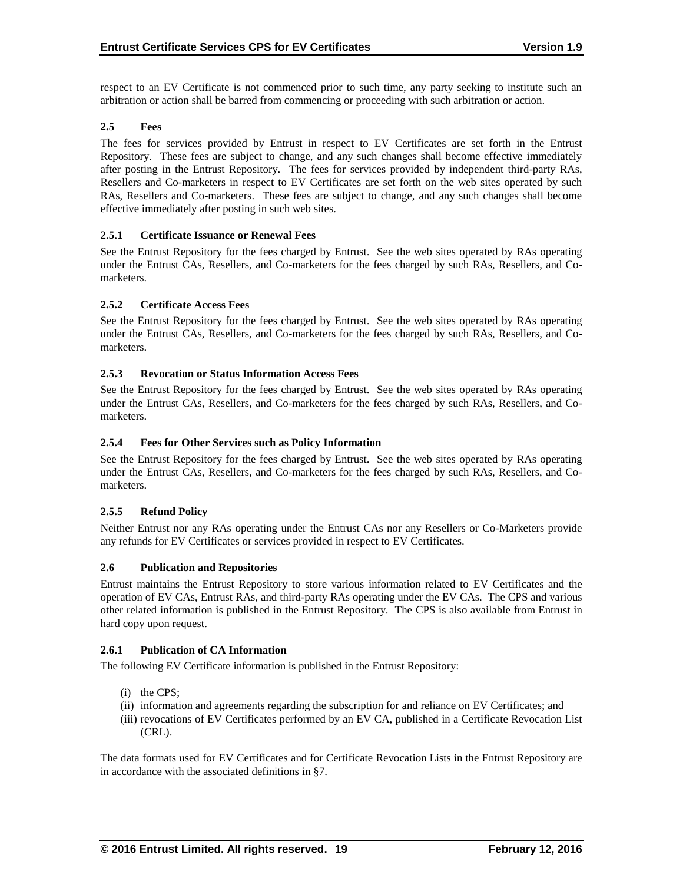respect to an EV Certificate is not commenced prior to such time, any party seeking to institute such an arbitration or action shall be barred from commencing or proceeding with such arbitration or action.

### 2.5 Fees

The fees for services provided by Entrust in respect to EV Certificates are set forth in the Entrust Repository. These fees are subject to change, and any such changes shall become effective immediately after posting in the Entrust Repository. The fees for services provided by independent third-party RAs, Resellers and Co-marketers in respect to EV Certificates are set forth on the web sites operated by such RAs, Resellers and Co-marketers. These fees are subject to change, and any such changes shall become effective immediately after posting in such web sites.

#### 2.5.1 Certificate Issuance or Renewal Fees

See the Entrust Repository for the fees charged by Entrust. See the web sites operated by RAs operating under the Entrust CAs, Resellers, and Co-marketers for the fees charged by such RAs, Resellers, and Co-marketers.

#### 2.5.2 Certificate Access Fees

See the Entrust Repository for the fees charged by Entrust. See the web sites operated by RAs operating under the Entrust CAs, Resellers, and Co-marketers for the fees charged by such RAs, Resellers, and Co-marketers.

#### 2.5.3 Revocation or Status Information Access Fees

See the Entrust Repository for the fees charged by Entrust. See the web sites operated by RAs operating under the Entrust CAs, Resellers, and Co-marketers for the fees charged by such RAs, Resellers, and Co-marketers.

#### 2.5.4 Fees for Other Services such as Policy Information

See the Entrust Repository for the fees charged by Entrust. See the web sites operated by RAs operating under the Entrust CAs, Resellers, and Co-marketers for the fees charged by such RAs, Resellers, and Co-marketers.

#### 2.5.5 Refund Policy

Neither Entrust nor any RAs operating under the Entrust CAs nor any Resellers or Co-Marketers provide any refunds for EV Certificates or services provided in respect to EV Certificates.

### 2.6 Publication and Repositories

Entrust maintains the Entrust Repository to store various information related to EV Certificates and the operation of EV CAs, Entrust RAs, and third-party RAs operating under the EV CAs. The CPS and various other related information is published in the Entrust Repository. The CPS is also available from Entrust in hard copy upon request.

#### 2.6.1 Publication of CA Information

The following EV Certificate information is published in the Entrust Repository:

(i) the CPS;
(ii) information and agreements regarding the subscription for and reliance on EV Certificates; and
(iii) revocations of EV Certificates performed by an EV CA, published in a Certificate Revocation List (CRL).

The data formats used for EV Certificates and for Certificate Revocation Lists in the Entrust Repository are in accordance with the associated definitions in §7.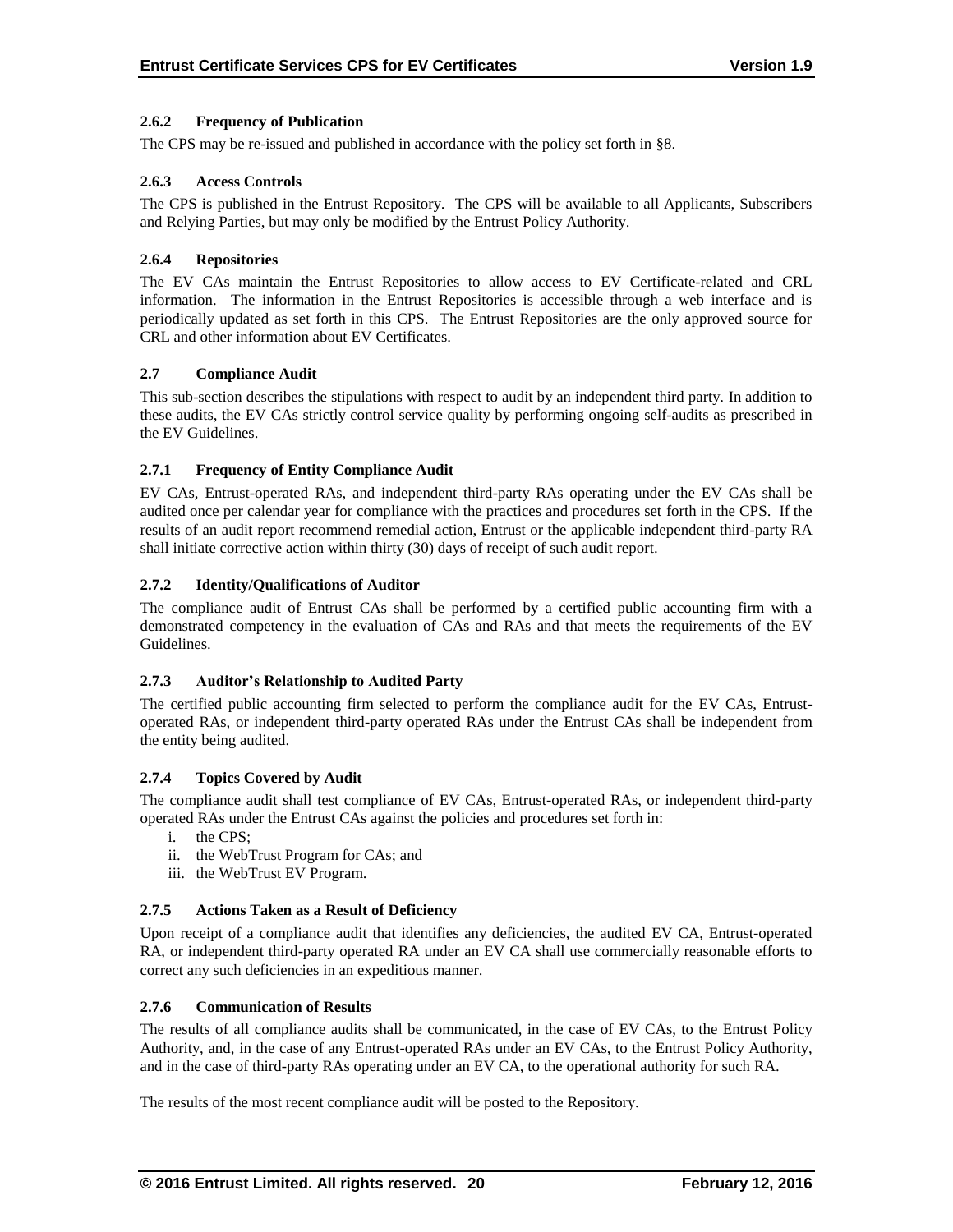#### 2.6.2 Frequency of Publication

The CPS may be re-issued and published in accordance with the policy set forth in §8.

#### 2.6.3 Access Controls

The CPS is published in the Entrust Repository. The CPS will be available to all Applicants, Subscribers and Relying Parties, but may only be modified by the Entrust Policy Authority.

#### 2.6.4 Repositories

The EV CAs maintain the Entrust Repositories to allow access to EV Certificate-related and CRL information. The information in the Entrust Repositories is accessible through a web interface and is periodically updated as set forth in this CPS. The Entrust Repositories are the only approved source for CRL and other information about EV Certificates.

### 2.7 Compliance Audit

This sub-section describes the stipulations with respect to audit by an independent third party. In addition to these audits, the EV CAs strictly control service quality by performing ongoing self-audits as prescribed in the EV Guidelines.

#### 2.7.1 Frequency of Entity Compliance Audit

EV CAs, Entrust-operated RAs, and independent third-party RAs operating under the EV CAs shall be audited once per calendar year for compliance with the practices and procedures set forth in the CPS. If the results of an audit report recommend remedial action, Entrust or the applicable independent third-party RA shall initiate corrective action within thirty (30) days of receipt of such audit report.

#### 2.7.2 Identity/Qualifications of Auditor

The compliance audit of Entrust CAs shall be performed by a certified public accounting firm with a demonstrated competency in the evaluation of CAs and RAs and that meets the requirements of the EV Guidelines.

#### 2.7.3 Auditor's Relationship to Audited Party

The certified public accounting firm selected to perform the compliance audit for the EV CAs, Entrust-operated RAs, or independent third-party operated RAs under the Entrust CAs shall be independent from the entity being audited.

#### 2.7.4 Topics Covered by Audit

The compliance audit shall test compliance of EV CAs, Entrust-operated RAs, or independent third-party operated RAs under the Entrust CAs against the policies and procedures set forth in:

i. the CPS;
ii. the WebTrust Program for CAs; and
iii. the WebTrust EV Program.

#### 2.7.5 Actions Taken as a Result of Deficiency

Upon receipt of a compliance audit that identifies any deficiencies, the audited EV CA, Entrust-operated RA, or independent third-party operated RA under an EV CA shall use commercially reasonable efforts to correct any such deficiencies in an expeditious manner.

#### 2.7.6 Communication of Results

The results of all compliance audits shall be communicated, in the case of EV CAs, to the Entrust Policy Authority, and, in the case of any Entrust-operated RAs under an EV CAs, to the Entrust Policy Authority, and in the case of third-party RAs operating under an EV CA, to the operational authority for such RA.

The results of the most recent compliance audit will be posted to the Repository.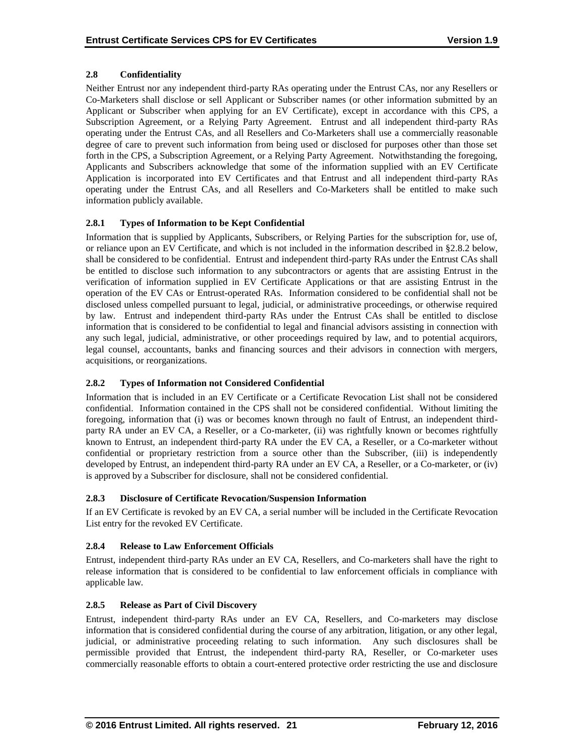### 2.8 Confidentiality

Neither Entrust nor any independent third-party RAs operating under the Entrust CAs, nor any Resellers or Co-Marketers shall disclose or sell Applicant or Subscriber names (or other information submitted by an Applicant or Subscriber when applying for an EV Certificate), except in accordance with this CPS, a Subscription Agreement, or a Relying Party Agreement. Entrust and all independent third-party RAs operating under the Entrust CAs, and all Resellers and Co-Marketers shall use a commercially reasonable degree of care to prevent such information from being used or disclosed for purposes other than those set forth in the CPS, a Subscription Agreement, or a Relying Party Agreement. Notwithstanding the foregoing, Applicants and Subscribers acknowledge that some of the information supplied with an EV Certificate Application is incorporated into EV Certificates and that Entrust and all independent third-party RAs operating under the Entrust CAs, and all Resellers and Co-Marketers shall be entitled to make such information publicly available.

#### 2.8.1 Types of Information to be Kept Confidential

Information that is supplied by Applicants, Subscribers, or Relying Parties for the subscription for, use of, or reliance upon an EV Certificate, and which is not included in the information described in §2.8.2 below, shall be considered to be confidential. Entrust and independent third-party RAs under the Entrust CAs shall be entitled to disclose such information to any subcontractors or agents that are assisting Entrust in the verification of information supplied in EV Certificate Applications or that are assisting Entrust in the operation of the EV CAs or Entrust-operated RAs. Information considered to be confidential shall not be disclosed unless compelled pursuant to legal, judicial, or administrative proceedings, or otherwise required by law. Entrust and independent third-party RAs under the Entrust CAs shall be entitled to disclose information that is considered to be confidential to legal and financial advisors assisting in connection with any such legal, judicial, administrative, or other proceedings required by law, and to potential acquirors, legal counsel, accountants, banks and financing sources and their advisors in connection with mergers, acquisitions, or reorganizations.

#### 2.8.2 Types of Information not Considered Confidential

Information that is included in an EV Certificate or a Certificate Revocation List shall not be considered confidential. Information contained in the CPS shall not be considered confidential. Without limiting the foregoing, information that (i) was or becomes known through no fault of Entrust, an independent third-party RA under an EV CA, a Reseller, or a Co-marketer, (ii) was rightfully known or becomes rightfully known to Entrust, an independent third-party RA under the EV CA, a Reseller, or a Co-marketer without confidential or proprietary restriction from a source other than the Subscriber, (iii) is independently developed by Entrust, an independent third-party RA under an EV CA, a Reseller, or a Co-marketer, or (iv) is approved by a Subscriber for disclosure, shall not be considered confidential.

#### 2.8.3 Disclosure of Certificate Revocation/Suspension Information

If an EV Certificate is revoked by an EV CA, a serial number will be included in the Certificate Revocation List entry for the revoked EV Certificate.

#### 2.8.4 Release to Law Enforcement Officials

Entrust, independent third-party RAs under an EV CA, Resellers, and Co-marketers shall have the right to release information that is considered to be confidential to law enforcement officials in compliance with applicable law.

#### 2.8.5 Release as Part of Civil Discovery

Entrust, independent third-party RAs under an EV CA, Resellers, and Co-marketers may disclose information that is considered confidential during the course of any arbitration, litigation, or any other legal, judicial, or administrative proceeding relating to such information. Any such disclosures shall be permissible provided that Entrust, the independent third-party RA, Reseller, or Co-marketer uses commercially reasonable efforts to obtain a court-entered protective order restricting the use and disclosure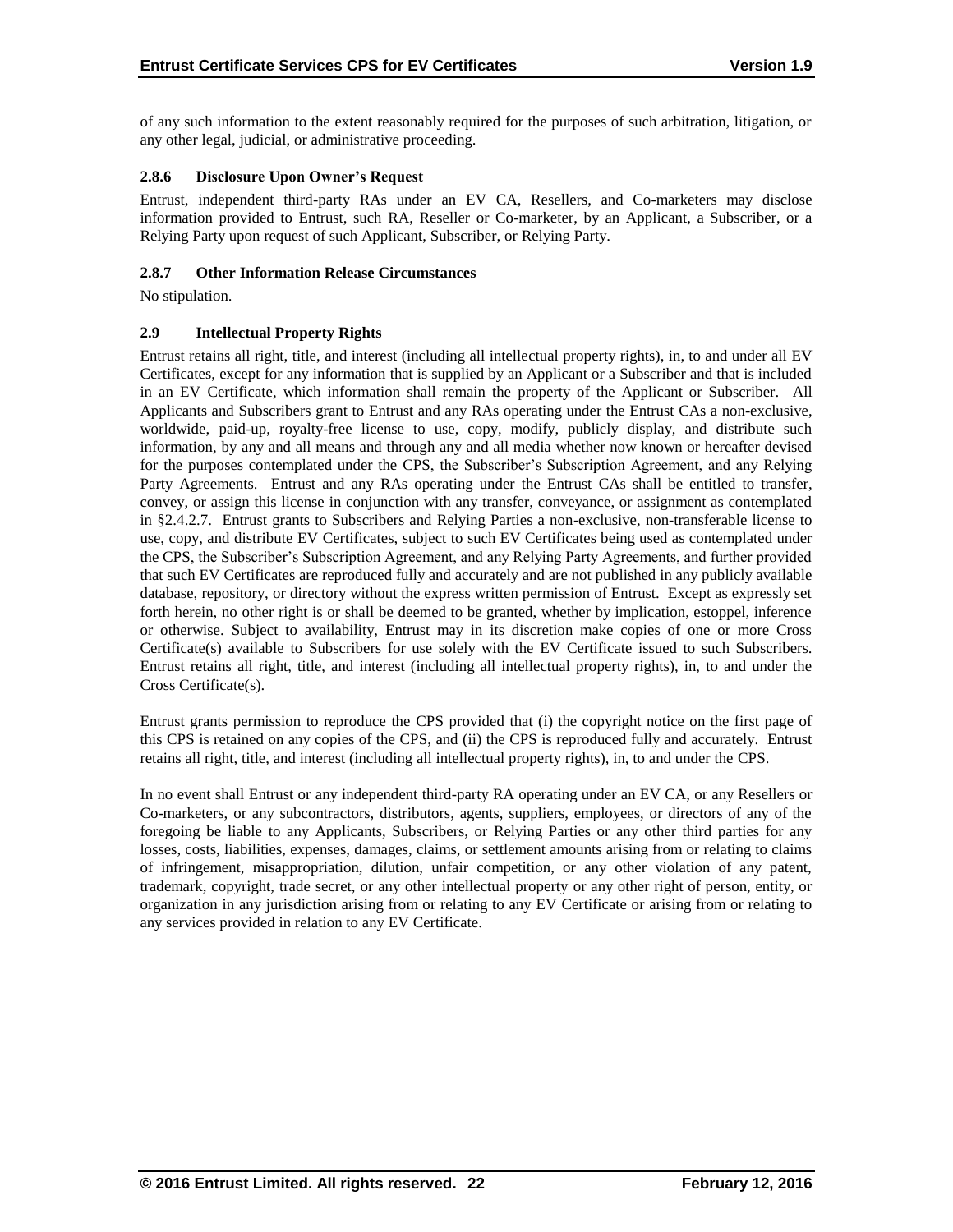of any such information to the extent reasonably required for the purposes of such arbitration, litigation, or any other legal, judicial, or administrative proceeding.

### 2.8.6 Disclosure Upon Owner's Request

Entrust, independent third-party RAs under an EV CA, Resellers, and Co-marketers may disclose information provided to Entrust, such RA, Reseller or Co-marketer, by an Applicant, a Subscriber, or a Relying Party upon request of such Applicant, Subscriber, or Relying Party.

### 2.8.7 Other Information Release Circumstances

No stipulation.

## 2.9 Intellectual Property Rights

Entrust retains all right, title, and interest (including all intellectual property rights), in, to and under all EV Certificates, except for any information that is supplied by an Applicant or a Subscriber and that is included in an EV Certificate, which information shall remain the property of the Applicant or Subscriber. All Applicants and Subscribers grant to Entrust and any RAs operating under the Entrust CAs a non-exclusive, worldwide, paid-up, royalty-free license to use, copy, modify, publicly display, and distribute such information, by any and all means and through any and all media whether now known or hereafter devised for the purposes contemplated under the CPS, the Subscriber's Subscription Agreement, and any Relying Party Agreements. Entrust and any RAs operating under the Entrust CAs shall be entitled to transfer, convey, or assign this license in conjunction with any transfer, conveyance, or assignment as contemplated in §2.4.2.7. Entrust grants to Subscribers and Relying Parties a non-exclusive, non-transferable license to use, copy, and distribute EV Certificates, subject to such EV Certificates being used as contemplated under the CPS, the Subscriber's Subscription Agreement, and any Relying Party Agreements, and further provided that such EV Certificates are reproduced fully and accurately and are not published in any publicly available database, repository, or directory without the express written permission of Entrust. Except as expressly set forth herein, no other right is or shall be deemed to be granted, whether by implication, estoppel, inference or otherwise. Subject to availability, Entrust may in its discretion make copies of one or more Cross Certificate(s) available to Subscribers for use solely with the EV Certificate issued to such Subscribers. Entrust retains all right, title, and interest (including all intellectual property rights), in, to and under the Cross Certificate(s).

Entrust grants permission to reproduce the CPS provided that (i) the copyright notice on the first page of this CPS is retained on any copies of the CPS, and (ii) the CPS is reproduced fully and accurately. Entrust retains all right, title, and interest (including all intellectual property rights), in, to and under the CPS.

In no event shall Entrust or any independent third-party RA operating under an EV CA, or any Resellers or Co-marketers, or any subcontractors, distributors, agents, suppliers, employees, or directors of any of the foregoing be liable to any Applicants, Subscribers, or Relying Parties or any other third parties for any losses, costs, liabilities, expenses, damages, claims, or settlement amounts arising from or relating to claims of infringement, misappropriation, dilution, unfair competition, or any other violation of any patent, trademark, copyright, trade secret, or any other intellectual property or any other right of person, entity, or organization in any jurisdiction arising from or relating to any EV Certificate or arising from or relating to any services provided in relation to any EV Certificate.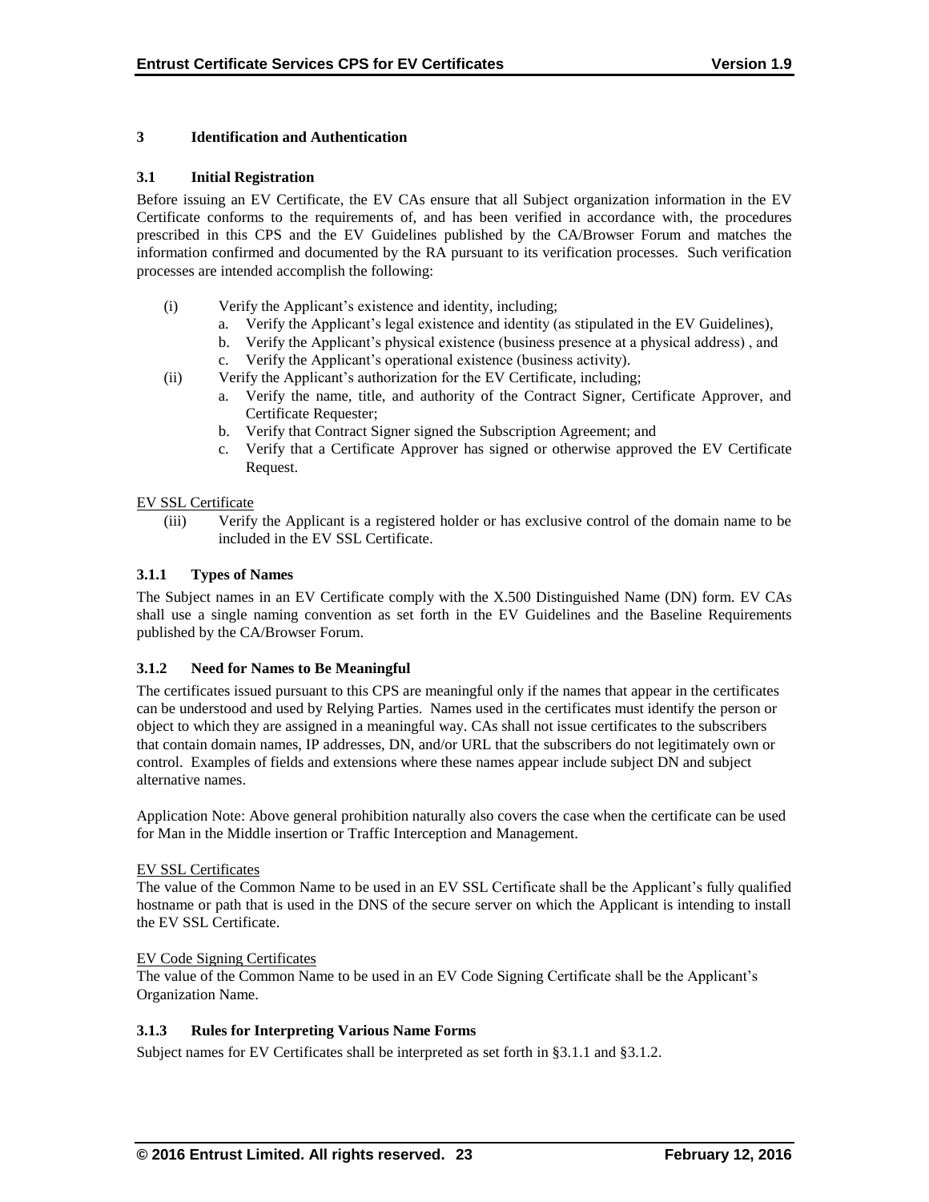# 3 Identification and Authentication

## 3.1 Initial Registration

Before issuing an EV Certificate, the EV CAs ensure that all Subject organization information in the EV Certificate conforms to the requirements of, and has been verified in accordance with, the procedures prescribed in this CPS and the EV Guidelines published by the CA/Browser Forum and matches the information confirmed and documented by the RA pursuant to its verification processes. Such verification processes are intended accomplish the following:

(i) Verify the Applicant's existence and identity, including;
   a. Verify the Applicant's legal existence and identity (as stipulated in the EV Guidelines),
   b. Verify the Applicant's physical existence (business presence at a physical address) , and
   c. Verify the Applicant's operational existence (business activity).

(ii) Verify the Applicant's authorization for the EV Certificate, including;
   a. Verify the name, title, and authority of the Contract Signer, Certificate Approver, and Certificate Requester;
   b. Verify that Contract Signer signed the Subscription Agreement; and
   c. Verify that a Certificate Approver has signed or otherwise approved the EV Certificate Request.

EV SSL Certificate

(iii) Verify the Applicant is a registered holder or has exclusive control of the domain name to be included in the EV SSL Certificate.

### 3.1.1 Types of Names

The Subject names in an EV Certificate comply with the X.500 Distinguished Name (DN) form. EV CAs shall use a single naming convention as set forth in the EV Guidelines and the Baseline Requirements published by the CA/Browser Forum.

### 3.1.2 Need for Names to Be Meaningful

The certificates issued pursuant to this CPS are meaningful only if the names that appear in the certificates can be understood and used by Relying Parties. Names used in the certificates must identify the person or object to which they are assigned in a meaningful way. CAs shall not issue certificates to the subscribers that contain domain names, IP addresses, DN, and/or URL that the subscribers do not legitimately own or control. Examples of fields and extensions where these names appear include subject DN and subject alternative names.

Application Note: Above general prohibition naturally also covers the case when the certificate can be used for Man in the Middle insertion or Traffic Interception and Management.

EV SSL Certificates

The value of the Common Name to be used in an EV SSL Certificate shall be the Applicant's fully qualified hostname or path that is used in the DNS of the secure server on which the Applicant is intending to install the EV SSL Certificate.

EV Code Signing Certificates

The value of the Common Name to be used in an EV Code Signing Certificate shall be the Applicant's Organization Name.

### 3.1.3 Rules for Interpreting Various Name Forms

Subject names for EV Certificates shall be interpreted as set forth in §3.1.1 and §3.1.2.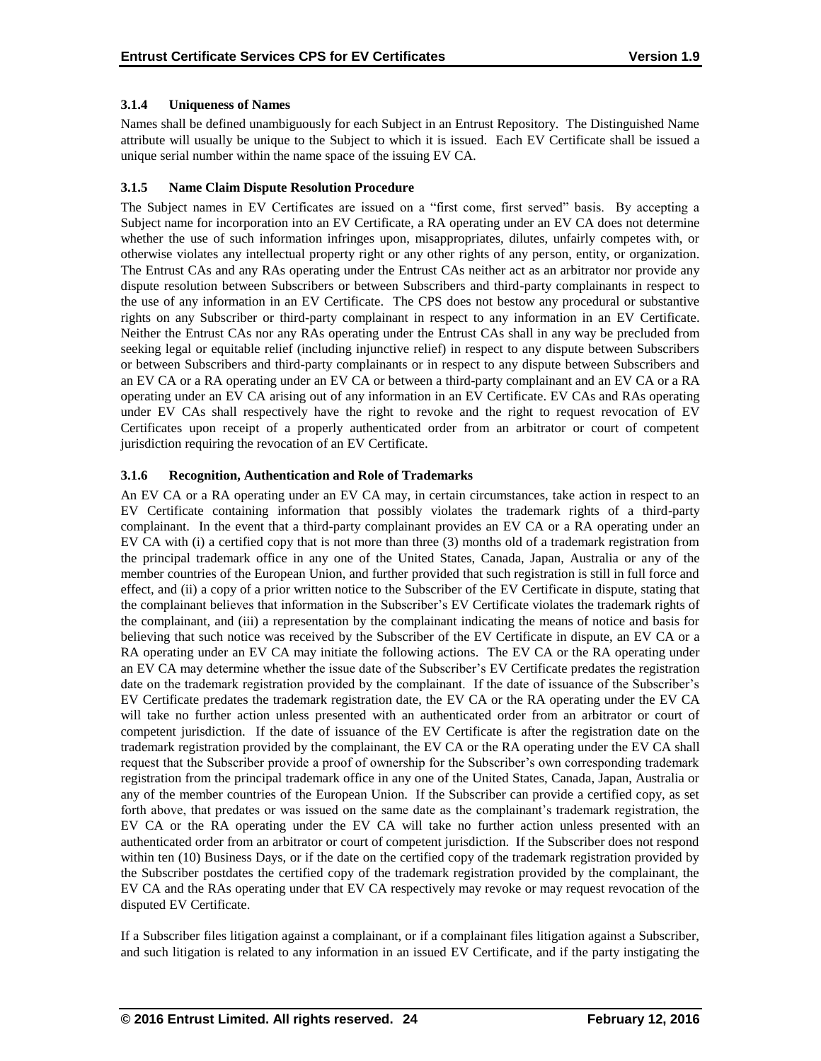### 3.1.4 Uniqueness of Names

Names shall be defined unambiguously for each Subject in an Entrust Repository. The Distinguished Name attribute will usually be unique to the Subject to which it is issued. Each EV Certificate shall be issued a unique serial number within the name space of the issuing EV CA.

### 3.1.5 Name Claim Dispute Resolution Procedure

The Subject names in EV Certificates are issued on a "first come, first served" basis. By accepting a Subject name for incorporation into an EV Certificate, a RA operating under an EV CA does not determine whether the use of such information infringes upon, misappropriates, dilutes, unfairly competes with, or otherwise violates any intellectual property right or any other rights of any person, entity, or organization. The Entrust CAs and any RAs operating under the Entrust CAs neither act as an arbitrator nor provide any dispute resolution between Subscribers or between Subscribers and third-party complainants in respect to the use of any information in an EV Certificate. The CPS does not bestow any procedural or substantive rights on any Subscriber or third-party complainant in respect to any information in an EV Certificate. Neither the Entrust CAs nor any RAs operating under the Entrust CAs shall in any way be precluded from seeking legal or equitable relief (including injunctive relief) in respect to any dispute between Subscribers or between Subscribers and third-party complainants or in respect to any dispute between Subscribers and an EV CA or a RA operating under an EV CA or between a third-party complainant and an EV CA or a RA operating under an EV CA arising out of any information in an EV Certificate. EV CAs and RAs operating under EV CAs shall respectively have the right to revoke and the right to request revocation of EV Certificates upon receipt of a properly authenticated order from an arbitrator or court of competent jurisdiction requiring the revocation of an EV Certificate.

### 3.1.6 Recognition, Authentication and Role of Trademarks

An EV CA or a RA operating under an EV CA may, in certain circumstances, take action in respect to an EV Certificate containing information that possibly violates the trademark rights of a third-party complainant. In the event that a third-party complainant provides an EV CA or a RA operating under an EV CA with (i) a certified copy that is not more than three (3) months old of a trademark registration from the principal trademark office in any one of the United States, Canada, Japan, Australia or any of the member countries of the European Union, and further provided that such registration is still in full force and effect, and (ii) a copy of a prior written notice to the Subscriber of the EV Certificate in dispute, stating that the complainant believes that information in the Subscriber's EV Certificate violates the trademark rights of the complainant, and (iii) a representation by the complainant indicating the means of notice and basis for believing that such notice was received by the Subscriber of the EV Certificate in dispute, an EV CA or a RA operating under an EV CA may initiate the following actions. The EV CA or the RA operating under an EV CA may determine whether the issue date of the Subscriber's EV Certificate predates the registration date on the trademark registration provided by the complainant. If the date of issuance of the Subscriber's EV Certificate predates the trademark registration date, the EV CA or the RA operating under the EV CA will take no further action unless presented with an authenticated order from an arbitrator or court of competent jurisdiction. If the date of issuance of the EV Certificate is after the registration date on the trademark registration provided by the complainant, the EV CA or the RA operating under the EV CA shall request that the Subscriber provide a proof of ownership for the Subscriber's own corresponding trademark registration from the principal trademark office in any one of the United States, Canada, Japan, Australia or any of the member countries of the European Union. If the Subscriber can provide a certified copy, as set forth above, that predates or was issued on the same date as the complainant's trademark registration, the EV CA or the RA operating under the EV CA will take no further action unless presented with an authenticated order from an arbitrator or court of competent jurisdiction. If the Subscriber does not respond within ten (10) Business Days, or if the date on the certified copy of the trademark registration provided by the Subscriber postdates the certified copy of the trademark registration provided by the complainant, the EV CA and the RAs operating under that EV CA respectively may revoke or may request revocation of the disputed EV Certificate.

If a Subscriber files litigation against a complainant, or if a complainant files litigation against a Subscriber, and such litigation is related to any information in an issued EV Certificate, and if the party instigating the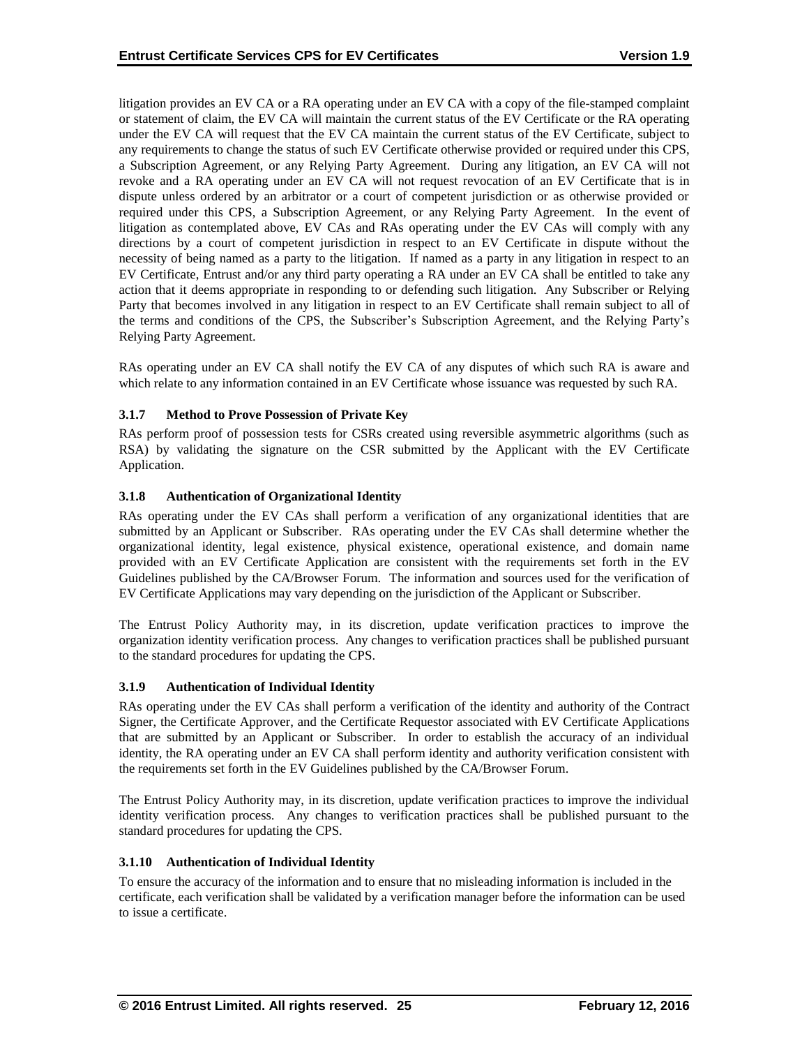litigation provides an EV CA or a RA operating under an EV CA with a copy of the file-stamped complaint or statement of claim, the EV CA will maintain the current status of the EV Certificate or the RA operating under the EV CA will request that the EV CA maintain the current status of the EV Certificate, subject to any requirements to change the status of such EV Certificate otherwise provided or required under this CPS, a Subscription Agreement, or any Relying Party Agreement. During any litigation, an EV CA will not revoke and a RA operating under an EV CA will not request revocation of an EV Certificate that is in dispute unless ordered by an arbitrator or a court of competent jurisdiction or as otherwise provided or required under this CPS, a Subscription Agreement, or any Relying Party Agreement. In the event of litigation as contemplated above, EV CAs and RAs operating under the EV CAs will comply with any directions by a court of competent jurisdiction in respect to an EV Certificate in dispute without the necessity of being named as a party to the litigation. If named as a party in any litigation in respect to an EV Certificate, Entrust and/or any third party operating a RA under an EV CA shall be entitled to take any action that it deems appropriate in responding to or defending such litigation. Any Subscriber or Relying Party that becomes involved in any litigation in respect to an EV Certificate shall remain subject to all of the terms and conditions of the CPS, the Subscriber's Subscription Agreement, and the Relying Party's Relying Party Agreement.

RAs operating under an EV CA shall notify the EV CA of any disputes of which such RA is aware and which relate to any information contained in an EV Certificate whose issuance was requested by such RA.

### 3.1.7 Method to Prove Possession of Private Key

RAs perform proof of possession tests for CSRs created using reversible asymmetric algorithms (such as RSA) by validating the signature on the CSR submitted by the Applicant with the EV Certificate Application.

### 3.1.8 Authentication of Organizational Identity

RAs operating under the EV CAs shall perform a verification of any organizational identities that are submitted by an Applicant or Subscriber. RAs operating under the EV CAs shall determine whether the organizational identity, legal existence, physical existence, operational existence, and domain name provided with an EV Certificate Application are consistent with the requirements set forth in the EV Guidelines published by the CA/Browser Forum. The information and sources used for the verification of EV Certificate Applications may vary depending on the jurisdiction of the Applicant or Subscriber.

The Entrust Policy Authority may, in its discretion, update verification practices to improve the organization identity verification process. Any changes to verification practices shall be published pursuant to the standard procedures for updating the CPS.

### 3.1.9 Authentication of Individual Identity

RAs operating under the EV CAs shall perform a verification of the identity and authority of the Contract Signer, the Certificate Approver, and the Certificate Requestor associated with EV Certificate Applications that are submitted by an Applicant or Subscriber. In order to establish the accuracy of an individual identity, the RA operating under an EV CA shall perform identity and authority verification consistent with the requirements set forth in the EV Guidelines published by the CA/Browser Forum.

The Entrust Policy Authority may, in its discretion, update verification practices to improve the individual identity verification process. Any changes to verification practices shall be published pursuant to the standard procedures for updating the CPS.

### 3.1.10 Authentication of Individual Identity

To ensure the accuracy of the information and to ensure that no misleading information is included in the certificate, each verification shall be validated by a verification manager before the information can be used to issue a certificate.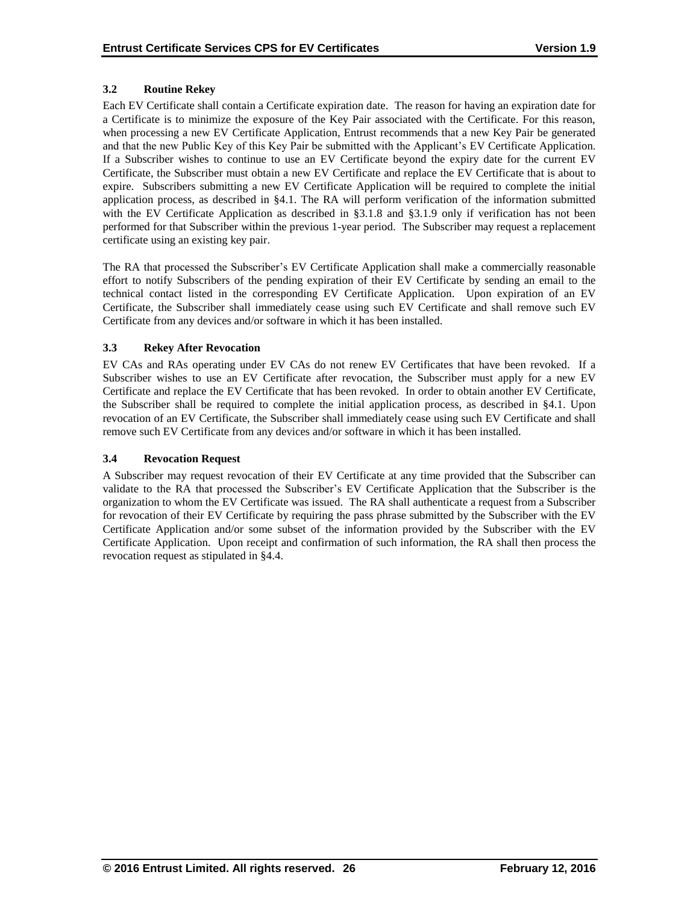### 3.2 Routine Rekey

Each EV Certificate shall contain a Certificate expiration date. The reason for having an expiration date for a Certificate is to minimize the exposure of the Key Pair associated with the Certificate. For this reason, when processing a new EV Certificate Application, Entrust recommends that a new Key Pair be generated and that the new Public Key of this Key Pair be submitted with the Applicant's EV Certificate Application. If a Subscriber wishes to continue to use an EV Certificate beyond the expiry date for the current EV Certificate, the Subscriber must obtain a new EV Certificate and replace the EV Certificate that is about to expire. Subscribers submitting a new EV Certificate Application will be required to complete the initial application process, as described in §4.1. The RA will perform verification of the information submitted with the EV Certificate Application as described in §3.1.8 and §3.1.9 only if verification has not been performed for that Subscriber within the previous 1-year period. The Subscriber may request a replacement certificate using an existing key pair.

The RA that processed the Subscriber's EV Certificate Application shall make a commercially reasonable effort to notify Subscribers of the pending expiration of their EV Certificate by sending an email to the technical contact listed in the corresponding EV Certificate Application. Upon expiration of an EV Certificate, the Subscriber shall immediately cease using such EV Certificate and shall remove such EV Certificate from any devices and/or software in which it has been installed.

### 3.3 Rekey After Revocation

EV CAs and RAs operating under EV CAs do not renew EV Certificates that have been revoked. If a Subscriber wishes to use an EV Certificate after revocation, the Subscriber must apply for a new EV Certificate and replace the EV Certificate that has been revoked. In order to obtain another EV Certificate, the Subscriber shall be required to complete the initial application process, as described in §4.1. Upon revocation of an EV Certificate, the Subscriber shall immediately cease using such EV Certificate and shall remove such EV Certificate from any devices and/or software in which it has been installed.

### 3.4 Revocation Request

A Subscriber may request revocation of their EV Certificate at any time provided that the Subscriber can validate to the RA that processed the Subscriber's EV Certificate Application that the Subscriber is the organization to whom the EV Certificate was issued. The RA shall authenticate a request from a Subscriber for revocation of their EV Certificate by requiring the pass phrase submitted by the Subscriber with the EV Certificate Application and/or some subset of the information provided by the Subscriber with the EV Certificate Application. Upon receipt and confirmation of such information, the RA shall then process the revocation request as stipulated in §4.4.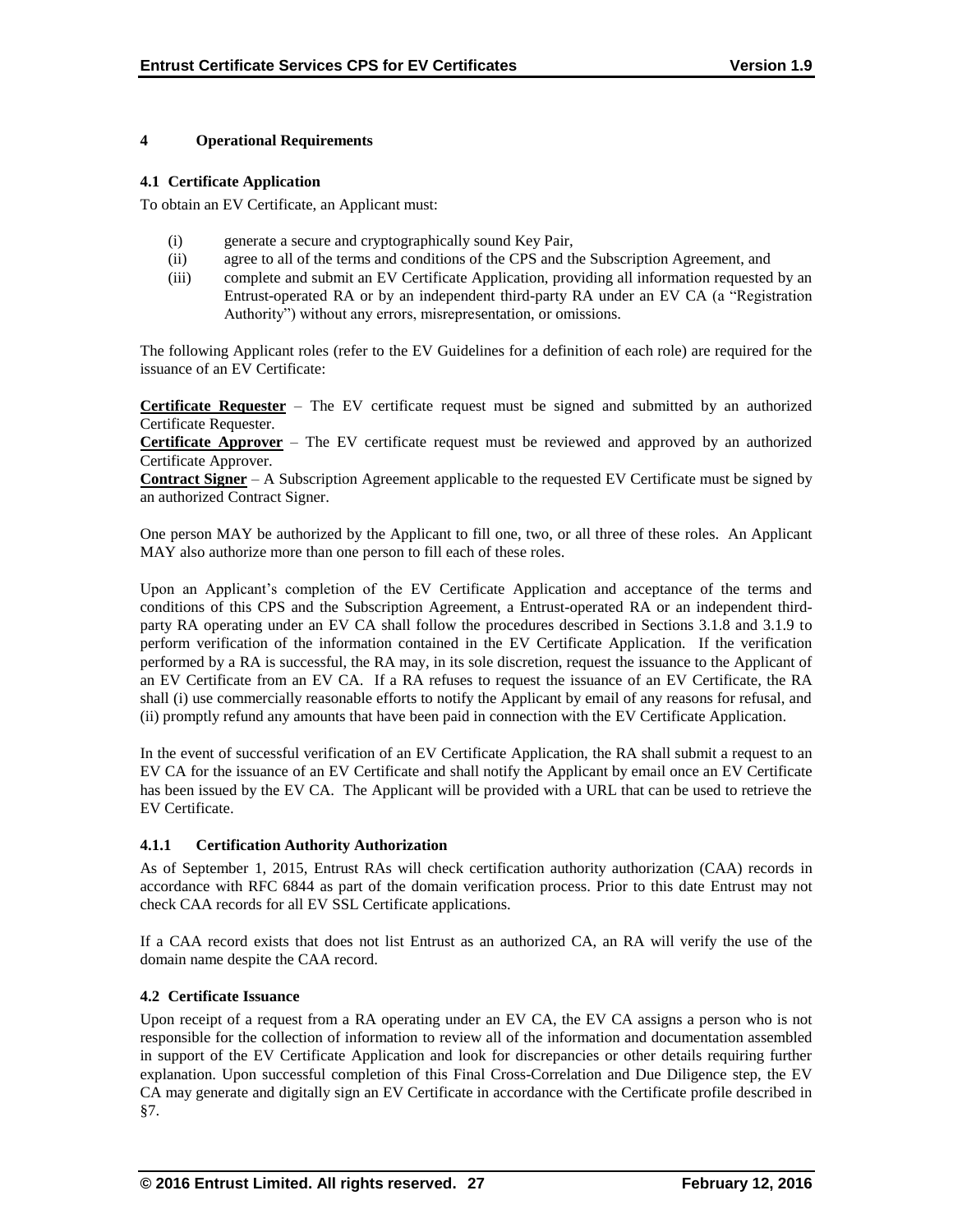# 4 Operational Requirements

## 4.1 Certificate Application

To obtain an EV Certificate, an Applicant must:

(i) generate a secure and cryptographically sound Key Pair,
(ii) agree to all of the terms and conditions of the CPS and the Subscription Agreement, and
(iii) complete and submit an EV Certificate Application, providing all information requested by an Entrust-operated RA or by an independent third-party RA under an EV CA (a "Registration Authority") without any errors, misrepresentation, or omissions.

The following Applicant roles (refer to the EV Guidelines for a definition of each role) are required for the issuance of an EV Certificate:

**Certificate Requester** – The EV certificate request must be signed and submitted by an authorized Certificate Requester.
**Certificate Approver** – The EV certificate request must be reviewed and approved by an authorized Certificate Approver.
**Contract Signer** – A Subscription Agreement applicable to the requested EV Certificate must be signed by an authorized Contract Signer.

One person MAY be authorized by the Applicant to fill one, two, or all three of these roles. An Applicant MAY also authorize more than one person to fill each of these roles.

Upon an Applicant's completion of the EV Certificate Application and acceptance of the terms and conditions of this CPS and the Subscription Agreement, a Entrust-operated RA or an independent third-party RA operating under an EV CA shall follow the procedures described in Sections 3.1.8 and 3.1.9 to perform verification of the information contained in the EV Certificate Application. If the verification performed by a RA is successful, the RA may, in its sole discretion, request the issuance to the Applicant of an EV Certificate from an EV CA. If a RA refuses to request the issuance of an EV Certificate, the RA shall (i) use commercially reasonable efforts to notify the Applicant by email of any reasons for refusal, and (ii) promptly refund any amounts that have been paid in connection with the EV Certificate Application.

In the event of successful verification of an EV Certificate Application, the RA shall submit a request to an EV CA for the issuance of an EV Certificate and shall notify the Applicant by email once an EV Certificate has been issued by the EV CA. The Applicant will be provided with a URL that can be used to retrieve the EV Certificate.

### 4.1.1 Certification Authority Authorization

As of September 1, 2015, Entrust RAs will check certification authority authorization (CAA) records in accordance with RFC 6844 as part of the domain verification process. Prior to this date Entrust may not check CAA records for all EV SSL Certificate applications.

If a CAA record exists that does not list Entrust as an authorized CA, an RA will verify the use of the domain name despite the CAA record.

## 4.2 Certificate Issuance

Upon receipt of a request from a RA operating under an EV CA, the EV CA assigns a person who is not responsible for the collection of information to review all of the information and documentation assembled in support of the EV Certificate Application and look for discrepancies or other details requiring further explanation. Upon successful completion of this Final Cross-Correlation and Due Diligence step, the EV CA may generate and digitally sign an EV Certificate in accordance with the Certificate profile described in §7.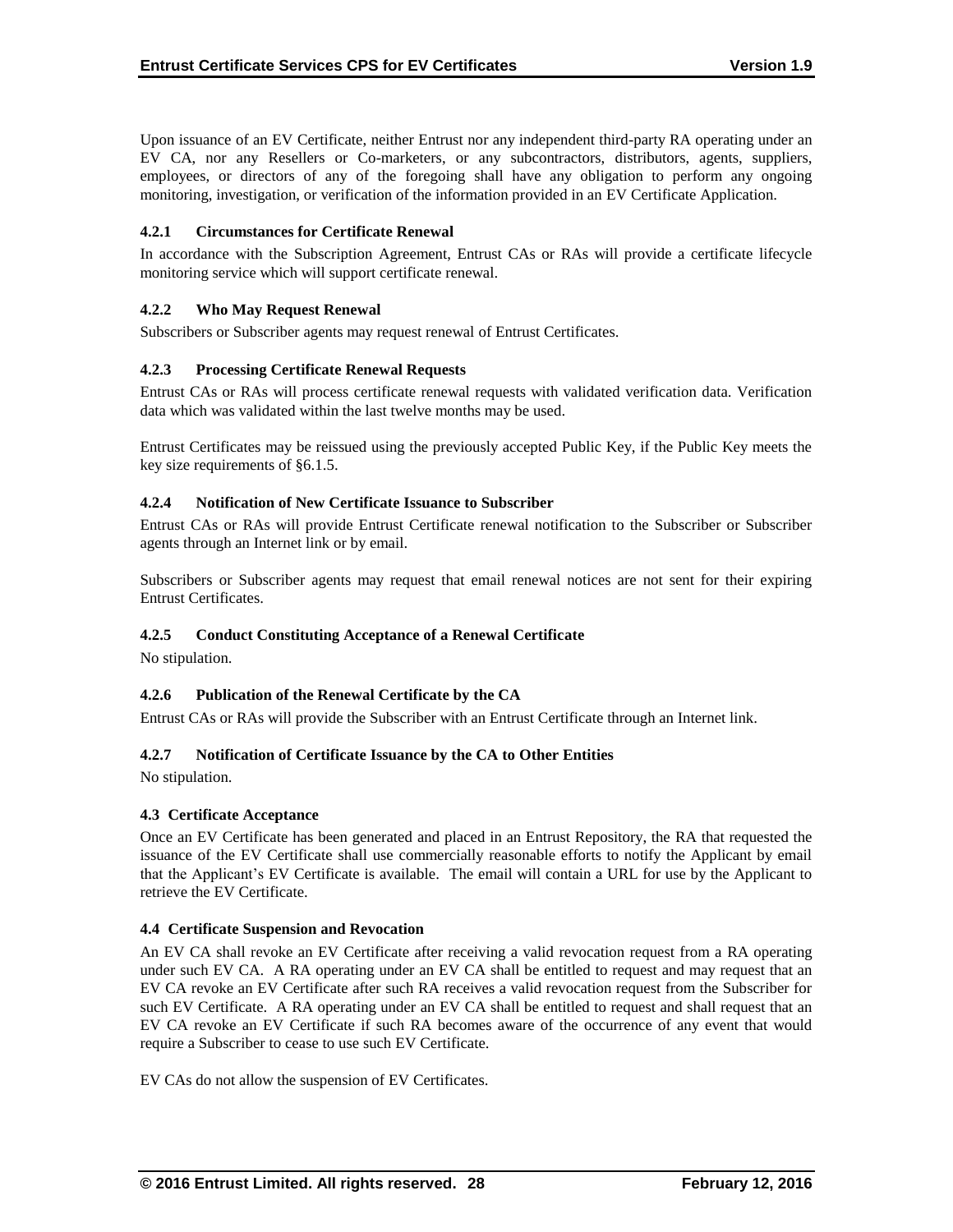Upon issuance of an EV Certificate, neither Entrust nor any independent third-party RA operating under an EV CA, nor any Resellers or Co-marketers, or any subcontractors, distributors, agents, suppliers, employees, or directors of any of the foregoing shall have any obligation to perform any ongoing monitoring, investigation, or verification of the information provided in an EV Certificate Application.

### 4.2.1 Circumstances for Certificate Renewal

In accordance with the Subscription Agreement, Entrust CAs or RAs will provide a certificate lifecycle monitoring service which will support certificate renewal.

### 4.2.2 Who May Request Renewal

Subscribers or Subscriber agents may request renewal of Entrust Certificates.

### 4.2.3 Processing Certificate Renewal Requests

Entrust CAs or RAs will process certificate renewal requests with validated verification data. Verification data which was validated within the last twelve months may be used.

Entrust Certificates may be reissued using the previously accepted Public Key, if the Public Key meets the key size requirements of §6.1.5.

### 4.2.4 Notification of New Certificate Issuance to Subscriber

Entrust CAs or RAs will provide Entrust Certificate renewal notification to the Subscriber or Subscriber agents through an Internet link or by email.

Subscribers or Subscriber agents may request that email renewal notices are not sent for their expiring Entrust Certificates.

### 4.2.5 Conduct Constituting Acceptance of a Renewal Certificate

No stipulation.

### 4.2.6 Publication of the Renewal Certificate by the CA

Entrust CAs or RAs will provide the Subscriber with an Entrust Certificate through an Internet link.

### 4.2.7 Notification of Certificate Issuance by the CA to Other Entities

No stipulation.

## 4.3 Certificate Acceptance

Once an EV Certificate has been generated and placed in an Entrust Repository, the RA that requested the issuance of the EV Certificate shall use commercially reasonable efforts to notify the Applicant by email that the Applicant's EV Certificate is available. The email will contain a URL for use by the Applicant to retrieve the EV Certificate.

## 4.4 Certificate Suspension and Revocation

An EV CA shall revoke an EV Certificate after receiving a valid revocation request from a RA operating under such EV CA. A RA operating under an EV CA shall be entitled to request and may request that an EV CA revoke an EV Certificate after such RA receives a valid revocation request from the Subscriber for such EV Certificate. A RA operating under an EV CA shall be entitled to request and shall request that an EV CA revoke an EV Certificate if such RA becomes aware of the occurrence of any event that would require a Subscriber to cease to use such EV Certificate.

EV CAs do not allow the suspension of EV Certificates.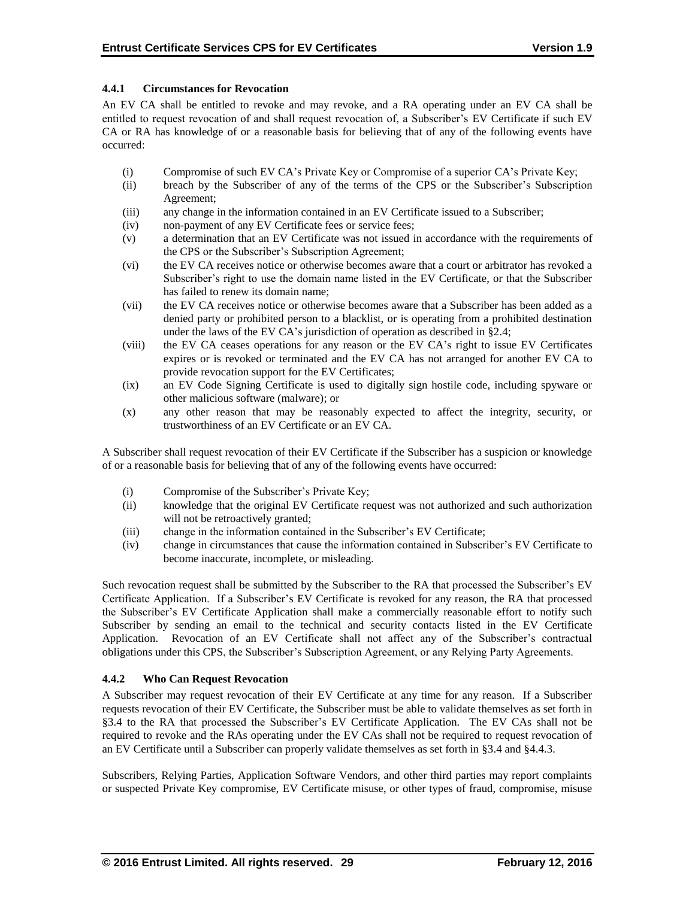### 4.4.1 Circumstances for Revocation

An EV CA shall be entitled to revoke and may revoke, and a RA operating under an EV CA shall be entitled to request revocation of and shall request revocation of, a Subscriber's EV Certificate if such EV CA or RA has knowledge of or a reasonable basis for believing that of any of the following events have occurred:

(i) Compromise of such EV CA's Private Key or Compromise of a superior CA's Private Key;
(ii) breach by the Subscriber of any of the terms of the CPS or the Subscriber's Subscription Agreement;
(iii) any change in the information contained in an EV Certificate issued to a Subscriber;
(iv) non-payment of any EV Certificate fees or service fees;
(v) a determination that an EV Certificate was not issued in accordance with the requirements of the CPS or the Subscriber's Subscription Agreement;
(vi) the EV CA receives notice or otherwise becomes aware that a court or arbitrator has revoked a Subscriber's right to use the domain name listed in the EV Certificate, or that the Subscriber has failed to renew its domain name;
(vii) the EV CA receives notice or otherwise becomes aware that a Subscriber has been added as a denied party or prohibited person to a blacklist, or is operating from a prohibited destination under the laws of the EV CA's jurisdiction of operation as described in §2.4;
(viii) the EV CA ceases operations for any reason or the EV CA's right to issue EV Certificates expires or is revoked or terminated and the EV CA has not arranged for another EV CA to provide revocation support for the EV Certificates;
(ix) an EV Code Signing Certificate is used to digitally sign hostile code, including spyware or other malicious software (malware); or
(x) any other reason that may be reasonably expected to affect the integrity, security, or trustworthiness of an EV Certificate or an EV CA.

A Subscriber shall request revocation of their EV Certificate if the Subscriber has a suspicion or knowledge of or a reasonable basis for believing that of any of the following events have occurred:

(i) Compromise of the Subscriber's Private Key;
(ii) knowledge that the original EV Certificate request was not authorized and such authorization will not be retroactively granted;
(iii) change in the information contained in the Subscriber's EV Certificate;
(iv) change in circumstances that cause the information contained in Subscriber's EV Certificate to become inaccurate, incomplete, or misleading.

Such revocation request shall be submitted by the Subscriber to the RA that processed the Subscriber's EV Certificate Application. If a Subscriber's EV Certificate is revoked for any reason, the RA that processed the Subscriber's EV Certificate Application shall make a commercially reasonable effort to notify such Subscriber by sending an email to the technical and security contacts listed in the EV Certificate Application. Revocation of an EV Certificate shall not affect any of the Subscriber's contractual obligations under this CPS, the Subscriber's Subscription Agreement, or any Relying Party Agreements.

### 4.4.2 Who Can Request Revocation

A Subscriber may request revocation of their EV Certificate at any time for any reason. If a Subscriber requests revocation of their EV Certificate, the Subscriber must be able to validate themselves as set forth in §3.4 to the RA that processed the Subscriber's EV Certificate Application. The EV CAs shall not be required to revoke and the RAs operating under the EV CAs shall not be required to request revocation of an EV Certificate until a Subscriber can properly validate themselves as set forth in §3.4 and §4.4.3.

Subscribers, Relying Parties, Application Software Vendors, and other third parties may report complaints or suspected Private Key compromise, EV Certificate misuse, or other types of fraud, compromise, misuse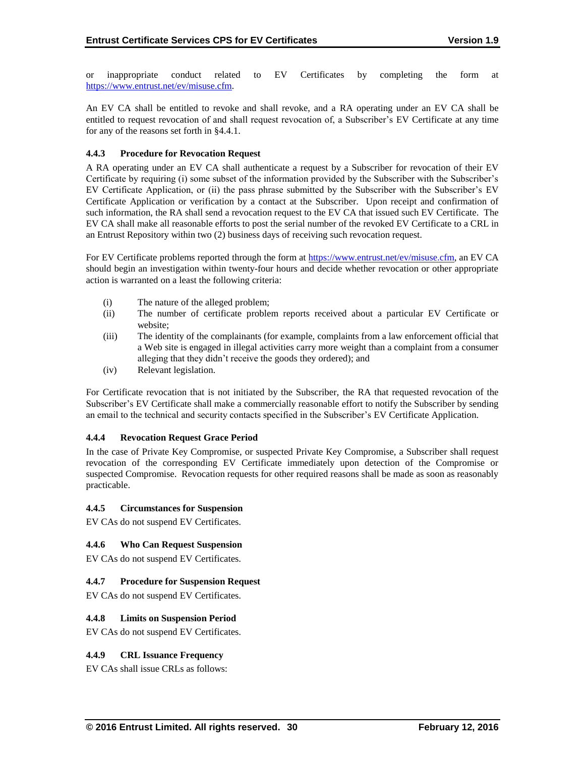or inappropriate conduct related to EV Certificates by completing the form at https://www.entrust.net/ev/misuse.cfm.

An EV CA shall be entitled to revoke and shall revoke, and a RA operating under an EV CA shall be entitled to request revocation of and shall request revocation of, a Subscriber's EV Certificate at any time for any of the reasons set forth in §4.4.1.

#### 4.4.3 Procedure for Revocation Request

A RA operating under an EV CA shall authenticate a request by a Subscriber for revocation of their EV Certificate by requiring (i) some subset of the information provided by the Subscriber with the Subscriber's EV Certificate Application, or (ii) the pass phrase submitted by the Subscriber with the Subscriber's EV Certificate Application or verification by a contact at the Subscriber. Upon receipt and confirmation of such information, the RA shall send a revocation request to the EV CA that issued such EV Certificate. The EV CA shall make all reasonable efforts to post the serial number of the revoked EV Certificate to a CRL in an Entrust Repository within two (2) business days of receiving such revocation request.

For EV Certificate problems reported through the form at https://www.entrust.net/ev/misuse.cfm, an EV CA should begin an investigation within twenty-four hours and decide whether revocation or other appropriate action is warranted on a least the following criteria:

(i) The nature of the alleged problem;
(ii) The number of certificate problem reports received about a particular EV Certificate or website;
(iii) The identity of the complainants (for example, complaints from a law enforcement official that a Web site is engaged in illegal activities carry more weight than a complaint from a consumer alleging that they didn't receive the goods they ordered); and
(iv) Relevant legislation.

For Certificate revocation that is not initiated by the Subscriber, the RA that requested revocation of the Subscriber's EV Certificate shall make a commercially reasonable effort to notify the Subscriber by sending an email to the technical and security contacts specified in the Subscriber's EV Certificate Application.

#### 4.4.4 Revocation Request Grace Period

In the case of Private Key Compromise, or suspected Private Key Compromise, a Subscriber shall request revocation of the corresponding EV Certificate immediately upon detection of the Compromise or suspected Compromise. Revocation requests for other required reasons shall be made as soon as reasonably practicable.

#### 4.4.5 Circumstances for Suspension

EV CAs do not suspend EV Certificates.

#### 4.4.6 Who Can Request Suspension

EV CAs do not suspend EV Certificates.

#### 4.4.7 Procedure for Suspension Request

EV CAs do not suspend EV Certificates.

#### 4.4.8 Limits on Suspension Period

EV CAs do not suspend EV Certificates.

#### 4.4.9 CRL Issuance Frequency

EV CAs shall issue CRLs as follows: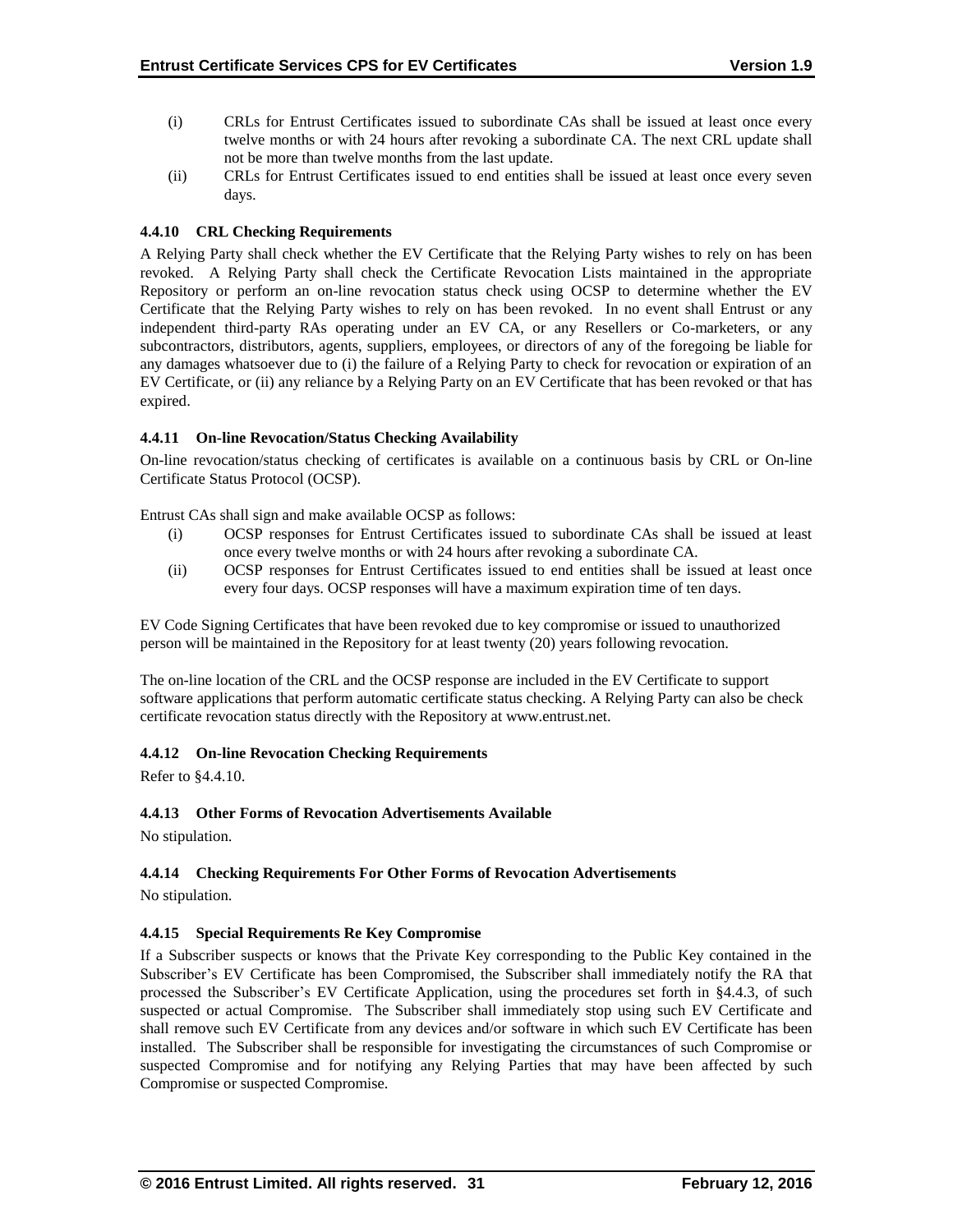(i) CRLs for Entrust Certificates issued to subordinate CAs shall be issued at least once every twelve months or with 24 hours after revoking a subordinate CA. The next CRL update shall not be more than twelve months from the last update.

(ii) CRLs for Entrust Certificates issued to end entities shall be issued at least once every seven days.

#### 4.4.10 CRL Checking Requirements

A Relying Party shall check whether the EV Certificate that the Relying Party wishes to rely on has been revoked. A Relying Party shall check the Certificate Revocation Lists maintained in the appropriate Repository or perform an on-line revocation status check using OCSP to determine whether the EV Certificate that the Relying Party wishes to rely on has been revoked. In no event shall Entrust or any independent third-party RAs operating under an EV CA, or any Resellers or Co-marketers, or any subcontractors, distributors, agents, suppliers, employees, or directors of any of the foregoing be liable for any damages whatsoever due to (i) the failure of a Relying Party to check for revocation or expiration of an EV Certificate, or (ii) any reliance by a Relying Party on an EV Certificate that has been revoked or that has expired.

#### 4.4.11 On-line Revocation/Status Checking Availability

On-line revocation/status checking of certificates is available on a continuous basis by CRL or On-line Certificate Status Protocol (OCSP).

Entrust CAs shall sign and make available OCSP as follows:

(i) OCSP responses for Entrust Certificates issued to subordinate CAs shall be issued at least once every twelve months or with 24 hours after revoking a subordinate CA.

(ii) OCSP responses for Entrust Certificates issued to end entities shall be issued at least once every four days. OCSP responses will have a maximum expiration time of ten days.

EV Code Signing Certificates that have been revoked due to key compromise or issued to unauthorized person will be maintained in the Repository for at least twenty (20) years following revocation.

The on-line location of the CRL and the OCSP response are included in the EV Certificate to support software applications that perform automatic certificate status checking. A Relying Party can also be check certificate revocation status directly with the Repository at www.entrust.net.

#### 4.4.12 On-line Revocation Checking Requirements

Refer to §4.4.10.

#### 4.4.13 Other Forms of Revocation Advertisements Available

No stipulation.

#### 4.4.14 Checking Requirements For Other Forms of Revocation Advertisements

No stipulation.

#### 4.4.15 Special Requirements Re Key Compromise

If a Subscriber suspects or knows that the Private Key corresponding to the Public Key contained in the Subscriber's EV Certificate has been Compromised, the Subscriber shall immediately notify the RA that processed the Subscriber's EV Certificate Application, using the procedures set forth in §4.4.3, of such suspected or actual Compromise. The Subscriber shall immediately stop using such EV Certificate and shall remove such EV Certificate from any devices and/or software in which such EV Certificate has been installed. The Subscriber shall be responsible for investigating the circumstances of such Compromise or suspected Compromise and for notifying any Relying Parties that may have been affected by such Compromise or suspected Compromise.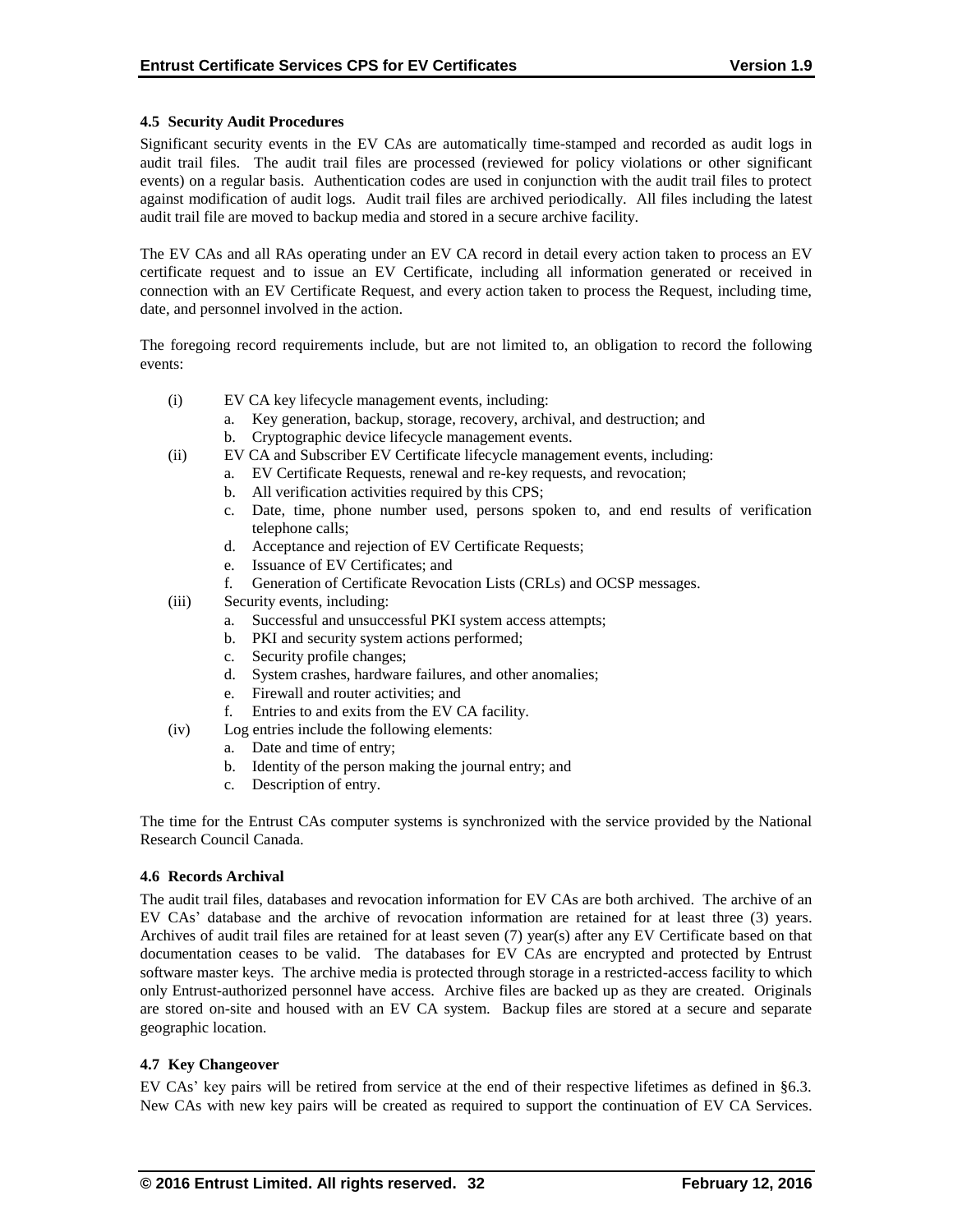### 4.5 Security Audit Procedures

Significant security events in the EV CAs are automatically time-stamped and recorded as audit logs in audit trail files. The audit trail files are processed (reviewed for policy violations or other significant events) on a regular basis. Authentication codes are used in conjunction with the audit trail files to protect against modification of audit logs. Audit trail files are archived periodically. All files including the latest audit trail file are moved to backup media and stored in a secure archive facility.

The EV CAs and all RAs operating under an EV CA record in detail every action taken to process an EV certificate request and to issue an EV Certificate, including all information generated or received in connection with an EV Certificate Request, and every action taken to process the Request, including time, date, and personnel involved in the action.

The foregoing record requirements include, but are not limited to, an obligation to record the following events:

(i) EV CA key lifecycle management events, including:
   a. Key generation, backup, storage, recovery, archival, and destruction; and
   b. Cryptographic device lifecycle management events.

(ii) EV CA and Subscriber EV Certificate lifecycle management events, including:
   a. EV Certificate Requests, renewal and re-key requests, and revocation;
   b. All verification activities required by this CPS;
   c. Date, time, phone number used, persons spoken to, and end results of verification telephone calls;
   d. Acceptance and rejection of EV Certificate Requests;
   e. Issuance of EV Certificates; and
   f. Generation of Certificate Revocation Lists (CRLs) and OCSP messages.

(iii) Security events, including:
   a. Successful and unsuccessful PKI system access attempts;
   b. PKI and security system actions performed;
   c. Security profile changes;
   d. System crashes, hardware failures, and other anomalies;
   e. Firewall and router activities; and
   f. Entries to and exits from the EV CA facility.

(iv) Log entries include the following elements:
   a. Date and time of entry;
   b. Identity of the person making the journal entry; and
   c. Description of entry.

The time for the Entrust CAs computer systems is synchronized with the service provided by the National Research Council Canada.

### 4.6 Records Archival

The audit trail files, databases and revocation information for EV CAs are both archived. The archive of an EV CAs' database and the archive of revocation information are retained for at least three (3) years. Archives of audit trail files are retained for at least seven (7) year(s) after any EV Certificate based on that documentation ceases to be valid. The databases for EV CAs are encrypted and protected by Entrust software master keys. The archive media is protected through storage in a restricted-access facility to which only Entrust-authorized personnel have access. Archive files are backed up as they are created. Originals are stored on-site and housed with an EV CA system. Backup files are stored at a secure and separate geographic location.

### 4.7 Key Changeover

EV CAs' key pairs will be retired from service at the end of their respective lifetimes as defined in §6.3. New CAs with new key pairs will be created as required to support the continuation of EV CA Services.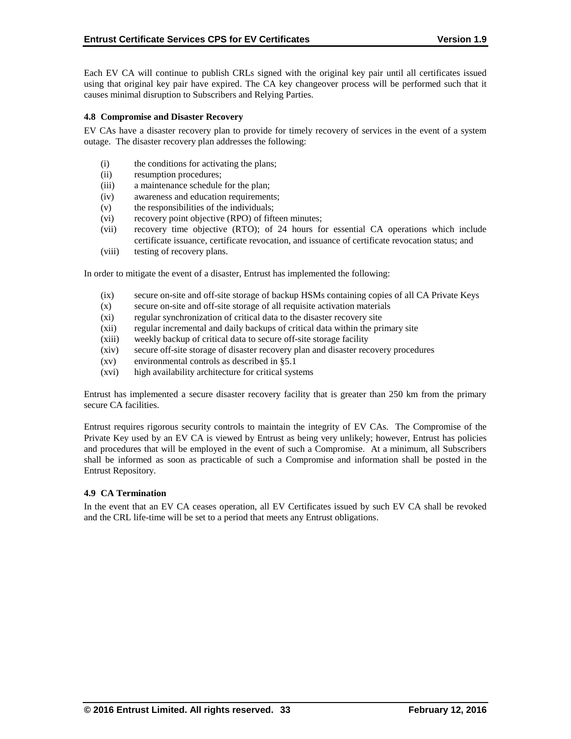Each EV CA will continue to publish CRLs signed with the original key pair until all certificates issued using that original key pair have expired. The CA key changeover process will be performed such that it causes minimal disruption to Subscribers and Relying Parties.

#### 4.8 Compromise and Disaster Recovery

EV CAs have a disaster recovery plan to provide for timely recovery of services in the event of a system outage. The disaster recovery plan addresses the following:

- (i) the conditions for activating the plans;
- (ii) resumption procedures;
- (iii) a maintenance schedule for the plan;
- (iv) awareness and education requirements;
- (v) the responsibilities of the individuals;
- (vi) recovery point objective (RPO) of fifteen minutes;
- (vii) recovery time objective (RTO); of 24 hours for essential CA operations which include certificate issuance, certificate revocation, and issuance of certificate revocation status; and
- (viii) testing of recovery plans.

In order to mitigate the event of a disaster, Entrust has implemented the following:

- (ix) secure on-site and off-site storage of backup HSMs containing copies of all CA Private Keys
- (x) secure on-site and off-site storage of all requisite activation materials
- (xi) regular synchronization of critical data to the disaster recovery site
- (xii) regular incremental and daily backups of critical data within the primary site
- (xiii) weekly backup of critical data to secure off-site storage facility
- (xiv) secure off-site storage of disaster recovery plan and disaster recovery procedures
- (xv) environmental controls as described in §5.1
- (xvi) high availability architecture for critical systems

Entrust has implemented a secure disaster recovery facility that is greater than 250 km from the primary secure CA facilities.

Entrust requires rigorous security controls to maintain the integrity of EV CAs. The Compromise of the Private Key used by an EV CA is viewed by Entrust as being very unlikely; however, Entrust has policies and procedures that will be employed in the event of such a Compromise. At a minimum, all Subscribers shall be informed as soon as practicable of such a Compromise and information shall be posted in the Entrust Repository.

#### 4.9 CA Termination

In the event that an EV CA ceases operation, all EV Certificates issued by such EV CA shall be revoked and the CRL life-time will be set to a period that meets any Entrust obligations.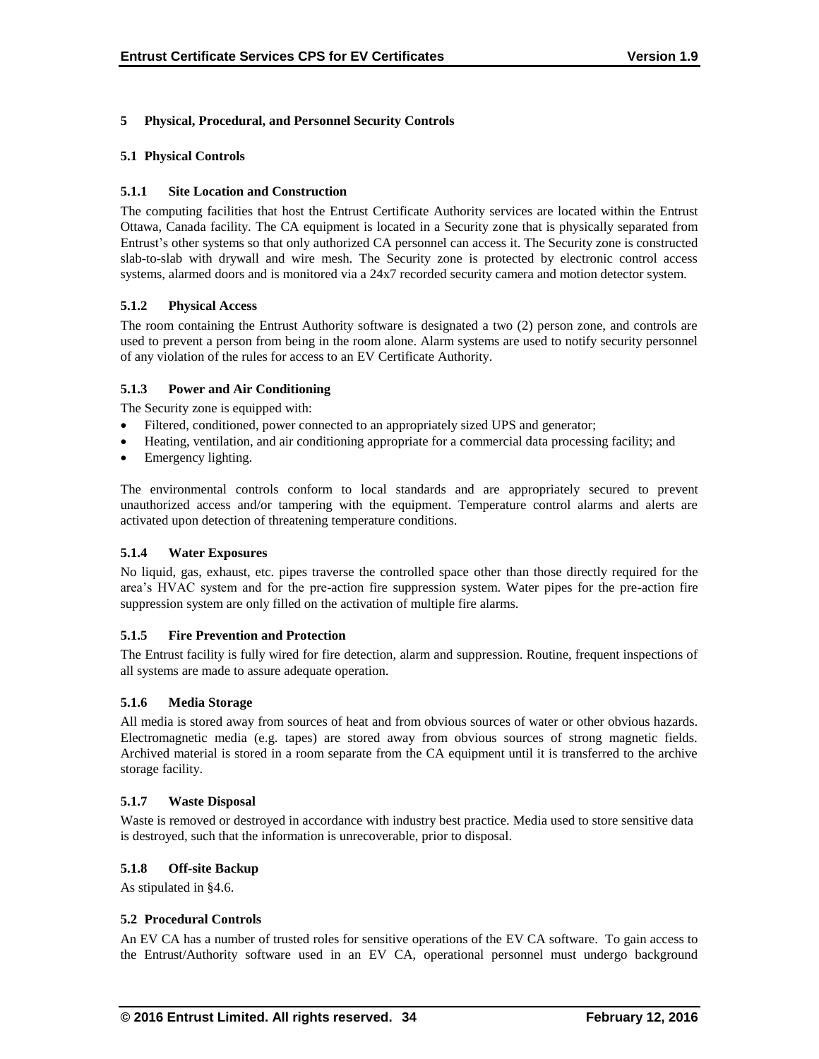# 5 Physical, Procedural, and Personnel Security Controls

## 5.1 Physical Controls

### 5.1.1 Site Location and Construction

The computing facilities that host the Entrust Certificate Authority services are located within the Entrust Ottawa, Canada facility. The CA equipment is located in a Security zone that is physically separated from Entrust's other systems so that only authorized CA personnel can access it. The Security zone is constructed slab-to-slab with drywall and wire mesh. The Security zone is protected by electronic control access systems, alarmed doors and is monitored via a 24x7 recorded security camera and motion detector system.

### 5.1.2 Physical Access

The room containing the Entrust Authority software is designated a two (2) person zone, and controls are used to prevent a person from being in the room alone. Alarm systems are used to notify security personnel of any violation of the rules for access to an EV Certificate Authority.

### 5.1.3 Power and Air Conditioning

The Security zone is equipped with:

- Filtered, conditioned, power connected to an appropriately sized UPS and generator;
- Heating, ventilation, and air conditioning appropriate for a commercial data processing facility; and
- Emergency lighting.

The environmental controls conform to local standards and are appropriately secured to prevent unauthorized access and/or tampering with the equipment. Temperature control alarms and alerts are activated upon detection of threatening temperature conditions.

### 5.1.4 Water Exposures

No liquid, gas, exhaust, etc. pipes traverse the controlled space other than those directly required for the area's HVAC system and for the pre-action fire suppression system. Water pipes for the pre-action fire suppression system are only filled on the activation of multiple fire alarms.

### 5.1.5 Fire Prevention and Protection

The Entrust facility is fully wired for fire detection, alarm and suppression. Routine, frequent inspections of all systems are made to assure adequate operation.

### 5.1.6 Media Storage

All media is stored away from sources of heat and from obvious sources of water or other obvious hazards. Electromagnetic media (e.g. tapes) are stored away from obvious sources of strong magnetic fields. Archived material is stored in a room separate from the CA equipment until it is transferred to the archive storage facility.

### 5.1.7 Waste Disposal

Waste is removed or destroyed in accordance with industry best practice. Media used to store sensitive data is destroyed, such that the information is unrecoverable, prior to disposal.

### 5.1.8 Off-site Backup

As stipulated in §4.6.

## 5.2 Procedural Controls

An EV CA has a number of trusted roles for sensitive operations of the EV CA software. To gain access to the Entrust/Authority software used in an EV CA, operational personnel must undergo background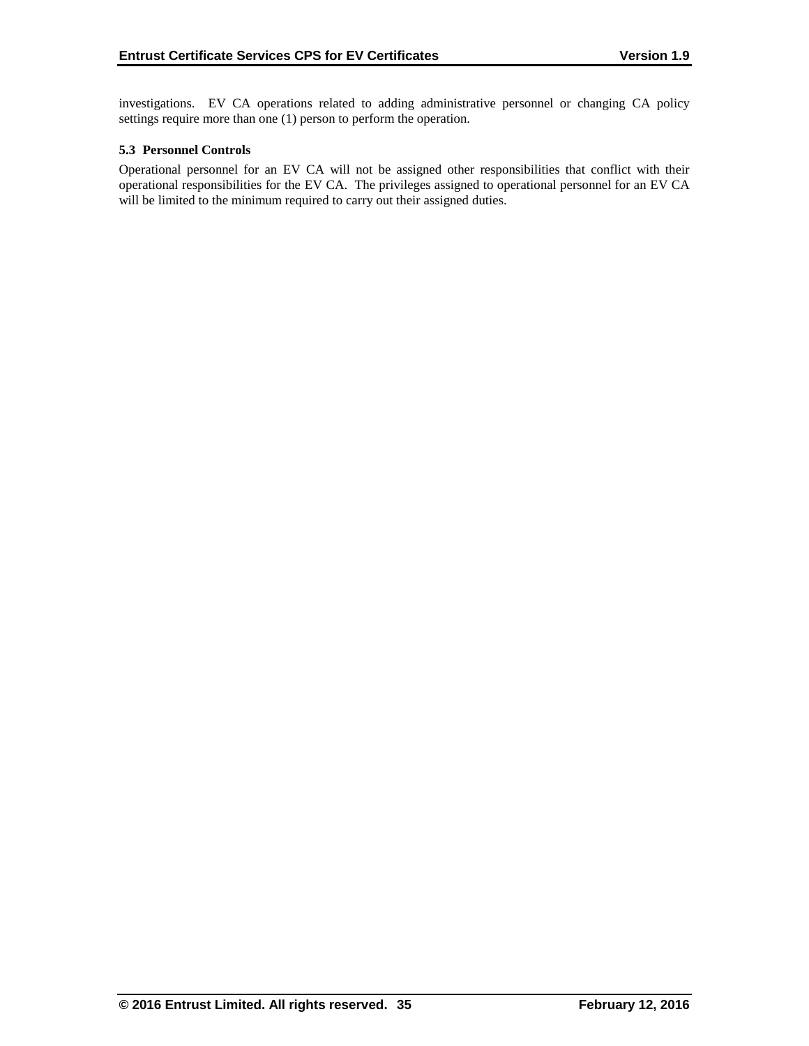investigations. EV CA operations related to adding administrative personnel or changing CA policy settings require more than one (1) person to perform the operation.

### 5.3 Personnel Controls

Operational personnel for an EV CA will not be assigned other responsibilities that conflict with their operational responsibilities for the EV CA. The privileges assigned to operational personnel for an EV CA will be limited to the minimum required to carry out their assigned duties.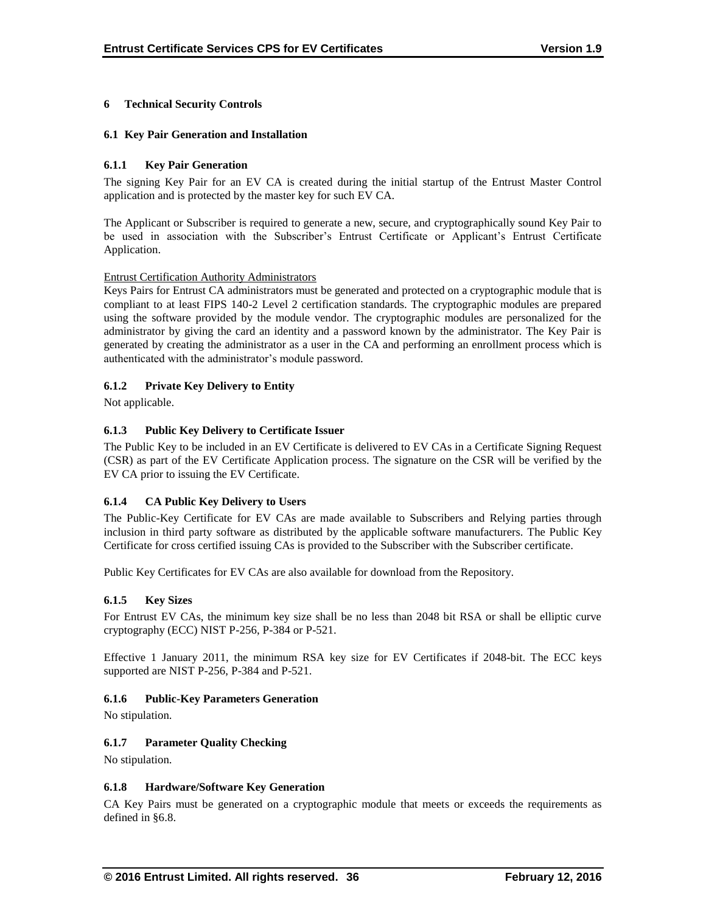# 6 Technical Security Controls

## 6.1 Key Pair Generation and Installation

### 6.1.1 Key Pair Generation

The signing Key Pair for an EV CA is created during the initial startup of the Entrust Master Control application and is protected by the master key for such EV CA.

The Applicant or Subscriber is required to generate a new, secure, and cryptographically sound Key Pair to be used in association with the Subscriber's Entrust Certificate or Applicant's Entrust Certificate Application.

Entrust Certification Authority Administrators

Keys Pairs for Entrust CA administrators must be generated and protected on a cryptographic module that is compliant to at least FIPS 140-2 Level 2 certification standards. The cryptographic modules are prepared using the software provided by the module vendor. The cryptographic modules are personalized for the administrator by giving the card an identity and a password known by the administrator. The Key Pair is generated by creating the administrator as a user in the CA and performing an enrollment process which is authenticated with the administrator's module password.

### 6.1.2 Private Key Delivery to Entity

Not applicable.

### 6.1.3 Public Key Delivery to Certificate Issuer

The Public Key to be included in an EV Certificate is delivered to EV CAs in a Certificate Signing Request (CSR) as part of the EV Certificate Application process. The signature on the CSR will be verified by the EV CA prior to issuing the EV Certificate.

### 6.1.4 CA Public Key Delivery to Users

The Public-Key Certificate for EV CAs are made available to Subscribers and Relying parties through inclusion in third party software as distributed by the applicable software manufacturers. The Public Key Certificate for cross certified issuing CAs is provided to the Subscriber with the Subscriber certificate.

Public Key Certificates for EV CAs are also available for download from the Repository.

### 6.1.5 Key Sizes

For Entrust EV CAs, the minimum key size shall be no less than 2048 bit RSA or shall be elliptic curve cryptography (ECC) NIST P-256, P-384 or P-521.

Effective 1 January 2011, the minimum RSA key size for EV Certificates if 2048-bit. The ECC keys supported are NIST P-256, P-384 and P-521.

### 6.1.6 Public-Key Parameters Generation

No stipulation.

### 6.1.7 Parameter Quality Checking

No stipulation.

### 6.1.8 Hardware/Software Key Generation

CA Key Pairs must be generated on a cryptographic module that meets or exceeds the requirements as defined in §6.8.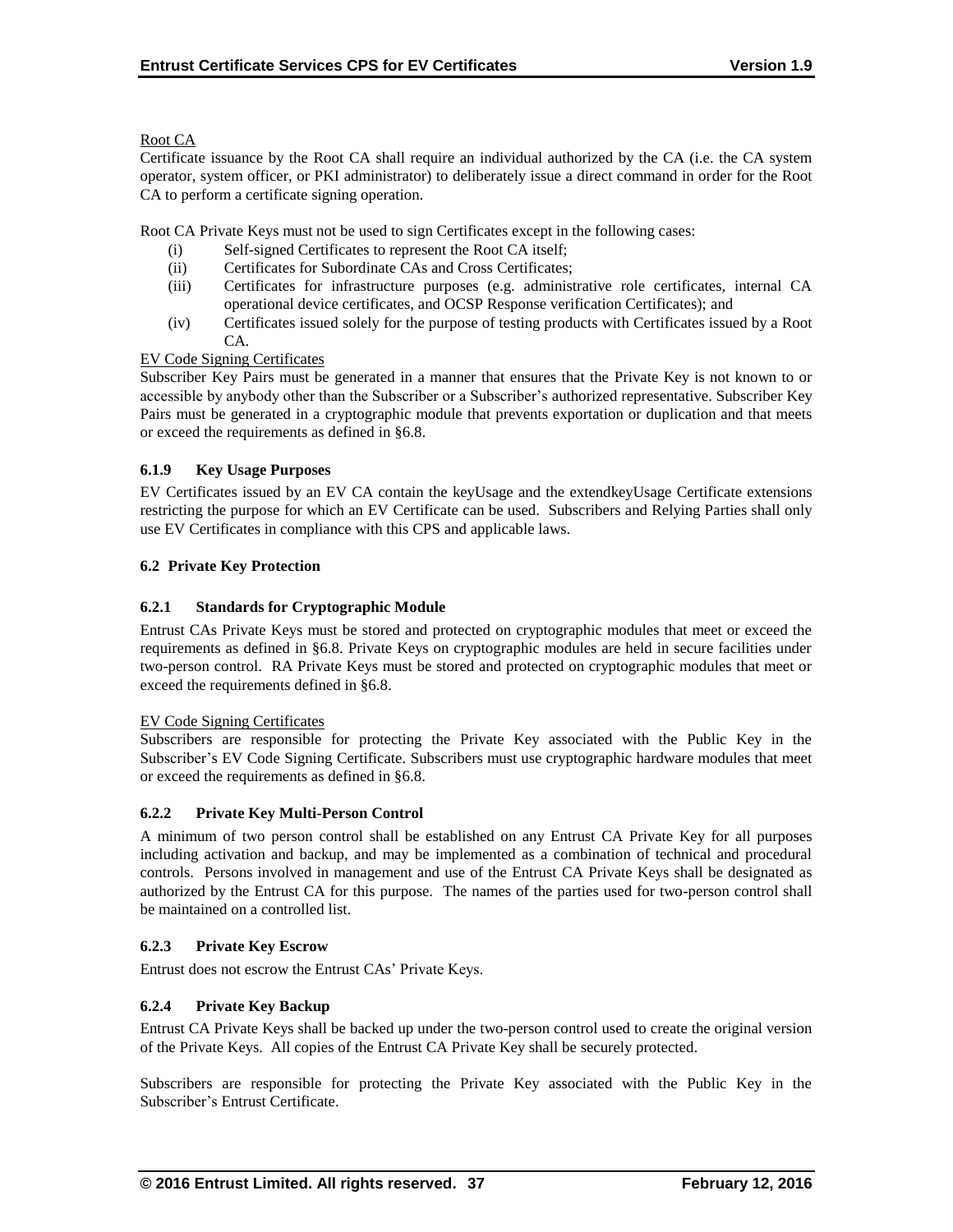Root CA

Certificate issuance by the Root CA shall require an individual authorized by the CA (i.e. the CA system operator, system officer, or PKI administrator) to deliberately issue a direct command in order for the Root CA to perform a certificate signing operation.

Root CA Private Keys must not be used to sign Certificates except in the following cases:

(i) Self-signed Certificates to represent the Root CA itself;
(ii) Certificates for Subordinate CAs and Cross Certificates;
(iii) Certificates for infrastructure purposes (e.g. administrative role certificates, internal CA operational device certificates, and OCSP Response verification Certificates); and
(iv) Certificates issued solely for the purpose of testing products with Certificates issued by a Root CA.

EV Code Signing Certificates

Subscriber Key Pairs must be generated in a manner that ensures that the Private Key is not known to or accessible by anybody other than the Subscriber or a Subscriber's authorized representative. Subscriber Key Pairs must be generated in a cryptographic module that prevents exportation or duplication and that meets or exceed the requirements as defined in §6.8.

### 6.1.9 Key Usage Purposes

EV Certificates issued by an EV CA contain the keyUsage and the extendkeyUsage Certificate extensions restricting the purpose for which an EV Certificate can be used. Subscribers and Relying Parties shall only use EV Certificates in compliance with this CPS and applicable laws.

## 6.2 Private Key Protection

### 6.2.1 Standards for Cryptographic Module

Entrust CAs Private Keys must be stored and protected on cryptographic modules that meet or exceed the requirements as defined in §6.8. Private Keys on cryptographic modules are held in secure facilities under two-person control. RA Private Keys must be stored and protected on cryptographic modules that meet or exceed the requirements defined in §6.8.

EV Code Signing Certificates

Subscribers are responsible for protecting the Private Key associated with the Public Key in the Subscriber's EV Code Signing Certificate. Subscribers must use cryptographic hardware modules that meet or exceed the requirements as defined in §6.8.

### 6.2.2 Private Key Multi-Person Control

A minimum of two person control shall be established on any Entrust CA Private Key for all purposes including activation and backup, and may be implemented as a combination of technical and procedural controls. Persons involved in management and use of the Entrust CA Private Keys shall be designated as authorized by the Entrust CA for this purpose. The names of the parties used for two-person control shall be maintained on a controlled list.

### 6.2.3 Private Key Escrow

Entrust does not escrow the Entrust CAs' Private Keys.

### 6.2.4 Private Key Backup

Entrust CA Private Keys shall be backed up under the two-person control used to create the original version of the Private Keys. All copies of the Entrust CA Private Key shall be securely protected.

Subscribers are responsible for protecting the Private Key associated with the Public Key in the Subscriber's Entrust Certificate.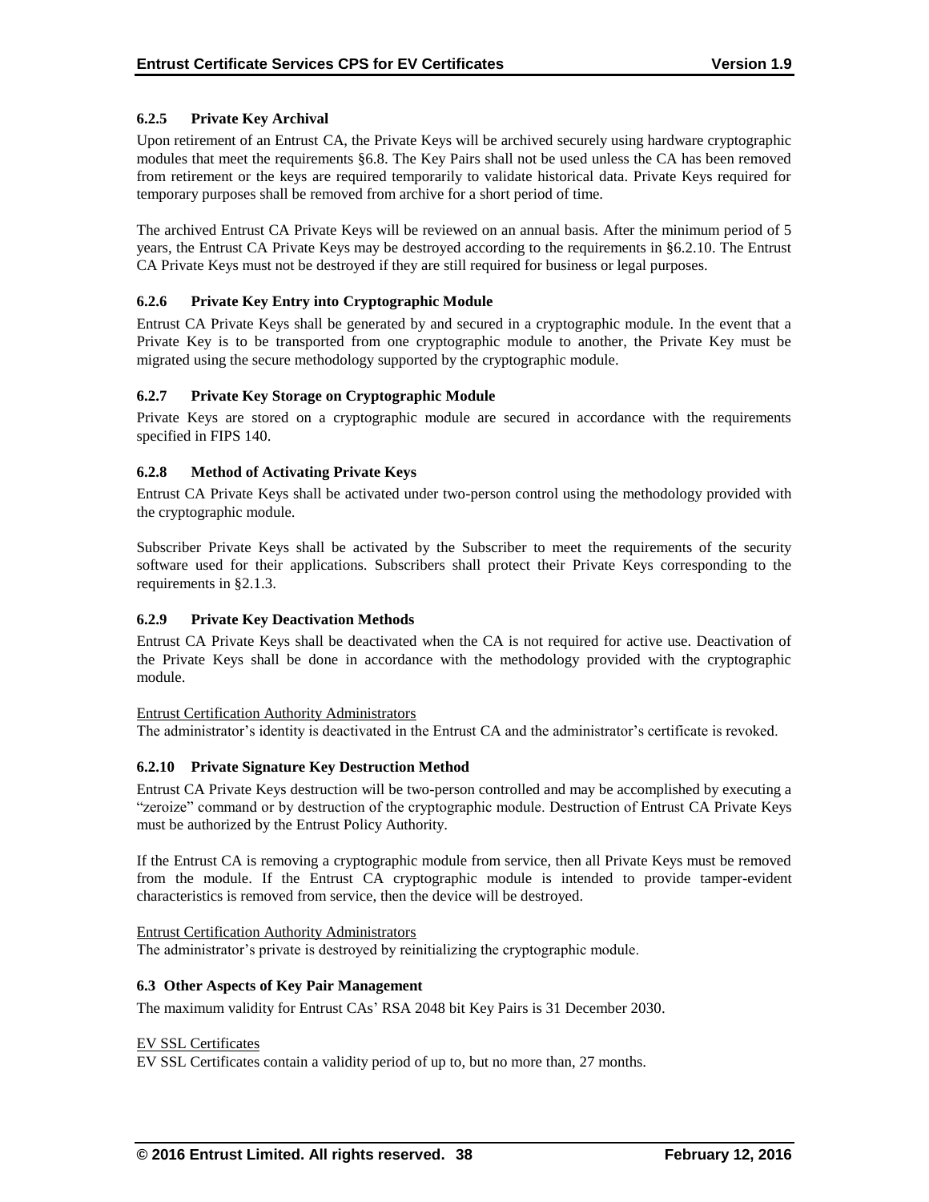#### 6.2.5 Private Key Archival

Upon retirement of an Entrust CA, the Private Keys will be archived securely using hardware cryptographic modules that meet the requirements §6.8. The Key Pairs shall not be used unless the CA has been removed from retirement or the keys are required temporarily to validate historical data. Private Keys required for temporary purposes shall be removed from archive for a short period of time.

The archived Entrust CA Private Keys will be reviewed on an annual basis. After the minimum period of 5 years, the Entrust CA Private Keys may be destroyed according to the requirements in §6.2.10. The Entrust CA Private Keys must not be destroyed if they are still required for business or legal purposes.

#### 6.2.6 Private Key Entry into Cryptographic Module

Entrust CA Private Keys shall be generated by and secured in a cryptographic module. In the event that a Private Key is to be transported from one cryptographic module to another, the Private Key must be migrated using the secure methodology supported by the cryptographic module.

#### 6.2.7 Private Key Storage on Cryptographic Module

Private Keys are stored on a cryptographic module are secured in accordance with the requirements specified in FIPS 140.

#### 6.2.8 Method of Activating Private Keys

Entrust CA Private Keys shall be activated under two-person control using the methodology provided with the cryptographic module.

Subscriber Private Keys shall be activated by the Subscriber to meet the requirements of the security software used for their applications. Subscribers shall protect their Private Keys corresponding to the requirements in §2.1.3.

#### 6.2.9 Private Key Deactivation Methods

Entrust CA Private Keys shall be deactivated when the CA is not required for active use. Deactivation of the Private Keys shall be done in accordance with the methodology provided with the cryptographic module.

Entrust Certification Authority Administrators

The administrator's identity is deactivated in the Entrust CA and the administrator's certificate is revoked.

#### 6.2.10 Private Signature Key Destruction Method

Entrust CA Private Keys destruction will be two-person controlled and may be accomplished by executing a "zeroize" command or by destruction of the cryptographic module. Destruction of Entrust CA Private Keys must be authorized by the Entrust Policy Authority.

If the Entrust CA is removing a cryptographic module from service, then all Private Keys must be removed from the module. If the Entrust CA cryptographic module is intended to provide tamper-evident characteristics is removed from service, then the device will be destroyed.

Entrust Certification Authority Administrators

The administrator's private is destroyed by reinitializing the cryptographic module.

### 6.3 Other Aspects of Key Pair Management

The maximum validity for Entrust CAs' RSA 2048 bit Key Pairs is 31 December 2030.

EV SSL Certificates

EV SSL Certificates contain a validity period of up to, but no more than, 27 months.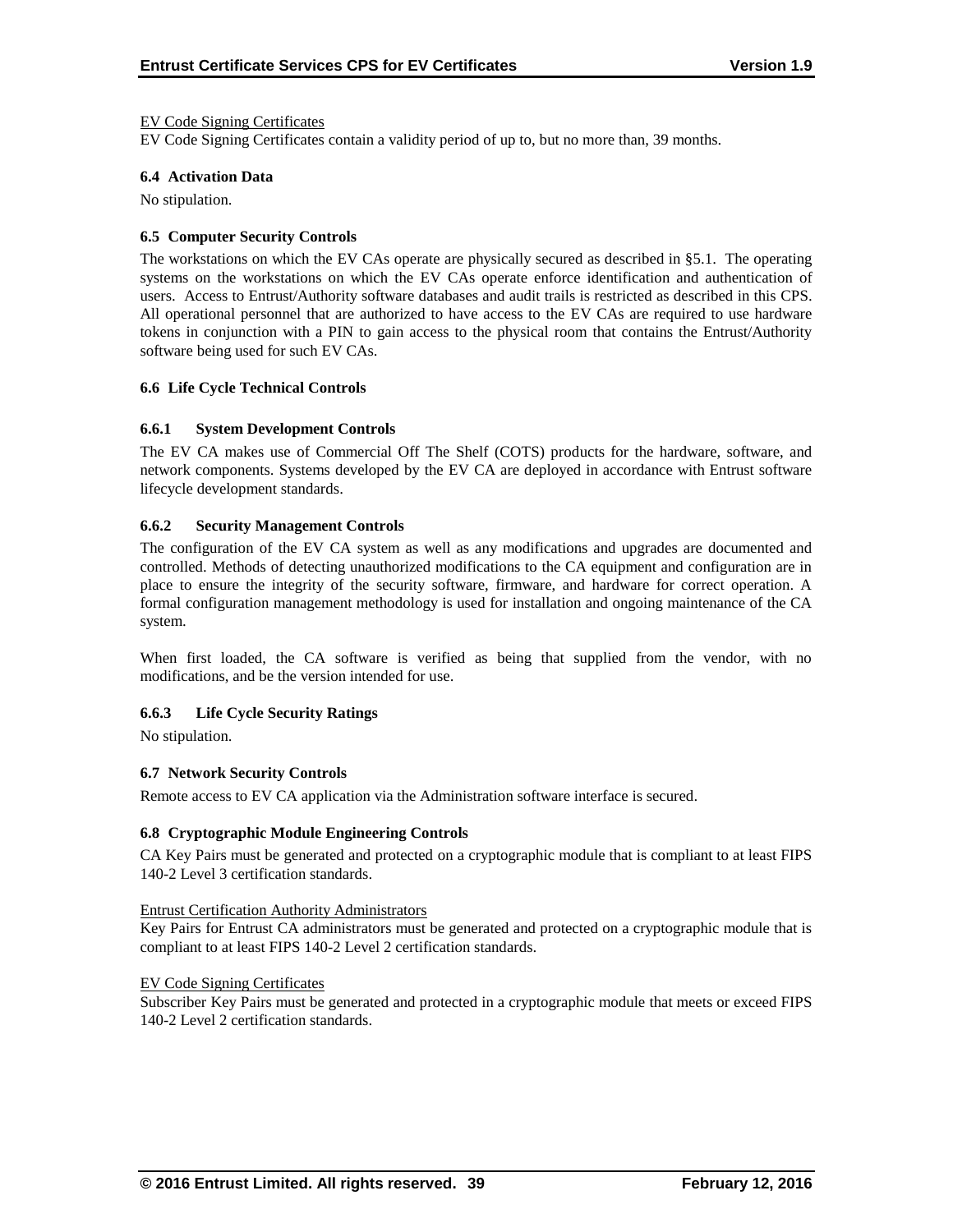EV Code Signing Certificates

EV Code Signing Certificates contain a validity period of up to, but no more than, 39 months.

### 6.4 Activation Data

No stipulation.

### 6.5 Computer Security Controls

The workstations on which the EV CAs operate are physically secured as described in §5.1. The operating systems on the workstations on which the EV CAs operate enforce identification and authentication of users. Access to Entrust/Authority software databases and audit trails is restricted as described in this CPS. All operational personnel that are authorized to have access to the EV CAs are required to use hardware tokens in conjunction with a PIN to gain access to the physical room that contains the Entrust/Authority software being used for such EV CAs.

### 6.6 Life Cycle Technical Controls

#### 6.6.1 System Development Controls

The EV CA makes use of Commercial Off The Shelf (COTS) products for the hardware, software, and network components. Systems developed by the EV CA are deployed in accordance with Entrust software lifecycle development standards.

#### 6.6.2 Security Management Controls

The configuration of the EV CA system as well as any modifications and upgrades are documented and controlled. Methods of detecting unauthorized modifications to the CA equipment and configuration are in place to ensure the integrity of the security software, firmware, and hardware for correct operation. A formal configuration management methodology is used for installation and ongoing maintenance of the CA system.

When first loaded, the CA software is verified as being that supplied from the vendor, with no modifications, and be the version intended for use.

#### 6.6.3 Life Cycle Security Ratings

No stipulation.

### 6.7 Network Security Controls

Remote access to EV CA application via the Administration software interface is secured.

### 6.8 Cryptographic Module Engineering Controls

CA Key Pairs must be generated and protected on a cryptographic module that is compliant to at least FIPS 140-2 Level 3 certification standards.

Entrust Certification Authority Administrators

Key Pairs for Entrust CA administrators must be generated and protected on a cryptographic module that is compliant to at least FIPS 140-2 Level 2 certification standards.

EV Code Signing Certificates

Subscriber Key Pairs must be generated and protected in a cryptographic module that meets or exceed FIPS 140-2 Level 2 certification standards.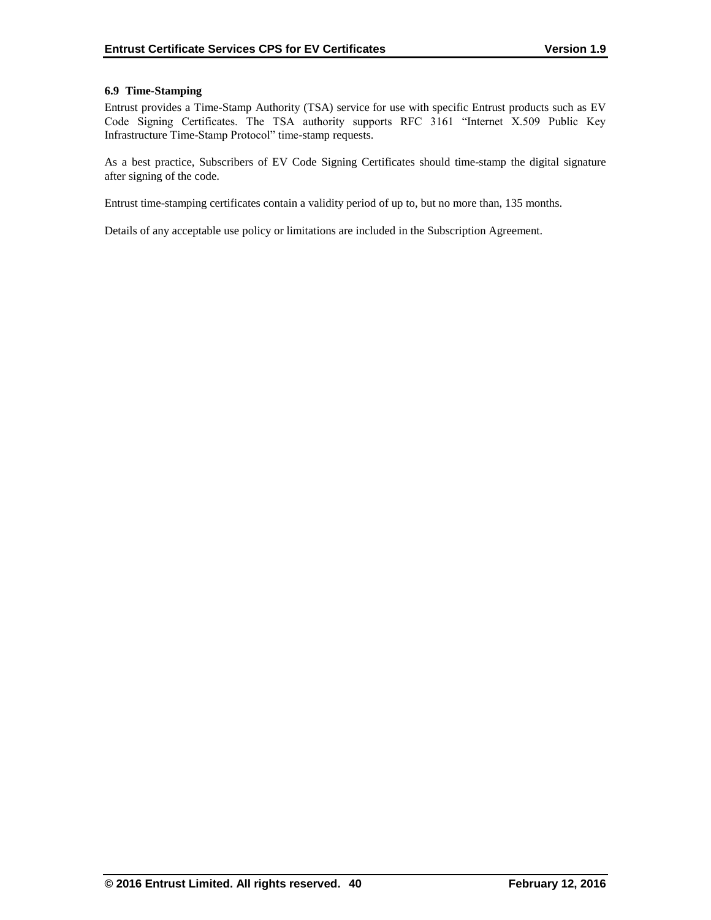### 6.9 Time-Stamping

Entrust provides a Time-Stamp Authority (TSA) service for use with specific Entrust products such as EV Code Signing Certificates. The TSA authority supports RFC 3161 "Internet X.509 Public Key Infrastructure Time-Stamp Protocol" time-stamp requests.

As a best practice, Subscribers of EV Code Signing Certificates should time-stamp the digital signature after signing of the code.

Entrust time-stamping certificates contain a validity period of up to, but no more than, 135 months.

Details of any acceptable use policy or limitations are included in the Subscription Agreement.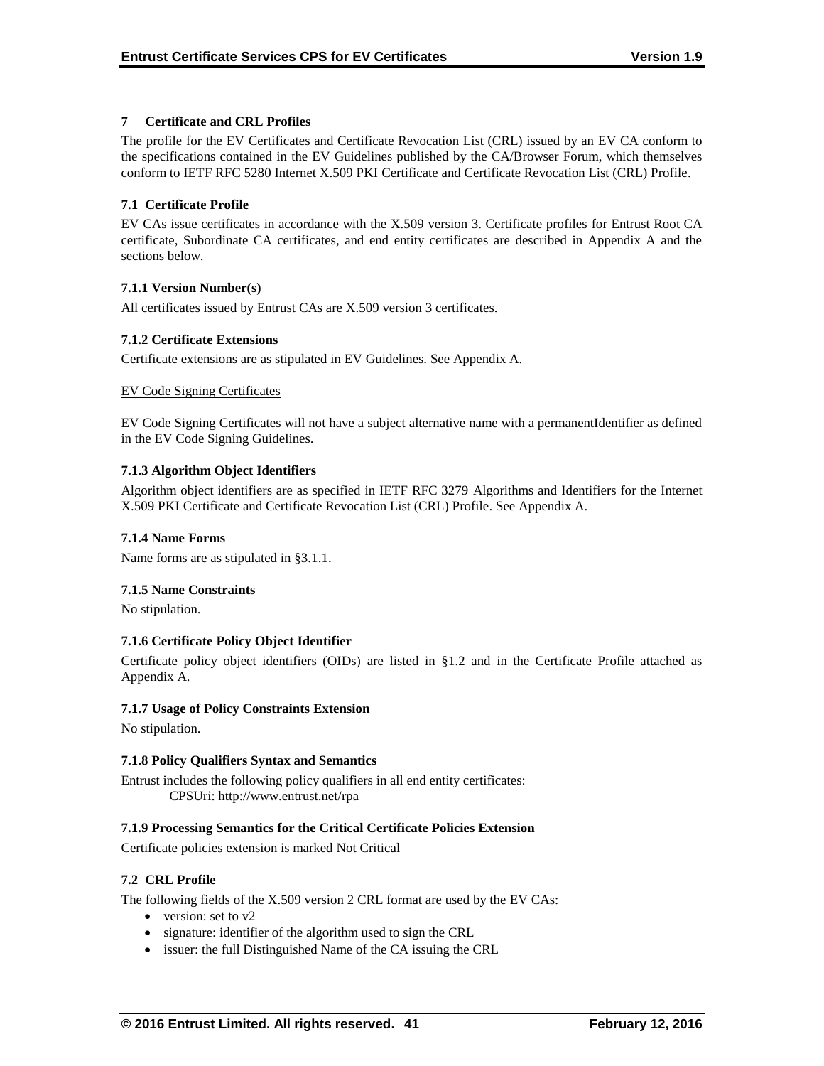## 7 Certificate and CRL Profiles

The profile for the EV Certificates and Certificate Revocation List (CRL) issued by an EV CA conform to the specifications contained in the EV Guidelines published by the CA/Browser Forum, which themselves conform to IETF RFC 5280 Internet X.509 PKI Certificate and Certificate Revocation List (CRL) Profile.

### 7.1 Certificate Profile

EV CAs issue certificates in accordance with the X.509 version 3. Certificate profiles for Entrust Root CA certificate, Subordinate CA certificates, and end entity certificates are described in Appendix A and the sections below.

#### 7.1.1 Version Number(s)

All certificates issued by Entrust CAs are X.509 version 3 certificates.

#### 7.1.2 Certificate Extensions

Certificate extensions are as stipulated in EV Guidelines. See Appendix A.

<u>EV Code Signing Certificates</u>

EV Code Signing Certificates will not have a subject alternative name with a permanentIdentifier as defined in the EV Code Signing Guidelines.

#### 7.1.3 Algorithm Object Identifiers

Algorithm object identifiers are as specified in IETF RFC 3279 Algorithms and Identifiers for the Internet X.509 PKI Certificate and Certificate Revocation List (CRL) Profile. See Appendix A.

#### 7.1.4 Name Forms

Name forms are as stipulated in §3.1.1.

#### 7.1.5 Name Constraints

No stipulation.

#### 7.1.6 Certificate Policy Object Identifier

Certificate policy object identifiers (OIDs) are listed in §1.2 and in the Certificate Profile attached as Appendix A.

#### 7.1.7 Usage of Policy Constraints Extension

No stipulation.

#### 7.1.8 Policy Qualifiers Syntax and Semantics

Entrust includes the following policy qualifiers in all end entity certificates:

CPSUri: http://www.entrust.net/rpa

#### 7.1.9 Processing Semantics for the Critical Certificate Policies Extension

Certificate policies extension is marked Not Critical

### 7.2 CRL Profile

The following fields of the X.509 version 2 CRL format are used by the EV CAs:

- version: set to v2
- signature: identifier of the algorithm used to sign the CRL
- issuer: the full Distinguished Name of the CA issuing the CRL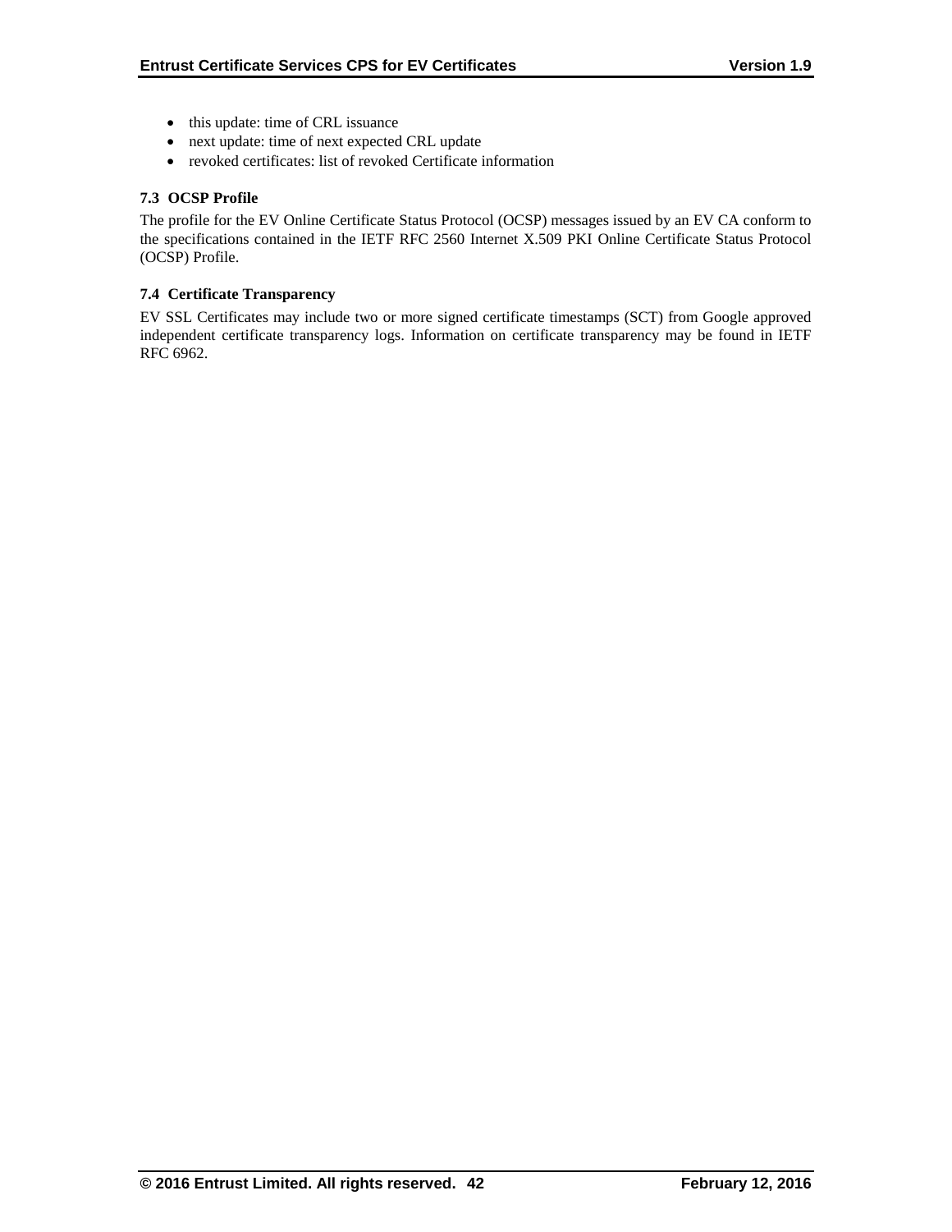- this update: time of CRL issuance
- next update: time of next expected CRL update
- revoked certificates: list of revoked Certificate information

### 7.3 OCSP Profile

The profile for the EV Online Certificate Status Protocol (OCSP) messages issued by an EV CA conform to the specifications contained in the IETF RFC 2560 Internet X.509 PKI Online Certificate Status Protocol (OCSP) Profile.

### 7.4 Certificate Transparency

EV SSL Certificates may include two or more signed certificate timestamps (SCT) from Google approved independent certificate transparency logs. Information on certificate transparency may be found in IETF RFC 6962.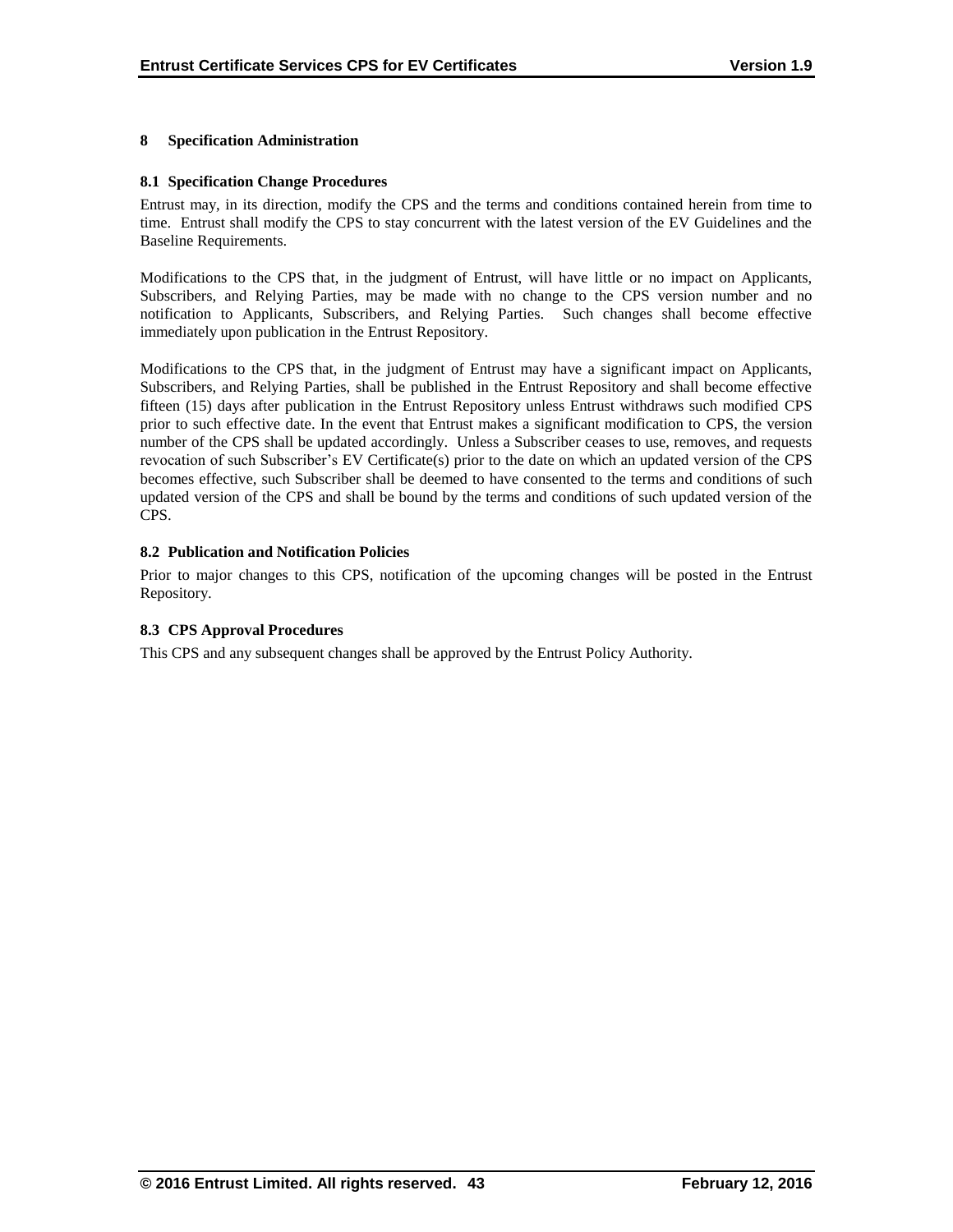# 8 Specification Administration

## 8.1 Specification Change Procedures

Entrust may, in its direction, modify the CPS and the terms and conditions contained herein from time to time. Entrust shall modify the CPS to stay concurrent with the latest version of the EV Guidelines and the Baseline Requirements.

Modifications to the CPS that, in the judgment of Entrust, will have little or no impact on Applicants, Subscribers, and Relying Parties, may be made with no change to the CPS version number and no notification to Applicants, Subscribers, and Relying Parties. Such changes shall become effective immediately upon publication in the Entrust Repository.

Modifications to the CPS that, in the judgment of Entrust may have a significant impact on Applicants, Subscribers, and Relying Parties, shall be published in the Entrust Repository and shall become effective fifteen (15) days after publication in the Entrust Repository unless Entrust withdraws such modified CPS prior to such effective date. In the event that Entrust makes a significant modification to CPS, the version number of the CPS shall be updated accordingly. Unless a Subscriber ceases to use, removes, and requests revocation of such Subscriber's EV Certificate(s) prior to the date on which an updated version of the CPS becomes effective, such Subscriber shall be deemed to have consented to the terms and conditions of such updated version of the CPS and shall be bound by the terms and conditions of such updated version of the CPS.

## 8.2 Publication and Notification Policies

Prior to major changes to this CPS, notification of the upcoming changes will be posted in the Entrust Repository.

## 8.3 CPS Approval Procedures

This CPS and any subsequent changes shall be approved by the Entrust Policy Authority.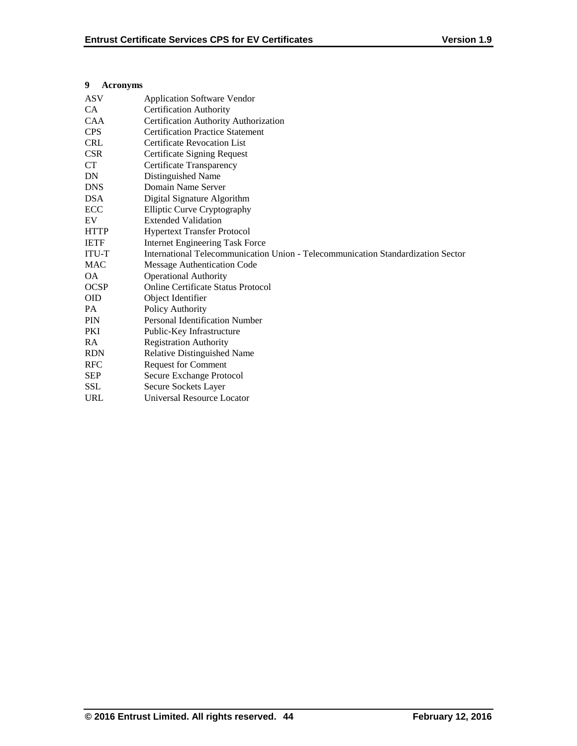# 9 Acronyms

| | |
|---|---|
| ASV | Application Software Vendor |
| CA | Certification Authority |
| CAA | Certification Authority Authorization |
| CPS | Certification Practice Statement |
| CRL | Certificate Revocation List |
| CSR | Certificate Signing Request |
| CT | Certificate Transparency |
| DN | Distinguished Name |
| DNS | Domain Name Server |
| DSA | Digital Signature Algorithm |
| ECC | Elliptic Curve Cryptography |
| EV | Extended Validation |
| HTTP | Hypertext Transfer Protocol |
| IETF | Internet Engineering Task Force |
| ITU-T | International Telecommunication Union - Telecommunication Standardization Sector |
| MAC | Message Authentication Code |
| OA | Operational Authority |
| OCSP | Online Certificate Status Protocol |
| OID | Object Identifier |
| PA | Policy Authority |
| PIN | Personal Identification Number |
| PKI | Public-Key Infrastructure |
| RA | Registration Authority |
| RDN | Relative Distinguished Name |
| RFC | Request for Comment |
| SEP | Secure Exchange Protocol |
| SSL | Secure Sockets Layer |
| URL | Universal Resource Locator |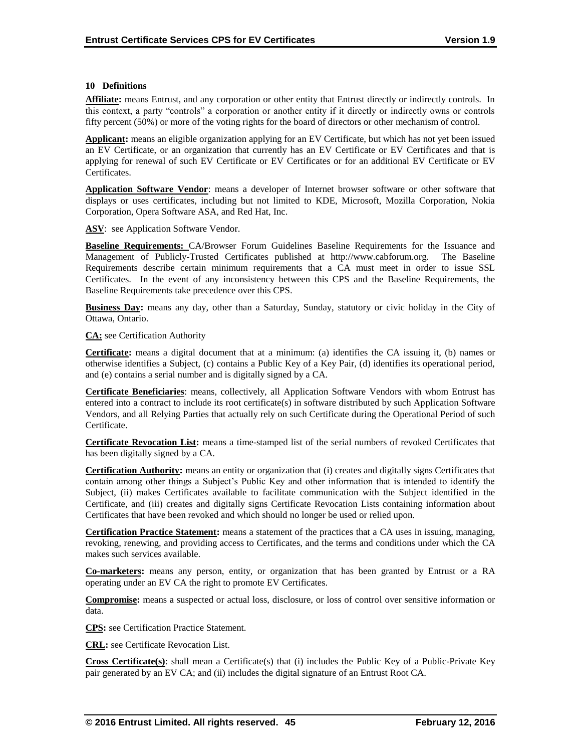## 10 Definitions

**Affiliate:** means Entrust, and any corporation or other entity that Entrust directly or indirectly controls. In this context, a party "controls" a corporation or another entity if it directly or indirectly owns or controls fifty percent (50%) or more of the voting rights for the board of directors or other mechanism of control.

**Applicant:** means an eligible organization applying for an EV Certificate, but which has not yet been issued an EV Certificate, or an organization that currently has an EV Certificate or EV Certificates and that is applying for renewal of such EV Certificate or EV Certificates or for an additional EV Certificate or EV Certificates.

**Application Software Vendor**: means a developer of Internet browser software or other software that displays or uses certificates, including but not limited to KDE, Microsoft, Mozilla Corporation, Nokia Corporation, Opera Software ASA, and Red Hat, Inc.

**ASV**: see Application Software Vendor.

**Baseline Requirements:** CA/Browser Forum Guidelines Baseline Requirements for the Issuance and Management of Publicly-Trusted Certificates published at http://www.cabforum.org. The Baseline Requirements describe certain minimum requirements that a CA must meet in order to issue SSL Certificates. In the event of any inconsistency between this CPS and the Baseline Requirements, the Baseline Requirements take precedence over this CPS.

**Business Day:** means any day, other than a Saturday, Sunday, statutory or civic holiday in the City of Ottawa, Ontario.

**CA:** see Certification Authority

**Certificate:** means a digital document that at a minimum: (a) identifies the CA issuing it, (b) names or otherwise identifies a Subject, (c) contains a Public Key of a Key Pair, (d) identifies its operational period, and (e) contains a serial number and is digitally signed by a CA.

**Certificate Beneficiaries**: means, collectively, all Application Software Vendors with whom Entrust has entered into a contract to include its root certificate(s) in software distributed by such Application Software Vendors, and all Relying Parties that actually rely on such Certificate during the Operational Period of such Certificate.

**Certificate Revocation List:** means a time-stamped list of the serial numbers of revoked Certificates that has been digitally signed by a CA.

**Certification Authority:** means an entity or organization that (i) creates and digitally signs Certificates that contain among other things a Subject's Public Key and other information that is intended to identify the Subject, (ii) makes Certificates available to facilitate communication with the Subject identified in the Certificate, and (iii) creates and digitally signs Certificate Revocation Lists containing information about Certificates that have been revoked and which should no longer be used or relied upon.

**Certification Practice Statement:** means a statement of the practices that a CA uses in issuing, managing, revoking, renewing, and providing access to Certificates, and the terms and conditions under which the CA makes such services available.

**Co-marketers:** means any person, entity, or organization that has been granted by Entrust or a RA operating under an EV CA the right to promote EV Certificates.

**Compromise:** means a suspected or actual loss, disclosure, or loss of control over sensitive information or data.

**CPS:** see Certification Practice Statement.

**CRL:** see Certificate Revocation List.

**Cross Certificate(s)**: shall mean a Certificate(s) that (i) includes the Public Key of a Public-Private Key pair generated by an EV CA; and (ii) includes the digital signature of an Entrust Root CA.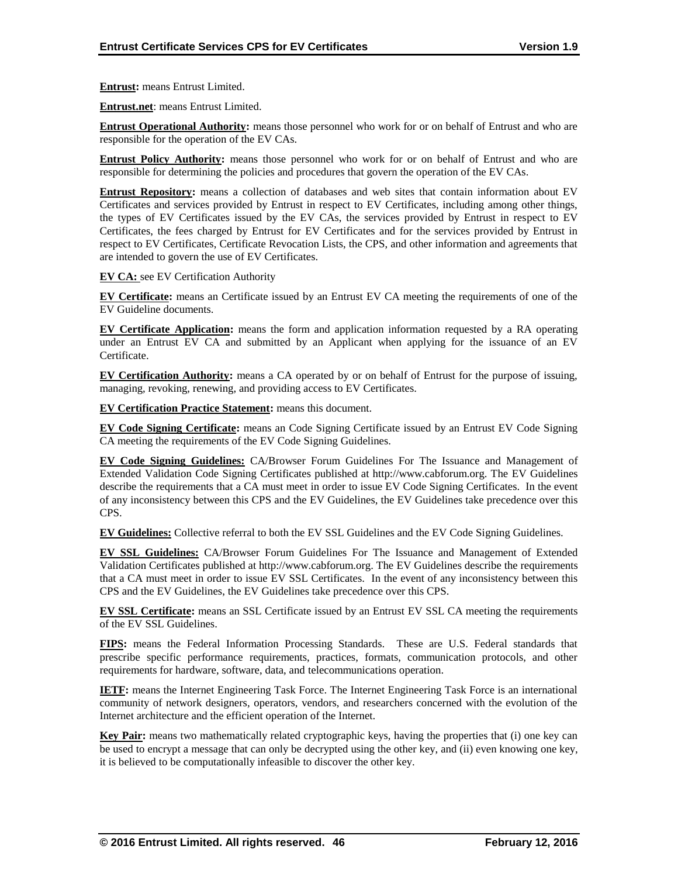**Entrust:** means Entrust Limited.

**Entrust.net**: means Entrust Limited.

**Entrust Operational Authority:** means those personnel who work for or on behalf of Entrust and who are responsible for the operation of the EV CAs.

**Entrust Policy Authority:** means those personnel who work for or on behalf of Entrust and who are responsible for determining the policies and procedures that govern the operation of the EV CAs.

**Entrust Repository:** means a collection of databases and web sites that contain information about EV Certificates and services provided by Entrust in respect to EV Certificates, including among other things, the types of EV Certificates issued by the EV CAs, the services provided by Entrust in respect to EV Certificates, the fees charged by Entrust for EV Certificates and for the services provided by Entrust in respect to EV Certificates, Certificate Revocation Lists, the CPS, and other information and agreements that are intended to govern the use of EV Certificates.

**EV CA:** see EV Certification Authority

**EV Certificate:** means an Certificate issued by an Entrust EV CA meeting the requirements of one of the EV Guideline documents.

**EV Certificate Application:** means the form and application information requested by a RA operating under an Entrust EV CA and submitted by an Applicant when applying for the issuance of an EV Certificate.

**EV Certification Authority:** means a CA operated by or on behalf of Entrust for the purpose of issuing, managing, revoking, renewing, and providing access to EV Certificates.

**EV Certification Practice Statement:** means this document.

**EV Code Signing Certificate:** means an Code Signing Certificate issued by an Entrust EV Code Signing CA meeting the requirements of the EV Code Signing Guidelines.

**EV Code Signing Guidelines:** CA/Browser Forum Guidelines For The Issuance and Management of Extended Validation Code Signing Certificates published at http://www.cabforum.org. The EV Guidelines describe the requirements that a CA must meet in order to issue EV Code Signing Certificates. In the event of any inconsistency between this CPS and the EV Guidelines, the EV Guidelines take precedence over this CPS.

**EV Guidelines:** Collective referral to both the EV SSL Guidelines and the EV Code Signing Guidelines.

**EV SSL Guidelines:** CA/Browser Forum Guidelines For The Issuance and Management of Extended Validation Certificates published at http://www.cabforum.org. The EV Guidelines describe the requirements that a CA must meet in order to issue EV SSL Certificates. In the event of any inconsistency between this CPS and the EV Guidelines, the EV Guidelines take precedence over this CPS.

**EV SSL Certificate:** means an SSL Certificate issued by an Entrust EV SSL CA meeting the requirements of the EV SSL Guidelines.

**FIPS:** means the Federal Information Processing Standards. These are U.S. Federal standards that prescribe specific performance requirements, practices, formats, communication protocols, and other requirements for hardware, software, data, and telecommunications operation.

**IETF:** means the Internet Engineering Task Force. The Internet Engineering Task Force is an international community of network designers, operators, vendors, and researchers concerned with the evolution of the Internet architecture and the efficient operation of the Internet.

**Key Pair:** means two mathematically related cryptographic keys, having the properties that (i) one key can be used to encrypt a message that can only be decrypted using the other key, and (ii) even knowing one key, it is believed to be computationally infeasible to discover the other key.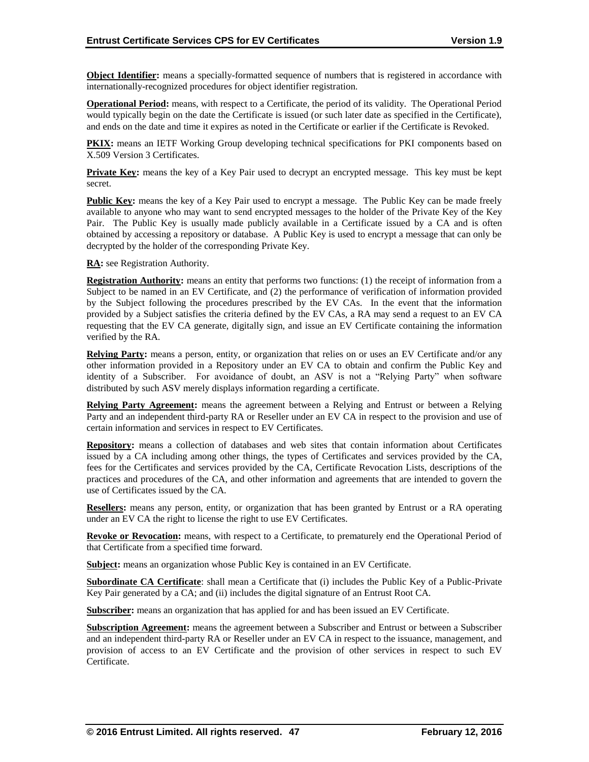**Object Identifier:** means a specially-formatted sequence of numbers that is registered in accordance with internationally-recognized procedures for object identifier registration.

**Operational Period:** means, with respect to a Certificate, the period of its validity. The Operational Period would typically begin on the date the Certificate is issued (or such later date as specified in the Certificate), and ends on the date and time it expires as noted in the Certificate or earlier if the Certificate is Revoked.

**PKIX:** means an IETF Working Group developing technical specifications for PKI components based on X.509 Version 3 Certificates.

**Private Key:** means the key of a Key Pair used to decrypt an encrypted message. This key must be kept secret.

**Public Key:** means the key of a Key Pair used to encrypt a message. The Public Key can be made freely available to anyone who may want to send encrypted messages to the holder of the Private Key of the Key Pair. The Public Key is usually made publicly available in a Certificate issued by a CA and is often obtained by accessing a repository or database. A Public Key is used to encrypt a message that can only be decrypted by the holder of the corresponding Private Key.

**RA:** see Registration Authority.

**Registration Authority:** means an entity that performs two functions: (1) the receipt of information from a Subject to be named in an EV Certificate, and (2) the performance of verification of information provided by the Subject following the procedures prescribed by the EV CAs. In the event that the information provided by a Subject satisfies the criteria defined by the EV CAs, a RA may send a request to an EV CA requesting that the EV CA generate, digitally sign, and issue an EV Certificate containing the information verified by the RA.

**Relying Party:** means a person, entity, or organization that relies on or uses an EV Certificate and/or any other information provided in a Repository under an EV CA to obtain and confirm the Public Key and identity of a Subscriber. For avoidance of doubt, an ASV is not a "Relying Party" when software distributed by such ASV merely displays information regarding a certificate.

**Relying Party Agreement:** means the agreement between a Relying and Entrust or between a Relying Party and an independent third-party RA or Reseller under an EV CA in respect to the provision and use of certain information and services in respect to EV Certificates.

**Repository:** means a collection of databases and web sites that contain information about Certificates issued by a CA including among other things, the types of Certificates and services provided by the CA, fees for the Certificates and services provided by the CA, Certificate Revocation Lists, descriptions of the practices and procedures of the CA, and other information and agreements that are intended to govern the use of Certificates issued by the CA.

**Resellers:** means any person, entity, or organization that has been granted by Entrust or a RA operating under an EV CA the right to license the right to use EV Certificates.

**Revoke or Revocation:** means, with respect to a Certificate, to prematurely end the Operational Period of that Certificate from a specified time forward.

**Subject:** means an organization whose Public Key is contained in an EV Certificate.

**Subordinate CA Certificate**: shall mean a Certificate that (i) includes the Public Key of a Public-Private Key Pair generated by a CA; and (ii) includes the digital signature of an Entrust Root CA.

**Subscriber:** means an organization that has applied for and has been issued an EV Certificate.

**Subscription Agreement:** means the agreement between a Subscriber and Entrust or between a Subscriber and an independent third-party RA or Reseller under an EV CA in respect to the issuance, management, and provision of access to an EV Certificate and the provision of other services in respect to such EV Certificate.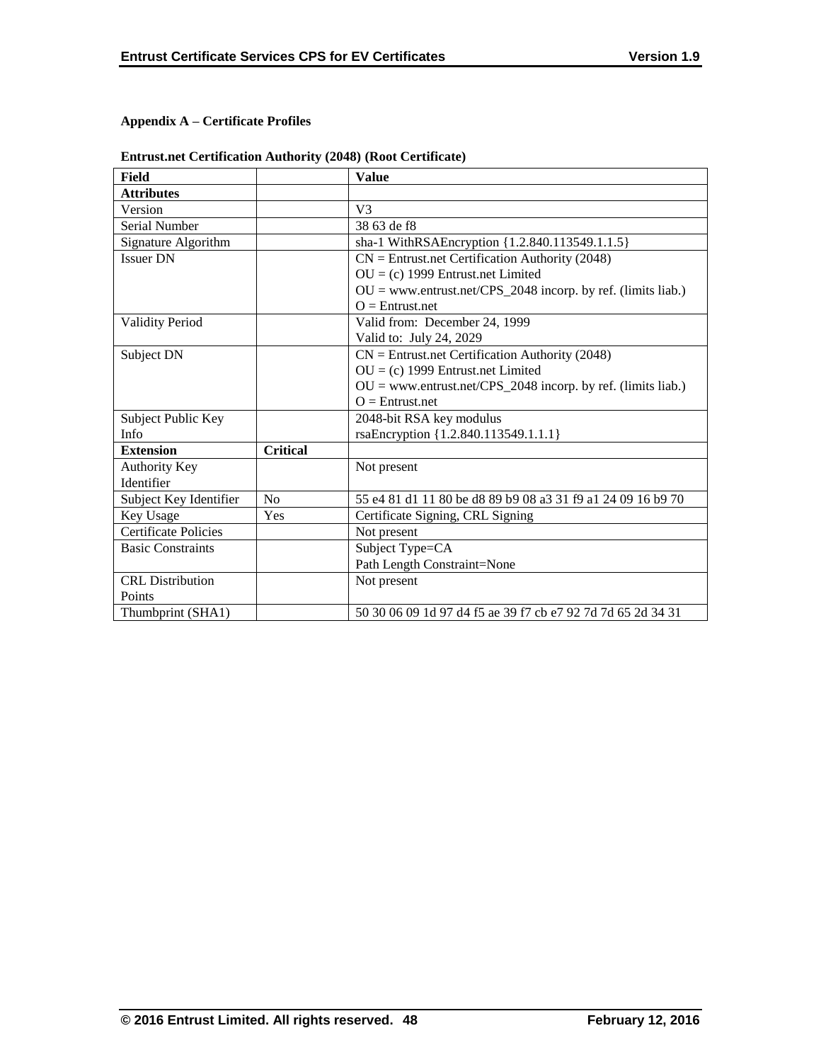**Appendix A – Certificate Profiles**

**Entrust.net Certification Authority (2048) (Root Certificate)**

| **Field** | | **Value** |
|---|---|---|
| **Attributes** | | |
| Version | | V3 |
| Serial Number | | 38 63 de f8 |
| Signature Algorithm | | sha-1 WithRSAEncryption {1.2.840.113549.1.1.5} |
| Issuer DN | | CN = Entrust.net Certification Authority (2048)<br>OU = (c) 1999 Entrust.net Limited<br>OU = www.entrust.net/CPS_2048 incorp. by ref. (limits liab.)<br>O = Entrust.net |
| Validity Period | | Valid from: December 24, 1999<br>Valid to: July 24, 2029 |
| Subject DN | | CN = Entrust.net Certification Authority (2048)<br>OU = (c) 1999 Entrust.net Limited<br>OU = www.entrust.net/CPS_2048 incorp. by ref. (limits liab.)<br>O = Entrust.net |
| Subject Public Key Info | | 2048-bit RSA key modulus<br>rsaEncryption {1.2.840.113549.1.1.1} |
| **Extension** | **Critical** | |
| Authority Key Identifier | | Not present |
| Subject Key Identifier | No | 55 e4 81 d1 11 80 be d8 89 b9 08 a3 31 f9 a1 24 09 16 b9 70 |
| Key Usage | Yes | Certificate Signing, CRL Signing |
| Certificate Policies | | Not present |
| Basic Constraints | | Subject Type=CA<br>Path Length Constraint=None |
| CRL Distribution Points | | Not present |
| Thumbprint (SHA1) | | 50 30 06 09 1d 97 d4 f5 ae 39 f7 cb e7 92 7d 7d 65 2d 34 31 |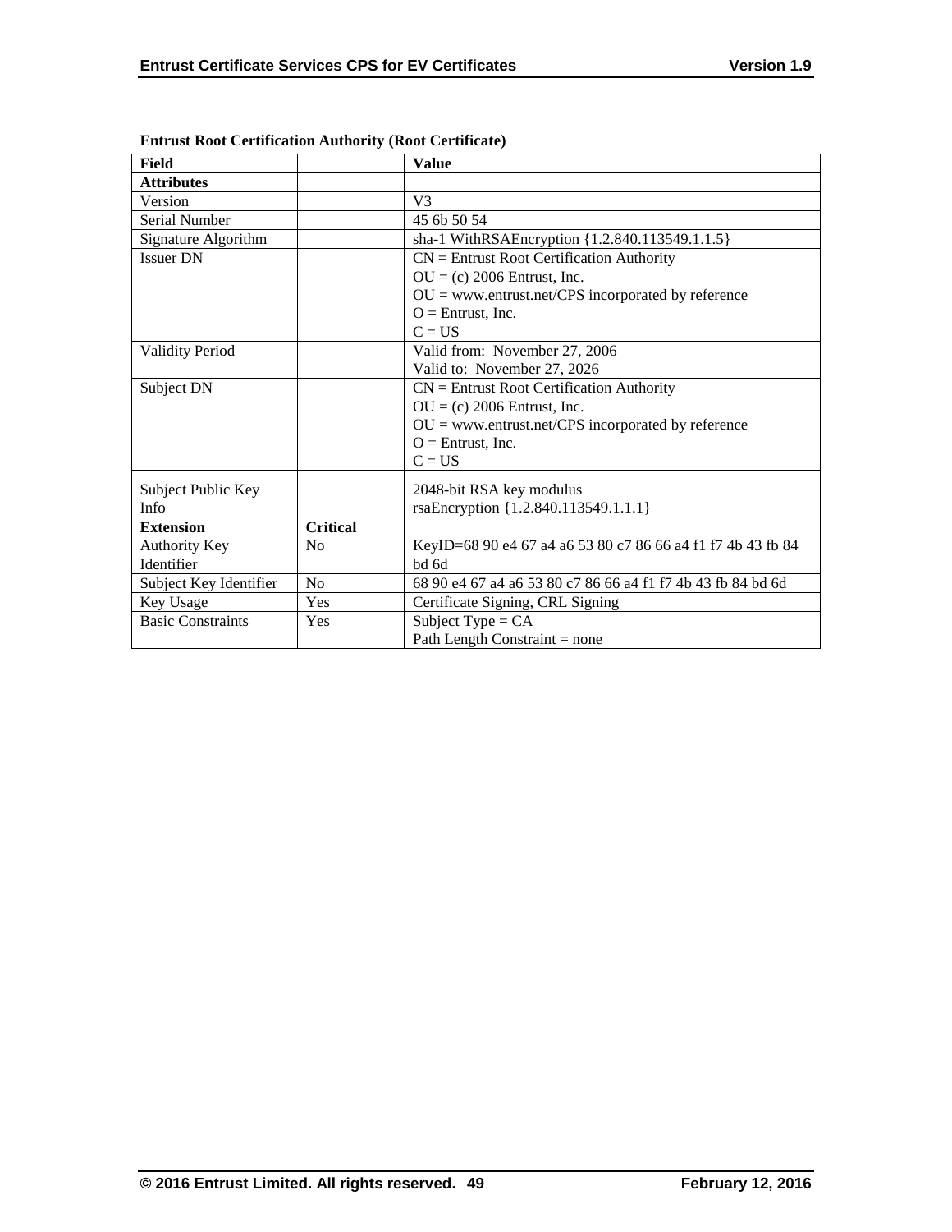**Entrust Root Certification Authority (Root Certificate)**

| Field | | Value |
|---|---|---|
| **Attributes** | | |
| Version | | V3 |
| Serial Number | | 45 6b 50 54 |
| Signature Algorithm | | sha-1 WithRSAEncryption {1.2.840.113549.1.1.5} |
| Issuer DN | | CN = Entrust Root Certification Authority<br>OU = (c) 2006 Entrust, Inc.<br>OU = www.entrust.net/CPS incorporated by reference<br>O = Entrust, Inc.<br>C = US |
| Validity Period | | Valid from: November 27, 2006<br>Valid to: November 27, 2026 |
| Subject DN | | CN = Entrust Root Certification Authority<br>OU = (c) 2006 Entrust, Inc.<br>OU = www.entrust.net/CPS incorporated by reference<br>O = Entrust, Inc.<br>C = US |
| Subject Public Key Info | | 2048-bit RSA key modulus<br>rsaEncryption {1.2.840.113549.1.1.1} |
| **Extension** | **Critical** | |
| Authority Key Identifier | No | KeyID=68 90 e4 67 a4 a6 53 80 c7 86 66 a4 f1 f7 4b 43 fb 84 bd 6d |
| Subject Key Identifier | No | 68 90 e4 67 a4 a6 53 80 c7 86 66 a4 f1 f7 4b 43 fb 84 bd 6d |
| Key Usage | Yes | Certificate Signing, CRL Signing |
| Basic Constraints | Yes | Subject Type = CA<br>Path Length Constraint = none |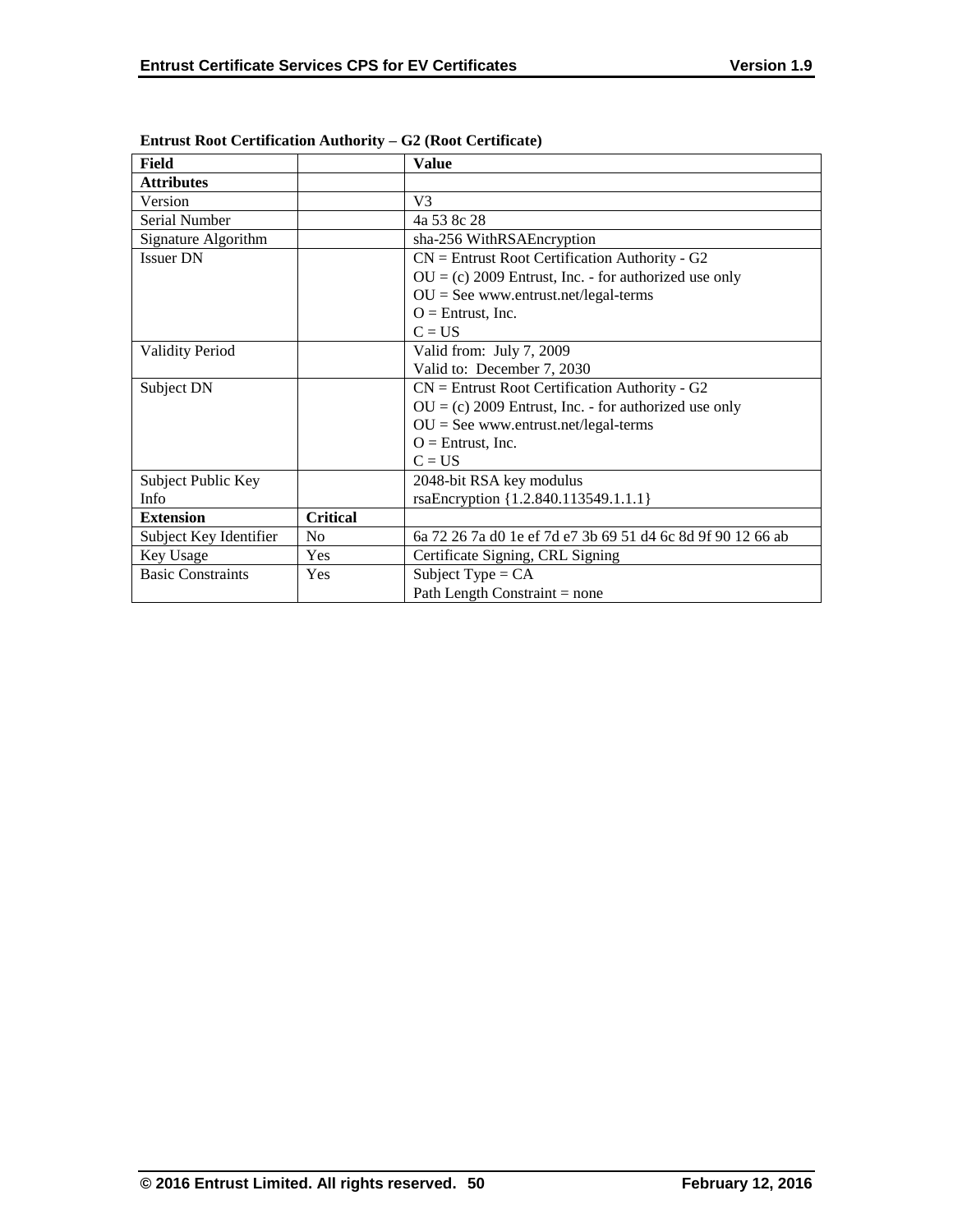**Entrust Root Certification Authority – G2 (Root Certificate)**

| Field | | Value |
|---|---|---|
| **Attributes** | | |
| Version | | V3 |
| Serial Number | | 4a 53 8c 28 |
| Signature Algorithm | | sha-256 WithRSAEncryption |
| Issuer DN | | CN = Entrust Root Certification Authority - G2<br>OU = (c) 2009 Entrust, Inc. - for authorized use only<br>OU = See www.entrust.net/legal-terms<br>O = Entrust, Inc.<br>C = US |
| Validity Period | | Valid from: July 7, 2009<br>Valid to: December 7, 2030 |
| Subject DN | | CN = Entrust Root Certification Authority - G2<br>OU = (c) 2009 Entrust, Inc. - for authorized use only<br>OU = See www.entrust.net/legal-terms<br>O = Entrust, Inc.<br>C = US |
| Subject Public Key Info | | 2048-bit RSA key modulus<br>rsaEncryption {1.2.840.113549.1.1.1} |
| **Extension** | **Critical** | |
| Subject Key Identifier | No | 6a 72 26 7a d0 1e ef 7d e7 3b 69 51 d4 6c 8d 9f 90 12 66 ab |
| Key Usage | Yes | Certificate Signing, CRL Signing |
| Basic Constraints | Yes | Subject Type = CA<br>Path Length Constraint = none |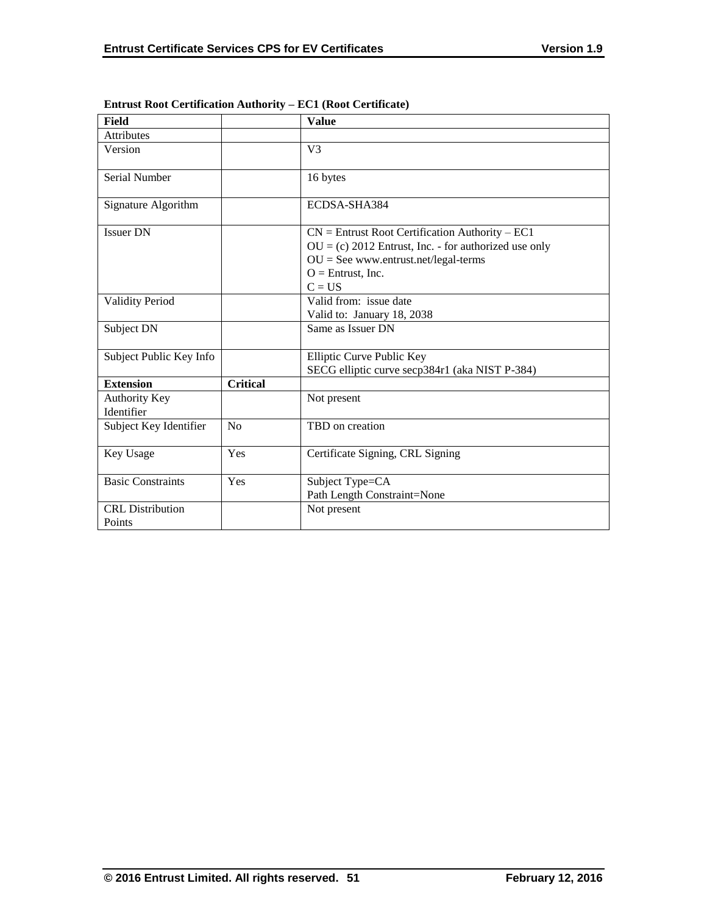**Entrust Root Certification Authority – EC1 (Root Certificate)**

| Field | | Value |
|---|---|---|
| Attributes | | |
| Version | | V3 |
| Serial Number | | 16 bytes |
| Signature Algorithm | | ECDSA-SHA384 |
| Issuer DN | | CN = Entrust Root Certification Authority – EC1<br>OU = (c) 2012 Entrust, Inc. - for authorized use only<br>OU = See www.entrust.net/legal-terms<br>O = Entrust, Inc.<br>C = US |
| Validity Period | | Valid from: issue date<br>Valid to: January 18, 2038 |
| Subject DN | | Same as Issuer DN |
| Subject Public Key Info | | Elliptic Curve Public Key<br>SECG elliptic curve secp384r1 (aka NIST P-384) |
| **Extension** | **Critical** | |
| Authority Key Identifier | | Not present |
| Subject Key Identifier | No | TBD on creation |
| Key Usage | Yes | Certificate Signing, CRL Signing |
| Basic Constraints | Yes | Subject Type=CA<br>Path Length Constraint=None |
| CRL Distribution Points | | Not present |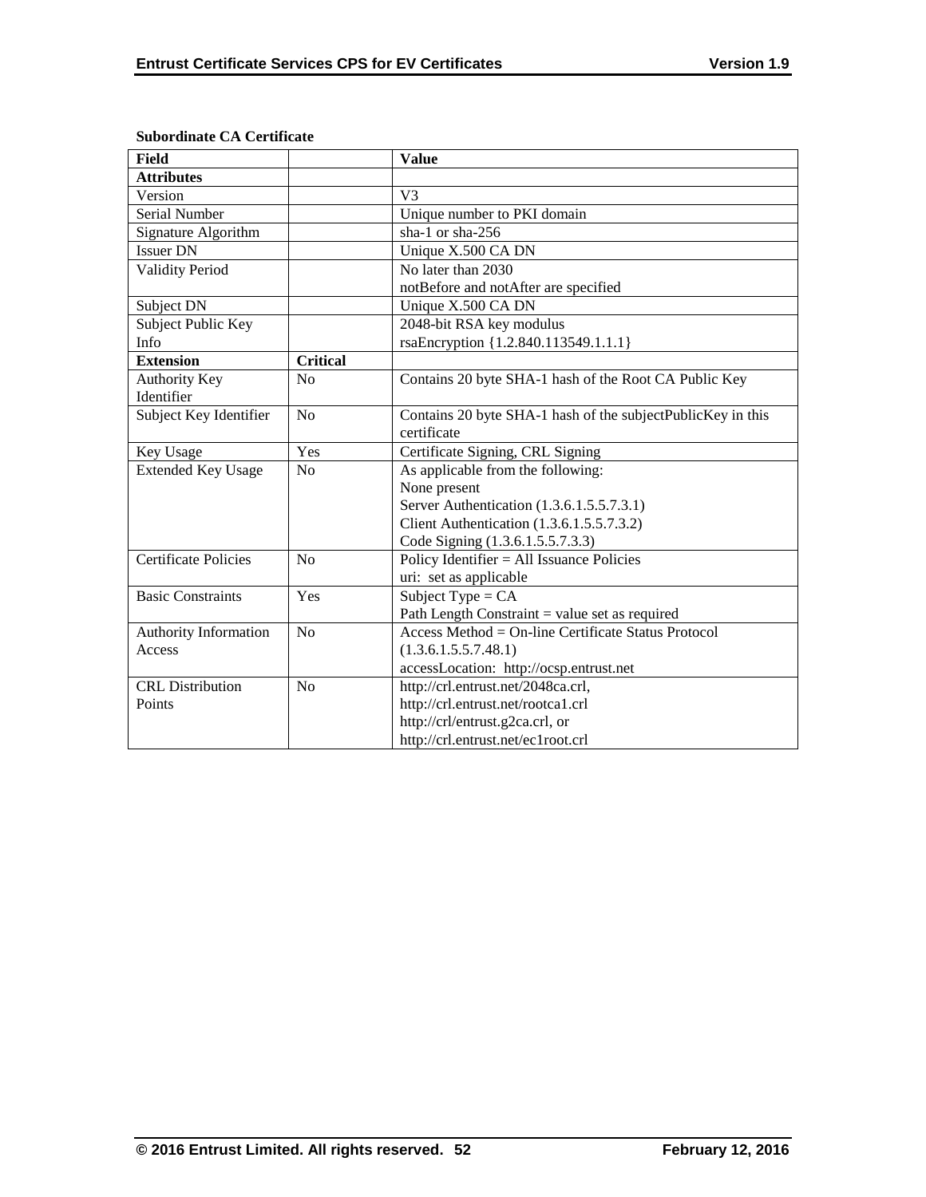**Subordinate CA Certificate**

| Field | | Value |
|---|---|---|
| **Attributes** | | |
| Version | | V3 |
| Serial Number | | Unique number to PKI domain |
| Signature Algorithm | | sha-1 or sha-256 |
| Issuer DN | | Unique X.500 CA DN |
| Validity Period | | No later than 2030<br>notBefore and notAfter are specified |
| Subject DN | | Unique X.500 CA DN |
| Subject Public Key Info | | 2048-bit RSA key modulus<br>rsaEncryption {1.2.840.113549.1.1.1} |
| **Extension** | **Critical** | |
| Authority Key Identifier | No | Contains 20 byte SHA-1 hash of the Root CA Public Key |
| Subject Key Identifier | No | Contains 20 byte SHA-1 hash of the subjectPublicKey in this certificate |
| Key Usage | Yes | Certificate Signing, CRL Signing |
| Extended Key Usage | No | As applicable from the following:<br>None present<br>Server Authentication (1.3.6.1.5.5.7.3.1)<br>Client Authentication (1.3.6.1.5.5.7.3.2)<br>Code Signing (1.3.6.1.5.5.7.3.3) |
| Certificate Policies | No | Policy Identifier = All Issuance Policies<br>uri: set as applicable |
| Basic Constraints | Yes | Subject Type = CA<br>Path Length Constraint = value set as required |
| Authority Information Access | No | Access Method = On-line Certificate Status Protocol (1.3.6.1.5.5.7.48.1)<br>accessLocation: http://ocsp.entrust.net |
| CRL Distribution Points | No | http://crl.entrust.net/2048ca.crl,<br>http://crl.entrust.net/rootca1.crl<br>http://crl/entrust.g2ca.crl, or<br>http://crl.entrust.net/ec1root.crl |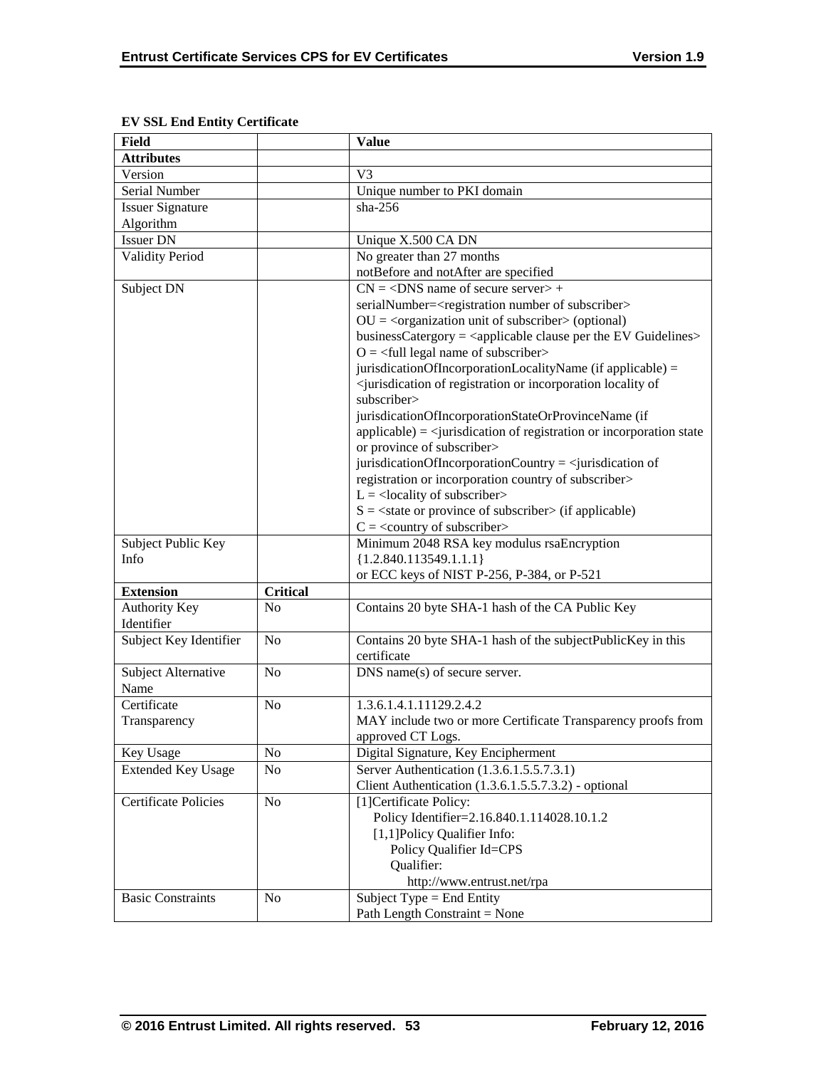**EV SSL End Entity Certificate**

| Field | | Value |
|---|---|---|
| **Attributes** | | |
| Version | | V3 |
| Serial Number | | Unique number to PKI domain |
| Issuer Signature Algorithm | | sha-256 |
| Issuer DN | | Unique X.500 CA DN |
| Validity Period | | No greater than 27 months<br>notBefore and notAfter are specified |
| Subject DN | | CN = <DNS name of secure server> + serialNumber=<registration number of subscriber><br>OU = <organization unit of subscriber> (optional)<br>businessCatergory = <applicable clause per the EV Guidelines><br>O = <full legal name of subscriber><br>jurisdicationOfIncorporationLocalityName (if applicable) = <jurisdication of registration or incorporation locality of subscriber><br>jurisdicationOfIncorporationStateOrProvinceName (if applicable) = <jurisdication of registration or incorporation state or province of subscriber><br>jurisdicationOfIncorporationCountry = <jurisdication of registration or incorporation country of subscriber><br>L = <locality of subscriber><br>S = <state or province of subscriber> (if applicable)<br>C = <country of subscriber> |
| Subject Public Key Info | | Minimum 2048 RSA key modulus rsaEncryption {1.2.840.113549.1.1.1}<br>or ECC keys of NIST P-256, P-384, or P-521 |
| **Extension** | **Critical** | |
| Authority Key Identifier | No | Contains 20 byte SHA-1 hash of the CA Public Key |
| Subject Key Identifier | No | Contains 20 byte SHA-1 hash of the subjectPublicKey in this certificate |
| Subject Alternative Name | No | DNS name(s) of secure server. |
| Certificate Transparency | No | 1.3.6.1.4.1.11129.2.4.2<br>MAY include two or more Certificate Transparency proofs from approved CT Logs. |
| Key Usage | No | Digital Signature, Key Encipherment |
| Extended Key Usage | No | Server Authentication (1.3.6.1.5.5.7.3.1)<br>Client Authentication (1.3.6.1.5.5.7.3.2) - optional |
| Certificate Policies | No | [1]Certificate Policy:<br>Policy Identifier=2.16.840.1.114028.10.1.2<br>[1,1]Policy Qualifier Info:<br>Policy Qualifier Id=CPS<br>Qualifier:<br>http://www.entrust.net/rpa |
| Basic Constraints | No | Subject Type = End Entity<br>Path Length Constraint = None |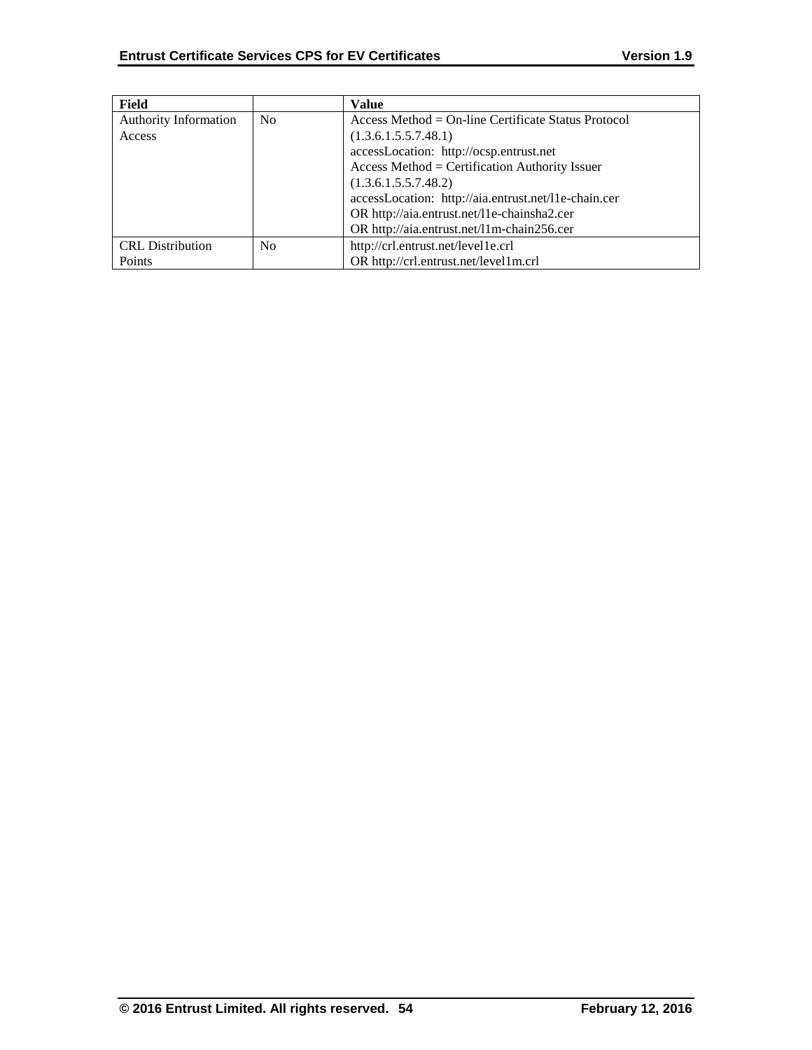| Field | | Value |
| --- | --- | --- |
| Authority Information Access | No | Access Method = On-line Certificate Status Protocol (1.3.6.1.5.5.7.48.1)<br>accessLocation: http://ocsp.entrust.net<br>Access Method = Certification Authority Issuer (1.3.6.1.5.5.7.48.2)<br>accessLocation: http://aia.entrust.net/l1e-chain.cer<br>OR http://aia.entrust.net/l1e-chainsha2.cer<br>OR http://aia.entrust.net/l1m-chain256.cer |
| CRL Distribution Points | No | http://crl.entrust.net/level1e.crl<br>OR http://crl.entrust.net/level1m.crl |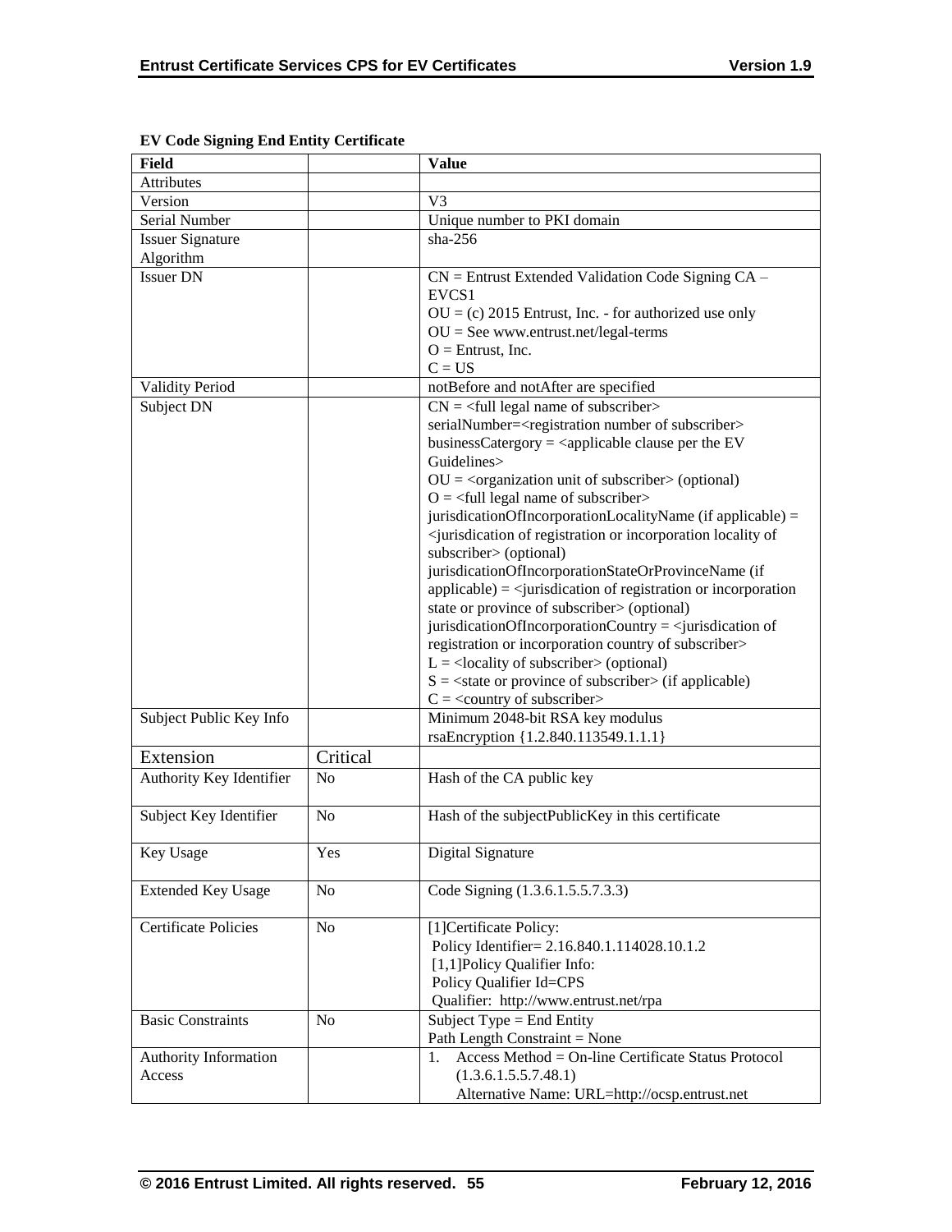**EV Code Signing End Entity Certificate**

| Field | | Value |
|---|---|---|
| Attributes | | |
| Version | | V3 |
| Serial Number | | Unique number to PKI domain |
| Issuer Signature Algorithm | | sha-256 |
| Issuer DN | | CN = Entrust Extended Validation Code Signing CA – EVCS1<br>OU = (c) 2015 Entrust, Inc. - for authorized use only<br>OU = See www.entrust.net/legal-terms<br>O = Entrust, Inc.<br>C = US |
| Validity Period | | notBefore and notAfter are specified |
| Subject DN | | CN = <full legal name of subscriber><br>serialNumber=<registration number of subscriber><br>businessCatergory = <applicable clause per the EV Guidelines><br>OU = <organization unit of subscriber> (optional)<br>O = <full legal name of subscriber><br>jurisdicationOfIncorporationLocalityName (if applicable) = <jurisdication of registration or incorporation locality of subscriber> (optional)<br>jurisdicationOfIncorporationStateOrProvinceName (if applicable) = <jurisdication of registration or incorporation state or province of subscriber> (optional)<br>jurisdicationOfIncorporationCountry = <jurisdication of registration or incorporation country of subscriber><br>L = <locality of subscriber> (optional)<br>S = <state or province of subscriber> (if applicable)<br>C = <country of subscriber> |
| Subject Public Key Info | | Minimum 2048-bit RSA key modulus<br>rsaEncryption {1.2.840.113549.1.1.1} |
| Extension | Critical | |
| Authority Key Identifier | No | Hash of the CA public key |
| Subject Key Identifier | No | Hash of the subjectPublicKey in this certificate |
| Key Usage | Yes | Digital Signature |
| Extended Key Usage | No | Code Signing (1.3.6.1.5.5.7.3.3) |
| Certificate Policies | No | [1]Certificate Policy:<br>Policy Identifier= 2.16.840.1.114028.10.1.2<br>[1,1]Policy Qualifier Info:<br>Policy Qualifier Id=CPS<br>Qualifier: http://www.entrust.net/rpa |
| Basic Constraints | No | Subject Type = End Entity<br>Path Length Constraint = None |
| Authority Information Access | | 1. Access Method = On-line Certificate Status Protocol (1.3.6.1.5.5.7.48.1)<br>Alternative Name: URL=http://ocsp.entrust.net |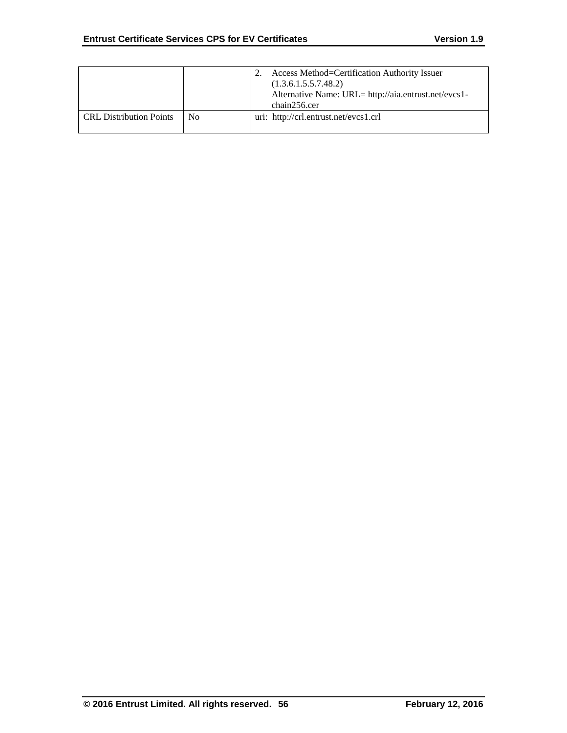| | | |
|---|---|---|
| | | 2. Access Method=Certification Authority Issuer (1.3.6.1.5.5.7.48.2) Alternative Name: URL= http://aia.entrust.net/evcs1-chain256.cer |
| CRL Distribution Points | No | uri: http://crl.entrust.net/evcs1.crl |